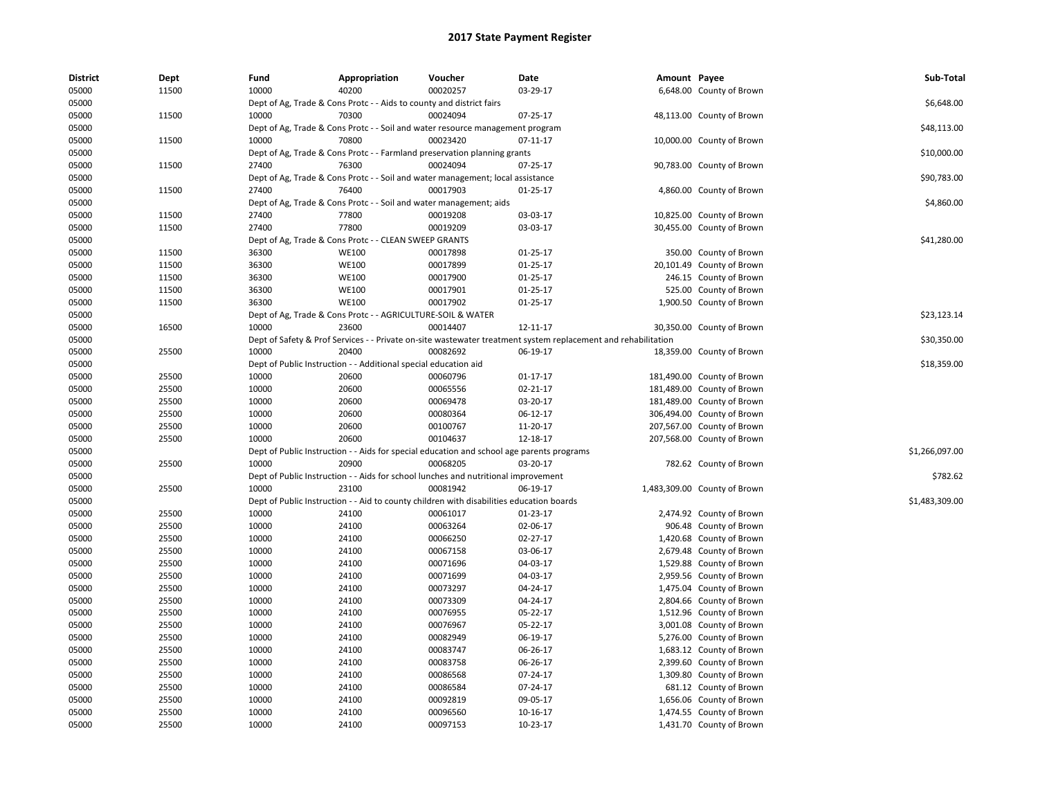# 2017 State Payment Register

| District | Dept | Fund | Appropriation | Voucher | Date | Amount | Payee | Sub-Total |
|---|---|---|---|---|---|---|---|---|
| 05000 | 11500 | 10000 | 40200 | 00020257 | 03-29-17 | 6,648.00 | County of Brown | |
| 05000 | | Dept of Ag, Trade & Cons Protc - - Aids to county and district fairs | | | | | | $6,648.00 |
| 05000 | 11500 | 10000 | 70300 | 00024094 | 07-25-17 | 48,113.00 | County of Brown | |
| 05000 | | Dept of Ag, Trade & Cons Protc - - Soil and water resource management program | | | | | | $48,113.00 |
| 05000 | 11500 | 10000 | 70800 | 00023420 | 07-11-17 | 10,000.00 | County of Brown | |
| 05000 | | Dept of Ag, Trade & Cons Protc - - Farmland preservation planning grants | | | | | | $10,000.00 |
| 05000 | 11500 | 27400 | 76300 | 00024094 | 07-25-17 | 90,783.00 | County of Brown | |
| 05000 | | Dept of Ag, Trade & Cons Protc - - Soil and water management; local assistance | | | | | | $90,783.00 |
| 05000 | 11500 | 27400 | 76400 | 00017903 | 01-25-17 | 4,860.00 | County of Brown | |
| 05000 | | Dept of Ag, Trade & Cons Protc - - Soil and water management; aids | | | | | | $4,860.00 |
| 05000 | 11500 | 27400 | 77800 | 00019208 | 03-03-17 | 10,825.00 | County of Brown | |
| 05000 | 11500 | 27400 | 77800 | 00019209 | 03-03-17 | 30,455.00 | County of Brown | |
| 05000 | | Dept of Ag, Trade & Cons Protc - - CLEAN SWEEP GRANTS | | | | | | $41,280.00 |
| 05000 | 11500 | 36300 | WE100 | 00017898 | 01-25-17 | 350.00 | County of Brown | |
| 05000 | 11500 | 36300 | WE100 | 00017899 | 01-25-17 | 20,101.49 | County of Brown | |
| 05000 | 11500 | 36300 | WE100 | 00017900 | 01-25-17 | 246.15 | County of Brown | |
| 05000 | 11500 | 36300 | WE100 | 00017901 | 01-25-17 | 525.00 | County of Brown | |
| 05000 | 11500 | 36300 | WE100 | 00017902 | 01-25-17 | 1,900.50 | County of Brown | |
| 05000 | | Dept of Ag, Trade & Cons Protc - - AGRICULTURE-SOIL & WATER | | | | | | $23,123.14 |
| 05000 | 16500 | 10000 | 23600 | 00014407 | 12-11-17 | 30,350.00 | County of Brown | |
| 05000 | | Dept of Safety & Prof Services - - Private on-site wastewater treatment system replacement and rehabilitation | | | | | | $30,350.00 |
| 05000 | 25500 | 10000 | 20400 | 00082692 | 06-19-17 | 18,359.00 | County of Brown | |
| 05000 | | Dept of Public Instruction - - Additional special education aid | | | | | | $18,359.00 |
| 05000 | 25500 | 10000 | 20600 | 00060796 | 01-17-17 | 181,490.00 | County of Brown | |
| 05000 | 25500 | 10000 | 20600 | 00065556 | 02-21-17 | 181,489.00 | County of Brown | |
| 05000 | 25500 | 10000 | 20600 | 00069478 | 03-20-17 | 181,489.00 | County of Brown | |
| 05000 | 25500 | 10000 | 20600 | 00080364 | 06-12-17 | 306,494.00 | County of Brown | |
| 05000 | 25500 | 10000 | 20600 | 00100767 | 11-20-17 | 207,567.00 | County of Brown | |
| 05000 | 25500 | 10000 | 20600 | 00104637 | 12-18-17 | 207,568.00 | County of Brown | |
| 05000 | | Dept of Public Instruction - - Aids for special education and school age parents programs | | | | | | $1,266,097.00 |
| 05000 | 25500 | 10000 | 20900 | 00068205 | 03-20-17 | 782.62 | County of Brown | |
| 05000 | | Dept of Public Instruction - - Aids for school lunches and nutritional improvement | | | | | | $782.62 |
| 05000 | 25500 | 10000 | 23100 | 00081942 | 06-19-17 | 1,483,309.00 | County of Brown | |
| 05000 | | Dept of Public Instruction - - Aid to county children with disabilities education boards | | | | | | $1,483,309.00 |
| 05000 | 25500 | 10000 | 24100 | 00061017 | 01-23-17 | 2,474.92 | County of Brown | |
| 05000 | 25500 | 10000 | 24100 | 00063264 | 02-06-17 | 906.48 | County of Brown | |
| 05000 | 25500 | 10000 | 24100 | 00066250 | 02-27-17 | 1,420.68 | County of Brown | |
| 05000 | 25500 | 10000 | 24100 | 00067158 | 03-06-17 | 2,679.48 | County of Brown | |
| 05000 | 25500 | 10000 | 24100 | 00071696 | 04-03-17 | 1,529.88 | County of Brown | |
| 05000 | 25500 | 10000 | 24100 | 00071699 | 04-03-17 | 2,959.56 | County of Brown | |
| 05000 | 25500 | 10000 | 24100 | 00073297 | 04-24-17 | 1,475.04 | County of Brown | |
| 05000 | 25500 | 10000 | 24100 | 00073309 | 04-24-17 | 2,804.66 | County of Brown | |
| 05000 | 25500 | 10000 | 24100 | 00076955 | 05-22-17 | 1,512.96 | County of Brown | |
| 05000 | 25500 | 10000 | 24100 | 00076967 | 05-22-17 | 3,001.08 | County of Brown | |
| 05000 | 25500 | 10000 | 24100 | 00082949 | 06-19-17 | 5,276.00 | County of Brown | |
| 05000 | 25500 | 10000 | 24100 | 00083747 | 06-26-17 | 1,683.12 | County of Brown | |
| 05000 | 25500 | 10000 | 24100 | 00083758 | 06-26-17 | 2,399.60 | County of Brown | |
| 05000 | 25500 | 10000 | 24100 | 00086568 | 07-24-17 | 1,309.80 | County of Brown | |
| 05000 | 25500 | 10000 | 24100 | 00086584 | 07-24-17 | 681.12 | County of Brown | |
| 05000 | 25500 | 10000 | 24100 | 00092819 | 09-05-17 | 1,656.06 | County of Brown | |
| 05000 | 25500 | 10000 | 24100 | 00096560 | 10-16-17 | 1,474.55 | County of Brown | |
| 05000 | 25500 | 10000 | 24100 | 00097153 | 10-23-17 | 1,431.70 | County of Brown | |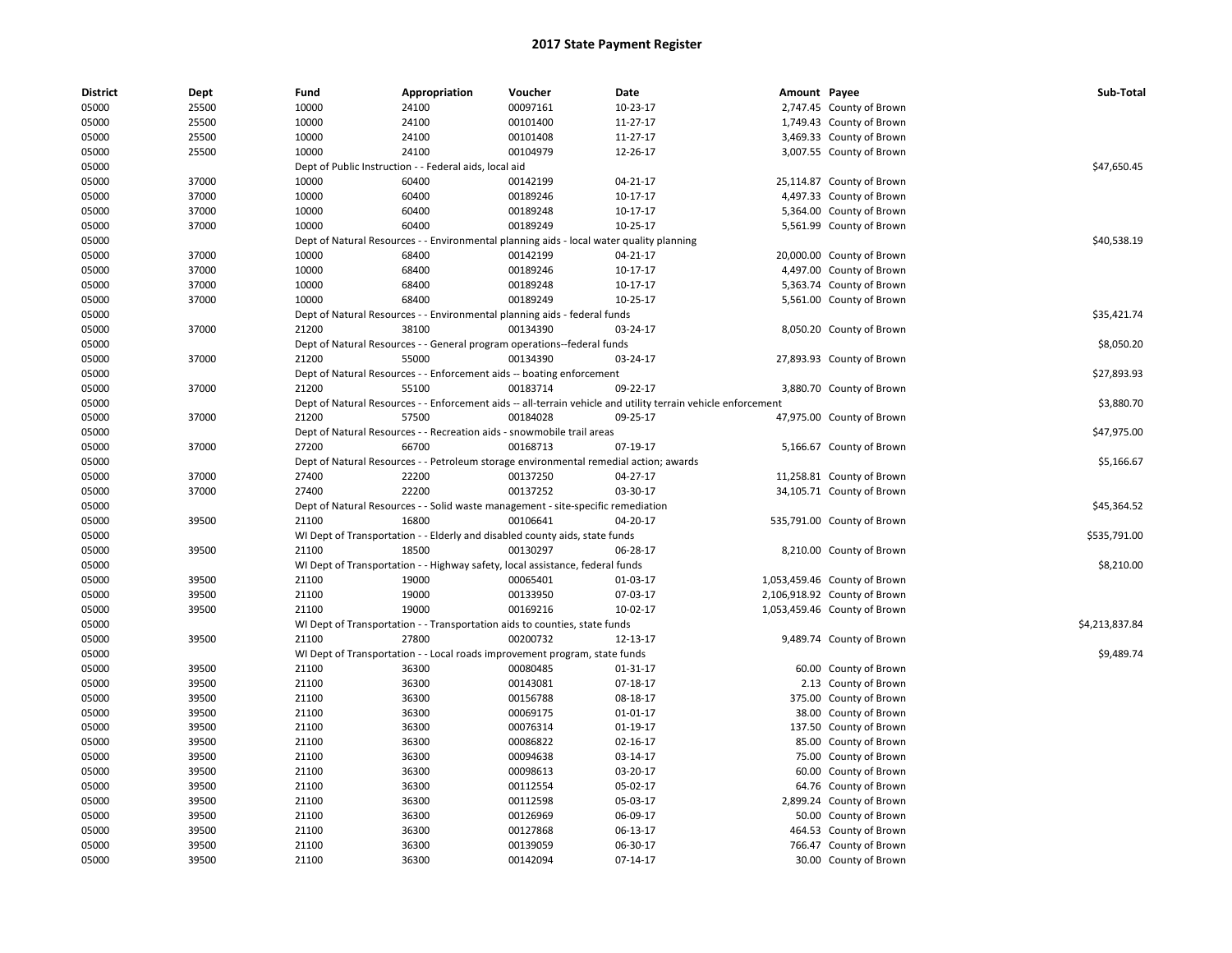# 2017 State Payment Register

| District | Dept | Fund | Appropriation | Voucher | Date | Amount | Payee | Sub-Total |
|---|---|---|---|---|---|---|---|---|
| 05000 | 25500 | 10000 | 24100 | 00097161 | 10-23-17 | 2,747.45 | County of Brown | |
| 05000 | 25500 | 10000 | 24100 | 00101400 | 11-27-17 | 1,749.43 | County of Brown | |
| 05000 | 25500 | 10000 | 24100 | 00101408 | 11-27-17 | 3,469.33 | County of Brown | |
| 05000 | 25500 | 10000 | 24100 | 00104979 | 12-26-17 | 3,007.55 | County of Brown | |
| 05000 | | Dept of Public Instruction - - Federal aids, local aid | | | | | | $47,650.45 |
| 05000 | 37000 | 10000 | 60400 | 00142199 | 04-21-17 | 25,114.87 | County of Brown | |
| 05000 | 37000 | 10000 | 60400 | 00189246 | 10-17-17 | 4,497.33 | County of Brown | |
| 05000 | 37000 | 10000 | 60400 | 00189248 | 10-17-17 | 5,364.00 | County of Brown | |
| 05000 | 37000 | 10000 | 60400 | 00189249 | 10-25-17 | 5,561.99 | County of Brown | |
| 05000 | | Dept of Natural Resources - - Environmental planning aids - local water quality planning | | | | | | $40,538.19 |
| 05000 | 37000 | 10000 | 68400 | 00142199 | 04-21-17 | 20,000.00 | County of Brown | |
| 05000 | 37000 | 10000 | 68400 | 00189246 | 10-17-17 | 4,497.00 | County of Brown | |
| 05000 | 37000 | 10000 | 68400 | 00189248 | 10-17-17 | 5,363.74 | County of Brown | |
| 05000 | 37000 | 10000 | 68400 | 00189249 | 10-25-17 | 5,561.00 | County of Brown | |
| 05000 | | Dept of Natural Resources - - Environmental planning aids - federal funds | | | | | | $35,421.74 |
| 05000 | 37000 | 21200 | 38100 | 00134390 | 03-24-17 | 8,050.20 | County of Brown | |
| 05000 | | Dept of Natural Resources - - General program operations--federal funds | | | | | | $8,050.20 |
| 05000 | 37000 | 21200 | 55000 | 00134390 | 03-24-17 | 27,893.93 | County of Brown | |
| 05000 | | Dept of Natural Resources - - Enforcement aids -- boating enforcement | | | | | | $27,893.93 |
| 05000 | 37000 | 21200 | 55100 | 00183714 | 09-22-17 | 3,880.70 | County of Brown | |
| 05000 | | Dept of Natural Resources - - Enforcement aids -- all-terrain vehicle and utility terrain vehicle enforcement | | | | | | $3,880.70 |
| 05000 | 37000 | 21200 | 57500 | 00184028 | 09-25-17 | 47,975.00 | County of Brown | |
| 05000 | | Dept of Natural Resources - - Recreation aids - snowmobile trail areas | | | | | | $47,975.00 |
| 05000 | 37000 | 27200 | 66700 | 00168713 | 07-19-17 | 5,166.67 | County of Brown | |
| 05000 | | Dept of Natural Resources - - Petroleum storage environmental remedial action; awards | | | | | | $5,166.67 |
| 05000 | 37000 | 27400 | 22200 | 00137250 | 04-27-17 | 11,258.81 | County of Brown | |
| 05000 | 37000 | 27400 | 22200 | 00137252 | 03-30-17 | 34,105.71 | County of Brown | |
| 05000 | | Dept of Natural Resources - - Solid waste management - site-specific remediation | | | | | | $45,364.52 |
| 05000 | 39500 | 21100 | 16800 | 00106641 | 04-20-17 | 535,791.00 | County of Brown | |
| 05000 | | WI Dept of Transportation - - Elderly and disabled county aids, state funds | | | | | | $535,791.00 |
| 05000 | 39500 | 21100 | 18500 | 00130297 | 06-28-17 | 8,210.00 | County of Brown | |
| 05000 | | WI Dept of Transportation - - Highway safety, local assistance, federal funds | | | | | | $8,210.00 |
| 05000 | 39500 | 21100 | 19000 | 00065401 | 01-03-17 | 1,053,459.46 | County of Brown | |
| 05000 | 39500 | 21100 | 19000 | 00133950 | 07-03-17 | 2,106,918.92 | County of Brown | |
| 05000 | 39500 | 21100 | 19000 | 00169216 | 10-02-17 | 1,053,459.46 | County of Brown | |
| 05000 | | WI Dept of Transportation - - Transportation aids to counties, state funds | | | | | | $4,213,837.84 |
| 05000 | 39500 | 21100 | 27800 | 00200732 | 12-13-17 | 9,489.74 | County of Brown | |
| 05000 | | WI Dept of Transportation - - Local roads improvement program, state funds | | | | | | $9,489.74 |
| 05000 | 39500 | 21100 | 36300 | 00080485 | 01-31-17 | 60.00 | County of Brown | |
| 05000 | 39500 | 21100 | 36300 | 00143081 | 07-18-17 | 2.13 | County of Brown | |
| 05000 | 39500 | 21100 | 36300 | 00156788 | 08-18-17 | 375.00 | County of Brown | |
| 05000 | 39500 | 21100 | 36300 | 00069175 | 01-01-17 | 38.00 | County of Brown | |
| 05000 | 39500 | 21100 | 36300 | 00076314 | 01-19-17 | 137.50 | County of Brown | |
| 05000 | 39500 | 21100 | 36300 | 00086822 | 02-16-17 | 85.00 | County of Brown | |
| 05000 | 39500 | 21100 | 36300 | 00094638 | 03-14-17 | 75.00 | County of Brown | |
| 05000 | 39500 | 21100 | 36300 | 00098613 | 03-20-17 | 60.00 | County of Brown | |
| 05000 | 39500 | 21100 | 36300 | 00112554 | 05-02-17 | 64.76 | County of Brown | |
| 05000 | 39500 | 21100 | 36300 | 00112598 | 05-03-17 | 2,899.24 | County of Brown | |
| 05000 | 39500 | 21100 | 36300 | 00126969 | 06-09-17 | 50.00 | County of Brown | |
| 05000 | 39500 | 21100 | 36300 | 00127868 | 06-13-17 | 464.53 | County of Brown | |
| 05000 | 39500 | 21100 | 36300 | 00139059 | 06-30-17 | 766.47 | County of Brown | |
| 05000 | 39500 | 21100 | 36300 | 00142094 | 07-14-17 | 30.00 | County of Brown | |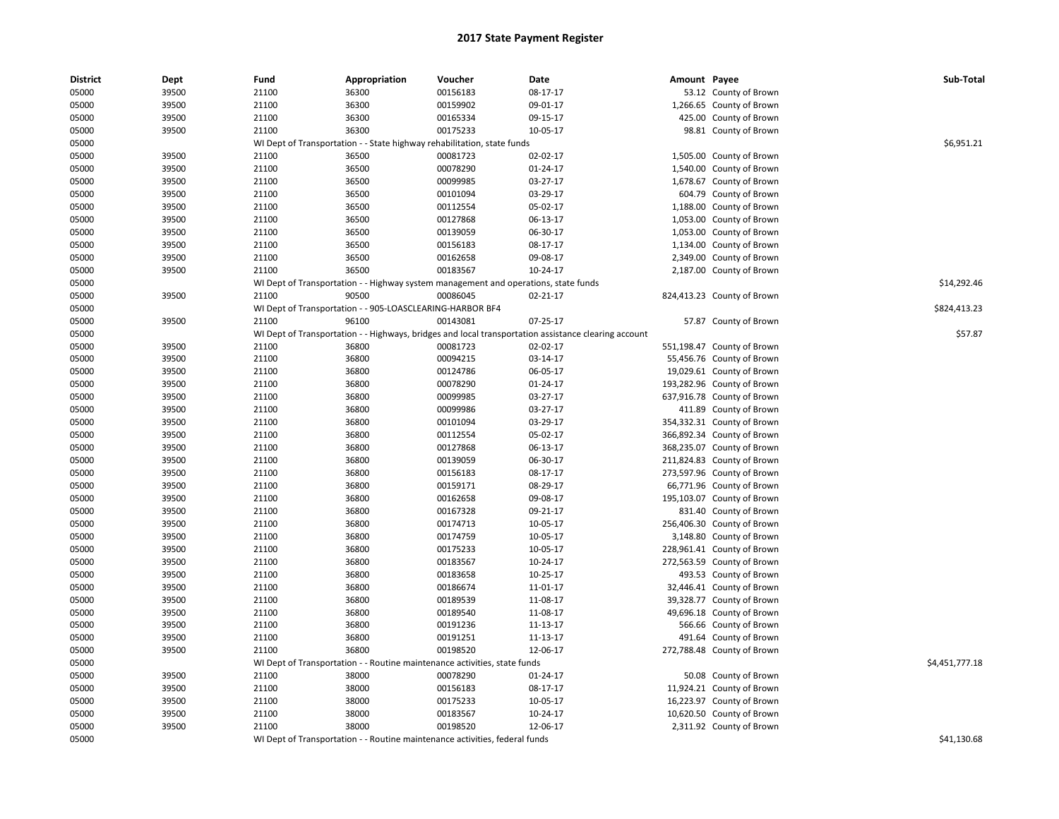# 2017 State Payment Register

| District | Dept | Fund | Appropriation | Voucher | Date | Amount | Payee | Sub-Total |
|---|---|---|---|---|---|---|---|---|
| 05000 | 39500 | 21100 | 36300 | 00156183 | 08-17-17 | 53.12 | County of Brown | |
| 05000 | 39500 | 21100 | 36300 | 00159902 | 09-01-17 | 1,266.65 | County of Brown | |
| 05000 | 39500 | 21100 | 36300 | 00165334 | 09-15-17 | 425.00 | County of Brown | |
| 05000 | 39500 | 21100 | 36300 | 00175233 | 10-05-17 | 98.81 | County of Brown | |
| 05000 | | WI Dept of Transportation - - State highway rehabilitation, state funds | | | | | | $6,951.21 |
| 05000 | 39500 | 21100 | 36500 | 00081723 | 02-02-17 | 1,505.00 | County of Brown | |
| 05000 | 39500 | 21100 | 36500 | 00078290 | 01-24-17 | 1,540.00 | County of Brown | |
| 05000 | 39500 | 21100 | 36500 | 00099985 | 03-27-17 | 1,678.67 | County of Brown | |
| 05000 | 39500 | 21100 | 36500 | 00101094 | 03-29-17 | 604.79 | County of Brown | |
| 05000 | 39500 | 21100 | 36500 | 00112554 | 05-02-17 | 1,188.00 | County of Brown | |
| 05000 | 39500 | 21100 | 36500 | 00127868 | 06-13-17 | 1,053.00 | County of Brown | |
| 05000 | 39500 | 21100 | 36500 | 00139059 | 06-30-17 | 1,053.00 | County of Brown | |
| 05000 | 39500 | 21100 | 36500 | 00156183 | 08-17-17 | 1,134.00 | County of Brown | |
| 05000 | 39500 | 21100 | 36500 | 00162658 | 09-08-17 | 2,349.00 | County of Brown | |
| 05000 | 39500 | 21100 | 36500 | 00183567 | 10-24-17 | 2,187.00 | County of Brown | |
| 05000 | | WI Dept of Transportation - - Highway system management and operations, state funds | | | | | | $14,292.46 |
| 05000 | 39500 | 21100 | 90500 | 00086045 | 02-21-17 | 824,413.23 | County of Brown | |
| 05000 | | WI Dept of Transportation - - 905-LOASCLEARING-HARBOR BF4 | | | | | | $824,413.23 |
| 05000 | 39500 | 21100 | 96100 | 00143081 | 07-25-17 | 57.87 | County of Brown | |
| 05000 | | WI Dept of Transportation - - Highways, bridges and local transportation assistance clearing account | | | | | | $57.87 |
| 05000 | 39500 | 21100 | 36800 | 00081723 | 02-02-17 | 551,198.47 | County of Brown | |
| 05000 | 39500 | 21100 | 36800 | 00094215 | 03-14-17 | 55,456.76 | County of Brown | |
| 05000 | 39500 | 21100 | 36800 | 00124786 | 06-05-17 | 19,029.61 | County of Brown | |
| 05000 | 39500 | 21100 | 36800 | 00078290 | 01-24-17 | 193,282.96 | County of Brown | |
| 05000 | 39500 | 21100 | 36800 | 00099985 | 03-27-17 | 637,916.78 | County of Brown | |
| 05000 | 39500 | 21100 | 36800 | 00099986 | 03-27-17 | 411.89 | County of Brown | |
| 05000 | 39500 | 21100 | 36800 | 00101094 | 03-29-17 | 354,332.31 | County of Brown | |
| 05000 | 39500 | 21100 | 36800 | 00112554 | 05-02-17 | 366,892.34 | County of Brown | |
| 05000 | 39500 | 21100 | 36800 | 00127868 | 06-13-17 | 368,235.07 | County of Brown | |
| 05000 | 39500 | 21100 | 36800 | 00139059 | 06-30-17 | 211,824.83 | County of Brown | |
| 05000 | 39500 | 21100 | 36800 | 00156183 | 08-17-17 | 273,597.96 | County of Brown | |
| 05000 | 39500 | 21100 | 36800 | 00159171 | 08-29-17 | 66,771.96 | County of Brown | |
| 05000 | 39500 | 21100 | 36800 | 00162658 | 09-08-17 | 195,103.07 | County of Brown | |
| 05000 | 39500 | 21100 | 36800 | 00167328 | 09-21-17 | 831.40 | County of Brown | |
| 05000 | 39500 | 21100 | 36800 | 00174713 | 10-05-17 | 256,406.30 | County of Brown | |
| 05000 | 39500 | 21100 | 36800 | 00174759 | 10-05-17 | 3,148.80 | County of Brown | |
| 05000 | 39500 | 21100 | 36800 | 00175233 | 10-05-17 | 228,961.41 | County of Brown | |
| 05000 | 39500 | 21100 | 36800 | 00183567 | 10-24-17 | 272,563.59 | County of Brown | |
| 05000 | 39500 | 21100 | 36800 | 00183658 | 10-25-17 | 493.53 | County of Brown | |
| 05000 | 39500 | 21100 | 36800 | 00186674 | 11-01-17 | 32,446.41 | County of Brown | |
| 05000 | 39500 | 21100 | 36800 | 00189539 | 11-08-17 | 39,328.77 | County of Brown | |
| 05000 | 39500 | 21100 | 36800 | 00189540 | 11-08-17 | 49,696.18 | County of Brown | |
| 05000 | 39500 | 21100 | 36800 | 00191236 | 11-13-17 | 566.66 | County of Brown | |
| 05000 | 39500 | 21100 | 36800 | 00191251 | 11-13-17 | 491.64 | County of Brown | |
| 05000 | 39500 | 21100 | 36800 | 00198520 | 12-06-17 | 272,788.48 | County of Brown | |
| 05000 | | WI Dept of Transportation - - Routine maintenance activities, state funds | | | | | | $4,451,777.18 |
| 05000 | 39500 | 21100 | 38000 | 00078290 | 01-24-17 | 50.08 | County of Brown | |
| 05000 | 39500 | 21100 | 38000 | 00156183 | 08-17-17 | 11,924.21 | County of Brown | |
| 05000 | 39500 | 21100 | 38000 | 00175233 | 10-05-17 | 16,223.97 | County of Brown | |
| 05000 | 39500 | 21100 | 38000 | 00183567 | 10-24-17 | 10,620.50 | County of Brown | |
| 05000 | 39500 | 21100 | 38000 | 00198520 | 12-06-17 | 2,311.92 | County of Brown | |
| 05000 | | WI Dept of Transportation - - Routine maintenance activities, federal funds | | | | | | $41,130.68 |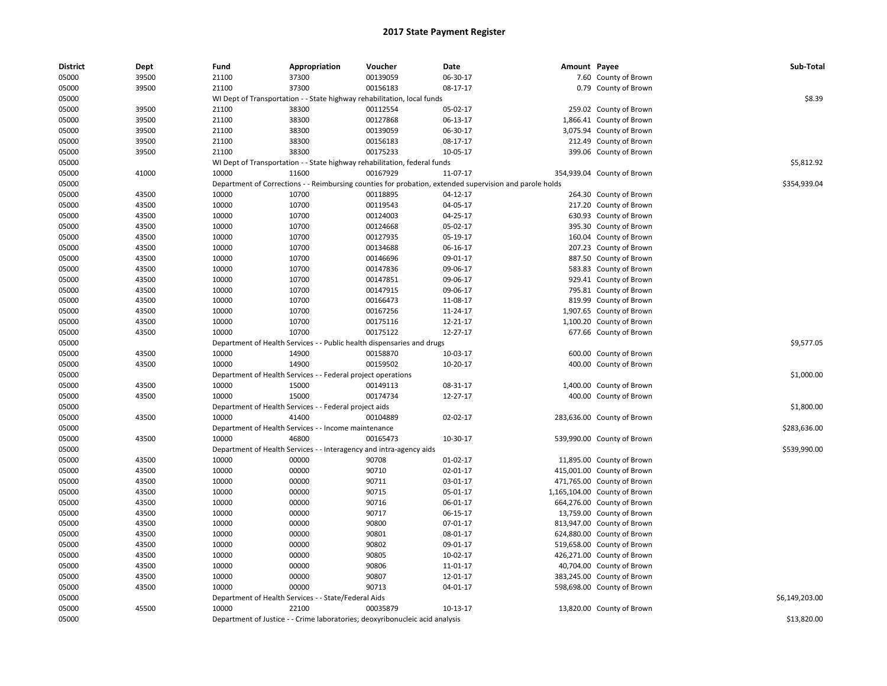# 2017 State Payment Register

| District | Dept | Fund | Appropriation | Voucher | Date | Amount | Payee | Sub-Total |
|---|---|---|---|---|---|---|---|---|
| 05000 | 39500 | 21100 | 37300 | 00139059 | 06-30-17 | 7.60 | County of Brown | |
| 05000 | 39500 | 21100 | 37300 | 00156183 | 08-17-17 | 0.79 | County of Brown | |
| 05000 | | WI Dept of Transportation - - State highway rehabilitation, local funds | | | | | | $8.39 |
| 05000 | 39500 | 21100 | 38300 | 00112554 | 05-02-17 | 259.02 | County of Brown | |
| 05000 | 39500 | 21100 | 38300 | 00127868 | 06-13-17 | 1,866.41 | County of Brown | |
| 05000 | 39500 | 21100 | 38300 | 00139059 | 06-30-17 | 3,075.94 | County of Brown | |
| 05000 | 39500 | 21100 | 38300 | 00156183 | 08-17-17 | 212.49 | County of Brown | |
| 05000 | 39500 | 21100 | 38300 | 00175233 | 10-05-17 | 399.06 | County of Brown | |
| 05000 | | WI Dept of Transportation - - State highway rehabilitation, federal funds | | | | | | $5,812.92 |
| 05000 | 41000 | 10000 | 11600 | 00167929 | 11-07-17 | 354,939.04 | County of Brown | |
| 05000 | | Department of Corrections - - Reimbursing counties for probation, extended supervision and parole holds | | | | | | $354,939.04 |
| 05000 | 43500 | 10000 | 10700 | 00118895 | 04-12-17 | 264.30 | County of Brown | |
| 05000 | 43500 | 10000 | 10700 | 00119543 | 04-05-17 | 217.20 | County of Brown | |
| 05000 | 43500 | 10000 | 10700 | 00124003 | 04-25-17 | 630.93 | County of Brown | |
| 05000 | 43500 | 10000 | 10700 | 00124668 | 05-02-17 | 395.30 | County of Brown | |
| 05000 | 43500 | 10000 | 10700 | 00127935 | 05-19-17 | 160.04 | County of Brown | |
| 05000 | 43500 | 10000 | 10700 | 00134688 | 06-16-17 | 207.23 | County of Brown | |
| 05000 | 43500 | 10000 | 10700 | 00146696 | 09-01-17 | 887.50 | County of Brown | |
| 05000 | 43500 | 10000 | 10700 | 00147836 | 09-06-17 | 583.83 | County of Brown | |
| 05000 | 43500 | 10000 | 10700 | 00147851 | 09-06-17 | 929.41 | County of Brown | |
| 05000 | 43500 | 10000 | 10700 | 00147915 | 09-06-17 | 795.81 | County of Brown | |
| 05000 | 43500 | 10000 | 10700 | 00166473 | 11-08-17 | 819.99 | County of Brown | |
| 05000 | 43500 | 10000 | 10700 | 00167256 | 11-24-17 | 1,907.65 | County of Brown | |
| 05000 | 43500 | 10000 | 10700 | 00175116 | 12-21-17 | 1,100.20 | County of Brown | |
| 05000 | 43500 | 10000 | 10700 | 00175122 | 12-27-17 | 677.66 | County of Brown | |
| 05000 | | Department of Health Services - - Public health dispensaries and drugs | | | | | | $9,577.05 |
| 05000 | 43500 | 10000 | 14900 | 00158870 | 10-03-17 | 600.00 | County of Brown | |
| 05000 | 43500 | 10000 | 14900 | 00159502 | 10-20-17 | 400.00 | County of Brown | |
| 05000 | | Department of Health Services - - Federal project operations | | | | | | $1,000.00 |
| 05000 | 43500 | 10000 | 15000 | 00149113 | 08-31-17 | 1,400.00 | County of Brown | |
| 05000 | 43500 | 10000 | 15000 | 00174734 | 12-27-17 | 400.00 | County of Brown | |
| 05000 | | Department of Health Services - - Federal project aids | | | | | | $1,800.00 |
| 05000 | 43500 | 10000 | 41400 | 00104889 | 02-02-17 | 283,636.00 | County of Brown | |
| 05000 | | Department of Health Services - - Income maintenance | | | | | | $283,636.00 |
| 05000 | 43500 | 10000 | 46800 | 00165473 | 10-30-17 | 539,990.00 | County of Brown | |
| 05000 | | Department of Health Services - - Interagency and intra-agency aids | | | | | | $539,990.00 |
| 05000 | 43500 | 10000 | 00000 | 90708 | 01-02-17 | 11,895.00 | County of Brown | |
| 05000 | 43500 | 10000 | 00000 | 90710 | 02-01-17 | 415,001.00 | County of Brown | |
| 05000 | 43500 | 10000 | 00000 | 90711 | 03-01-17 | 471,765.00 | County of Brown | |
| 05000 | 43500 | 10000 | 00000 | 90715 | 05-01-17 | 1,165,104.00 | County of Brown | |
| 05000 | 43500 | 10000 | 00000 | 90716 | 06-01-17 | 664,276.00 | County of Brown | |
| 05000 | 43500 | 10000 | 00000 | 90717 | 06-15-17 | 13,759.00 | County of Brown | |
| 05000 | 43500 | 10000 | 00000 | 90800 | 07-01-17 | 813,947.00 | County of Brown | |
| 05000 | 43500 | 10000 | 00000 | 90801 | 08-01-17 | 624,880.00 | County of Brown | |
| 05000 | 43500 | 10000 | 00000 | 90802 | 09-01-17 | 519,658.00 | County of Brown | |
| 05000 | 43500 | 10000 | 00000 | 90805 | 10-02-17 | 426,271.00 | County of Brown | |
| 05000 | 43500 | 10000 | 00000 | 90806 | 11-01-17 | 40,704.00 | County of Brown | |
| 05000 | 43500 | 10000 | 00000 | 90807 | 12-01-17 | 383,245.00 | County of Brown | |
| 05000 | 43500 | 10000 | 00000 | 90713 | 04-01-17 | 598,698.00 | County of Brown | |
| 05000 | | Department of Health Services - - State/Federal Aids | | | | | | $6,149,203.00 |
| 05000 | 45500 | 10000 | 22100 | 00035879 | 10-13-17 | 13,820.00 | County of Brown | |
| 05000 | | Department of Justice - - Crime laboratories; deoxyribonucleic acid analysis | | | | | | $13,820.00 |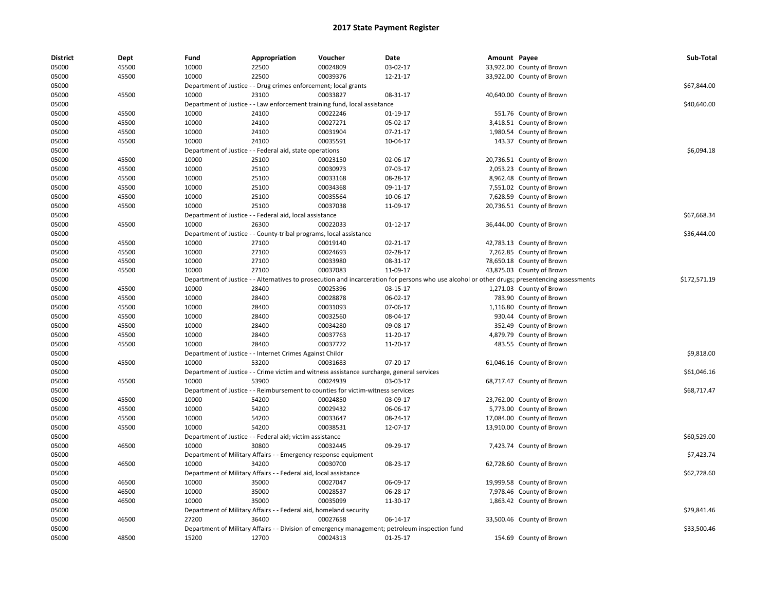# 2017 State Payment Register

| District | Dept | Fund | Appropriation | Voucher | Date | Amount | Payee | Sub-Total |
|---|---|---|---|---|---|---|---|---|
| 05000 | 45500 | 10000 | 22500 | 00024809 | 03-02-17 | 33,922.00 | County of Brown | |
| 05000 | 45500 | 10000 | 22500 | 00039376 | 12-21-17 | 33,922.00 | County of Brown | |
| 05000 | | Department of Justice - - Drug crimes enforcement; local grants | | | | | | $67,844.00 |
| 05000 | 45500 | 10000 | 23100 | 00033827 | 08-31-17 | 40,640.00 | County of Brown | |
| 05000 | | Department of Justice - - Law enforcement training fund, local assistance | | | | | | $40,640.00 |
| 05000 | 45500 | 10000 | 24100 | 00022246 | 01-19-17 | 551.76 | County of Brown | |
| 05000 | 45500 | 10000 | 24100 | 00027271 | 05-02-17 | 3,418.51 | County of Brown | |
| 05000 | 45500 | 10000 | 24100 | 00031904 | 07-21-17 | 1,980.54 | County of Brown | |
| 05000 | 45500 | 10000 | 24100 | 00035591 | 10-04-17 | 143.37 | County of Brown | |
| 05000 | | Department of Justice - - Federal aid, state operations | | | | | | $6,094.18 |
| 05000 | 45500 | 10000 | 25100 | 00023150 | 02-06-17 | 20,736.51 | County of Brown | |
| 05000 | 45500 | 10000 | 25100 | 00030973 | 07-03-17 | 2,053.23 | County of Brown | |
| 05000 | 45500 | 10000 | 25100 | 00033168 | 08-28-17 | 8,962.48 | County of Brown | |
| 05000 | 45500 | 10000 | 25100 | 00034368 | 09-11-17 | 7,551.02 | County of Brown | |
| 05000 | 45500 | 10000 | 25100 | 00035564 | 10-06-17 | 7,628.59 | County of Brown | |
| 05000 | 45500 | 10000 | 25100 | 00037038 | 11-09-17 | 20,736.51 | County of Brown | |
| 05000 | | Department of Justice - - Federal aid, local assistance | | | | | | $67,668.34 |
| 05000 | 45500 | 10000 | 26300 | 00022033 | 01-12-17 | 36,444.00 | County of Brown | |
| 05000 | | Department of Justice - - County-tribal programs, local assistance | | | | | | $36,444.00 |
| 05000 | 45500 | 10000 | 27100 | 00019140 | 02-21-17 | 42,783.13 | County of Brown | |
| 05000 | 45500 | 10000 | 27100 | 00024693 | 02-28-17 | 7,262.85 | County of Brown | |
| 05000 | 45500 | 10000 | 27100 | 00033980 | 08-31-17 | 78,650.18 | County of Brown | |
| 05000 | 45500 | 10000 | 27100 | 00037083 | 11-09-17 | 43,875.03 | County of Brown | |
| 05000 | | Department of Justice - - Alternatives to prosecution and incarceration for persons who use alcohol or other drugs; presentencing assessments | | | | | | $172,571.19 |
| 05000 | 45500 | 10000 | 28400 | 00025396 | 03-15-17 | 1,271.03 | County of Brown | |
| 05000 | 45500 | 10000 | 28400 | 00028878 | 06-02-17 | 783.90 | County of Brown | |
| 05000 | 45500 | 10000 | 28400 | 00031093 | 07-06-17 | 1,116.80 | County of Brown | |
| 05000 | 45500 | 10000 | 28400 | 00032560 | 08-04-17 | 930.44 | County of Brown | |
| 05000 | 45500 | 10000 | 28400 | 00034280 | 09-08-17 | 352.49 | County of Brown | |
| 05000 | 45500 | 10000 | 28400 | 00037763 | 11-20-17 | 4,879.79 | County of Brown | |
| 05000 | 45500 | 10000 | 28400 | 00037772 | 11-20-17 | 483.55 | County of Brown | |
| 05000 | | Department of Justice - - Internet Crimes Against Childr | | | | | | $9,818.00 |
| 05000 | 45500 | 10000 | 53200 | 00031683 | 07-20-17 | 61,046.16 | County of Brown | |
| 05000 | | Department of Justice - - Crime victim and witness assistance surcharge, general services | | | | | | $61,046.16 |
| 05000 | 45500 | 10000 | 53900 | 00024939 | 03-03-17 | 68,717.47 | County of Brown | |
| 05000 | | Department of Justice - - Reimbursement to counties for victim-witness services | | | | | | $68,717.47 |
| 05000 | 45500 | 10000 | 54200 | 00024850 | 03-09-17 | 23,762.00 | County of Brown | |
| 05000 | 45500 | 10000 | 54200 | 00029432 | 06-06-17 | 5,773.00 | County of Brown | |
| 05000 | 45500 | 10000 | 54200 | 00033647 | 08-24-17 | 17,084.00 | County of Brown | |
| 05000 | 45500 | 10000 | 54200 | 00038531 | 12-07-17 | 13,910.00 | County of Brown | |
| 05000 | | Department of Justice - - Federal aid; victim assistance | | | | | | $60,529.00 |
| 05000 | 46500 | 10000 | 30800 | 00032445 | 09-29-17 | 7,423.74 | County of Brown | |
| 05000 | | Department of Military Affairs - - Emergency response equipment | | | | | | $7,423.74 |
| 05000 | 46500 | 10000 | 34200 | 00030700 | 08-23-17 | 62,728.60 | County of Brown | |
| 05000 | | Department of Military Affairs - - Federal aid, local assistance | | | | | | $62,728.60 |
| 05000 | 46500 | 10000 | 35000 | 00027047 | 06-09-17 | 19,999.58 | County of Brown | |
| 05000 | 46500 | 10000 | 35000 | 00028537 | 06-28-17 | 7,978.46 | County of Brown | |
| 05000 | 46500 | 10000 | 35000 | 00035099 | 11-30-17 | 1,863.42 | County of Brown | |
| 05000 | | Department of Military Affairs - - Federal aid, homeland security | | | | | | $29,841.46 |
| 05000 | 46500 | 27200 | 36400 | 00027658 | 06-14-17 | 33,500.46 | County of Brown | |
| 05000 | | Department of Military Affairs - - Division of emergency management; petroleum inspection fund | | | | | | $33,500.46 |
| 05000 | 48500 | 15200 | 12700 | 00024313 | 01-25-17 | 154.69 | County of Brown | |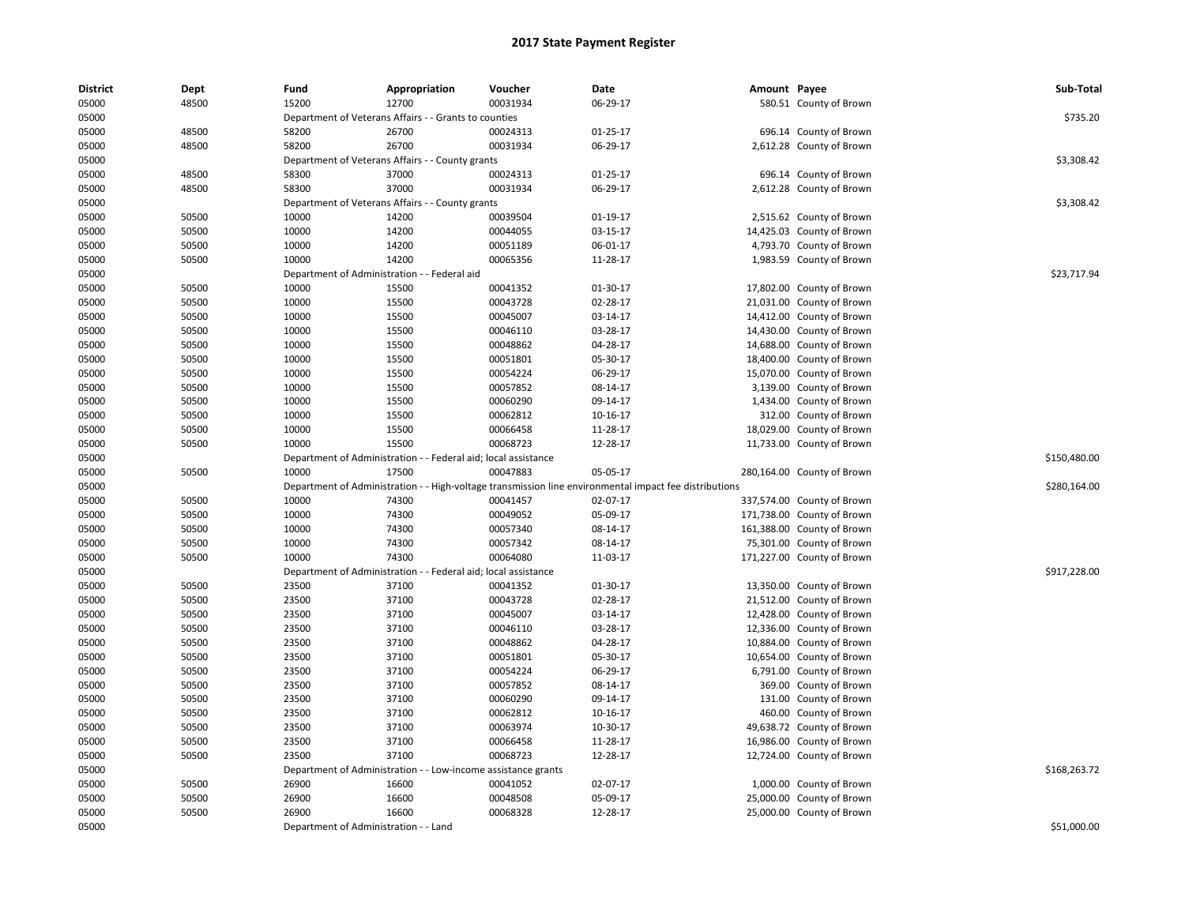# 2017 State Payment Register

| District | Dept | Fund | Appropriation | Voucher | Date | Amount | Payee | Sub-Total |
|---|---|---|---|---|---|---|---|---|
| 05000 | 48500 | 15200 | 12700 | 00031934 | 06-29-17 | 580.51 | County of Brown | |
| 05000 | | Department of Veterans Affairs - - Grants to counties | | | | | | $735.20 |
| 05000 | 48500 | 58200 | 26700 | 00024313 | 01-25-17 | 696.14 | County of Brown | |
| 05000 | 48500 | 58200 | 26700 | 00031934 | 06-29-17 | 2,612.28 | County of Brown | |
| 05000 | | Department of Veterans Affairs - - County grants | | | | | | $3,308.42 |
| 05000 | 48500 | 58300 | 37000 | 00024313 | 01-25-17 | 696.14 | County of Brown | |
| 05000 | 48500 | 58300 | 37000 | 00031934 | 06-29-17 | 2,612.28 | County of Brown | |
| 05000 | | Department of Veterans Affairs - - County grants | | | | | | $3,308.42 |
| 05000 | 50500 | 10000 | 14200 | 00039504 | 01-19-17 | 2,515.62 | County of Brown | |
| 05000 | 50500 | 10000 | 14200 | 00044055 | 03-15-17 | 14,425.03 | County of Brown | |
| 05000 | 50500 | 10000 | 14200 | 00051189 | 06-01-17 | 4,793.70 | County of Brown | |
| 05000 | 50500 | 10000 | 14200 | 00065356 | 11-28-17 | 1,983.59 | County of Brown | |
| 05000 | | Department of Administration - - Federal aid | | | | | | $23,717.94 |
| 05000 | 50500 | 10000 | 15500 | 00041352 | 01-30-17 | 17,802.00 | County of Brown | |
| 05000 | 50500 | 10000 | 15500 | 00043728 | 02-28-17 | 21,031.00 | County of Brown | |
| 05000 | 50500 | 10000 | 15500 | 00045007 | 03-14-17 | 14,412.00 | County of Brown | |
| 05000 | 50500 | 10000 | 15500 | 00046110 | 03-28-17 | 14,430.00 | County of Brown | |
| 05000 | 50500 | 10000 | 15500 | 00048862 | 04-28-17 | 14,688.00 | County of Brown | |
| 05000 | 50500 | 10000 | 15500 | 00051801 | 05-30-17 | 18,400.00 | County of Brown | |
| 05000 | 50500 | 10000 | 15500 | 00054224 | 06-29-17 | 15,070.00 | County of Brown | |
| 05000 | 50500 | 10000 | 15500 | 00057852 | 08-14-17 | 3,139.00 | County of Brown | |
| 05000 | 50500 | 10000 | 15500 | 00060290 | 09-14-17 | 1,434.00 | County of Brown | |
| 05000 | 50500 | 10000 | 15500 | 00062812 | 10-16-17 | 312.00 | County of Brown | |
| 05000 | 50500 | 10000 | 15500 | 00066458 | 11-28-17 | 18,029.00 | County of Brown | |
| 05000 | 50500 | 10000 | 15500 | 00068723 | 12-28-17 | 11,733.00 | County of Brown | |
| 05000 | | Department of Administration - - Federal aid; local assistance | | | | | | $150,480.00 |
| 05000 | 50500 | 10000 | 17500 | 00047883 | 05-05-17 | 280,164.00 | County of Brown | |
| 05000 | | Department of Administration - - High-voltage transmission line environmental impact fee distributions | | | | | | $280,164.00 |
| 05000 | 50500 | 10000 | 74300 | 00041457 | 02-07-17 | 337,574.00 | County of Brown | |
| 05000 | 50500 | 10000 | 74300 | 00049052 | 05-09-17 | 171,738.00 | County of Brown | |
| 05000 | 50500 | 10000 | 74300 | 00057340 | 08-14-17 | 161,388.00 | County of Brown | |
| 05000 | 50500 | 10000 | 74300 | 00057342 | 08-14-17 | 75,301.00 | County of Brown | |
| 05000 | 50500 | 10000 | 74300 | 00064080 | 11-03-17 | 171,227.00 | County of Brown | |
| 05000 | | Department of Administration - - Federal aid; local assistance | | | | | | $917,228.00 |
| 05000 | 50500 | 23500 | 37100 | 00041352 | 01-30-17 | 13,350.00 | County of Brown | |
| 05000 | 50500 | 23500 | 37100 | 00043728 | 02-28-17 | 21,512.00 | County of Brown | |
| 05000 | 50500 | 23500 | 37100 | 00045007 | 03-14-17 | 12,428.00 | County of Brown | |
| 05000 | 50500 | 23500 | 37100 | 00046110 | 03-28-17 | 12,336.00 | County of Brown | |
| 05000 | 50500 | 23500 | 37100 | 00048862 | 04-28-17 | 10,884.00 | County of Brown | |
| 05000 | 50500 | 23500 | 37100 | 00051801 | 05-30-17 | 10,654.00 | County of Brown | |
| 05000 | 50500 | 23500 | 37100 | 00054224 | 06-29-17 | 6,791.00 | County of Brown | |
| 05000 | 50500 | 23500 | 37100 | 00057852 | 08-14-17 | 369.00 | County of Brown | |
| 05000 | 50500 | 23500 | 37100 | 00060290 | 09-14-17 | 131.00 | County of Brown | |
| 05000 | 50500 | 23500 | 37100 | 00062812 | 10-16-17 | 460.00 | County of Brown | |
| 05000 | 50500 | 23500 | 37100 | 00063974 | 10-30-17 | 49,638.72 | County of Brown | |
| 05000 | 50500 | 23500 | 37100 | 00066458 | 11-28-17 | 16,986.00 | County of Brown | |
| 05000 | 50500 | 23500 | 37100 | 00068723 | 12-28-17 | 12,724.00 | County of Brown | |
| 05000 | | Department of Administration - - Low-income assistance grants | | | | | | $168,263.72 |
| 05000 | 50500 | 26900 | 16600 | 00041052 | 02-07-17 | 1,000.00 | County of Brown | |
| 05000 | 50500 | 26900 | 16600 | 00048508 | 05-09-17 | 25,000.00 | County of Brown | |
| 05000 | 50500 | 26900 | 16600 | 00068328 | 12-28-17 | 25,000.00 | County of Brown | |
| 05000 | | Department of Administration - - Land | | | | | | $51,000.00 |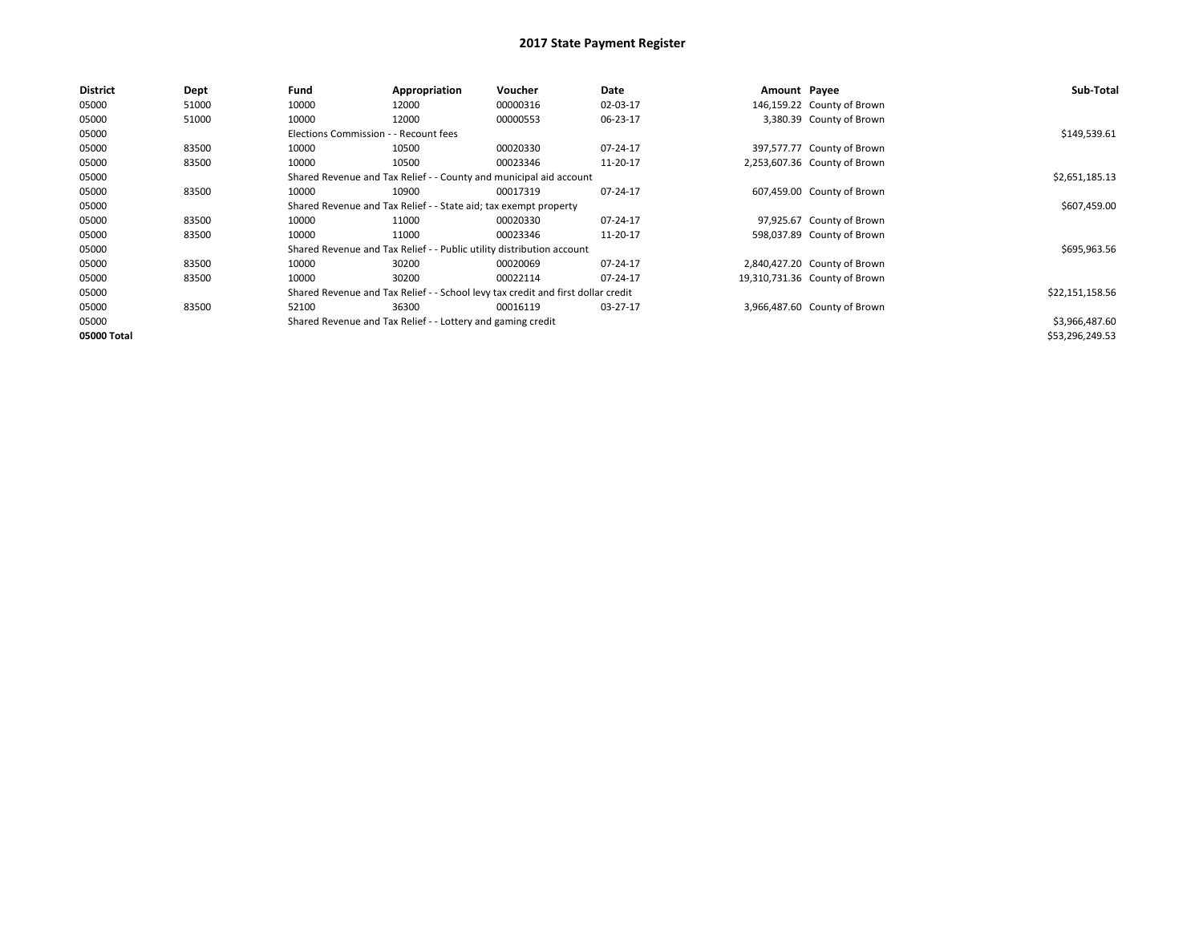# 2017 State Payment Register

| District | Dept | Fund | Appropriation | Voucher | Date | Amount | Payee | Sub-Total |
|---|---|---|---|---|---|---|---|---|
| 05000 | 51000 | 10000 | 12000 | 00000316 | 02-03-17 | 146,159.22 | County of Brown | |
| 05000 | 51000 | 10000 | 12000 | 00000553 | 06-23-17 | 3,380.39 | County of Brown | |
| 05000 | | Elections Commission - - Recount fees | | | | | | $149,539.61 |
| 05000 | 83500 | 10000 | 10500 | 00020330 | 07-24-17 | 397,577.77 | County of Brown | |
| 05000 | 83500 | 10000 | 10500 | 00023346 | 11-20-17 | 2,253,607.36 | County of Brown | |
| 05000 | | Shared Revenue and Tax Relief - - County and municipal aid account | | | | | | $2,651,185.13 |
| 05000 | 83500 | 10000 | 10900 | 00017319 | 07-24-17 | 607,459.00 | County of Brown | |
| 05000 | | Shared Revenue and Tax Relief - - State aid; tax exempt property | | | | | | $607,459.00 |
| 05000 | 83500 | 10000 | 11000 | 00020330 | 07-24-17 | 97,925.67 | County of Brown | |
| 05000 | 83500 | 10000 | 11000 | 00023346 | 11-20-17 | 598,037.89 | County of Brown | |
| 05000 | | Shared Revenue and Tax Relief - - Public utility distribution account | | | | | | $695,963.56 |
| 05000 | 83500 | 10000 | 30200 | 00020069 | 07-24-17 | 2,840,427.20 | County of Brown | |
| 05000 | 83500 | 10000 | 30200 | 00022114 | 07-24-17 | 19,310,731.36 | County of Brown | |
| 05000 | | Shared Revenue and Tax Relief - - School levy tax credit and first dollar credit | | | | | | $22,151,158.56 |
| 05000 | 83500 | 52100 | 36300 | 00016119 | 03-27-17 | 3,966,487.60 | County of Brown | |
| 05000 | | Shared Revenue and Tax Relief - - Lottery and gaming credit | | | | | | $3,966,487.60 |
| **05000 Total** | | | | | | | | $53,296,249.53 |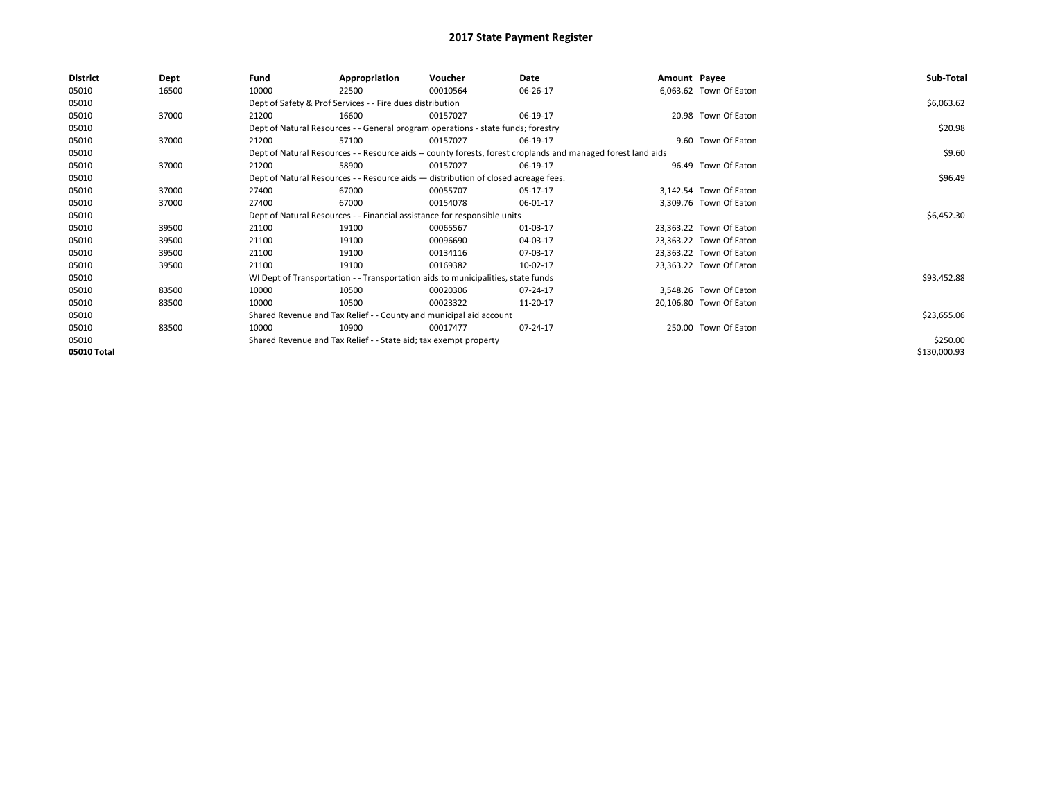# 2017 State Payment Register

| District | Dept | Fund | Appropriation | Voucher | Date | Amount | Payee | Sub-Total |
|---|---|---|---|---|---|---|---|---|
| 05010 | 16500 | 10000 | 22500 | 00010564 | 06-26-17 | 6,063.62 | Town Of Eaton | |
| 05010 | | Dept of Safety & Prof Services - - Fire dues distribution | | | | | | $6,063.62 |
| 05010 | 37000 | 21200 | 16600 | 00157027 | 06-19-17 | 20.98 | Town Of Eaton | |
| 05010 | | Dept of Natural Resources - - General program operations - state funds; forestry | | | | | | $20.98 |
| 05010 | 37000 | 21200 | 57100 | 00157027 | 06-19-17 | 9.60 | Town Of Eaton | |
| 05010 | | Dept of Natural Resources - - Resource aids -- county forests, forest croplands and managed forest land aids | | | | | | $9.60 |
| 05010 | 37000 | 21200 | 58900 | 00157027 | 06-19-17 | 96.49 | Town Of Eaton | |
| 05010 | | Dept of Natural Resources - - Resource aids — distribution of closed acreage fees. | | | | | | $96.49 |
| 05010 | 37000 | 27400 | 67000 | 00055707 | 05-17-17 | 3,142.54 | Town Of Eaton | |
| 05010 | 37000 | 27400 | 67000 | 00154078 | 06-01-17 | 3,309.76 | Town Of Eaton | |
| 05010 | | Dept of Natural Resources - - Financial assistance for responsible units | | | | | | $6,452.30 |
| 05010 | 39500 | 21100 | 19100 | 00065567 | 01-03-17 | 23,363.22 | Town Of Eaton | |
| 05010 | 39500 | 21100 | 19100 | 00096690 | 04-03-17 | 23,363.22 | Town Of Eaton | |
| 05010 | 39500 | 21100 | 19100 | 00134116 | 07-03-17 | 23,363.22 | Town Of Eaton | |
| 05010 | 39500 | 21100 | 19100 | 00169382 | 10-02-17 | 23,363.22 | Town Of Eaton | |
| 05010 | | WI Dept of Transportation - - Transportation aids to municipalities, state funds | | | | | | $93,452.88 |
| 05010 | 83500 | 10000 | 10500 | 00020306 | 07-24-17 | 3,548.26 | Town Of Eaton | |
| 05010 | 83500 | 10000 | 10500 | 00023322 | 11-20-17 | 20,106.80 | Town Of Eaton | |
| 05010 | | Shared Revenue and Tax Relief - - County and municipal aid account | | | | | | $23,655.06 |
| 05010 | 83500 | 10000 | 10900 | 00017477 | 07-24-17 | 250.00 | Town Of Eaton | |
| 05010 | | Shared Revenue and Tax Relief - - State aid; tax exempt property | | | | | | $250.00 |
| 05010 Total | | | | | | | | $130,000.93 |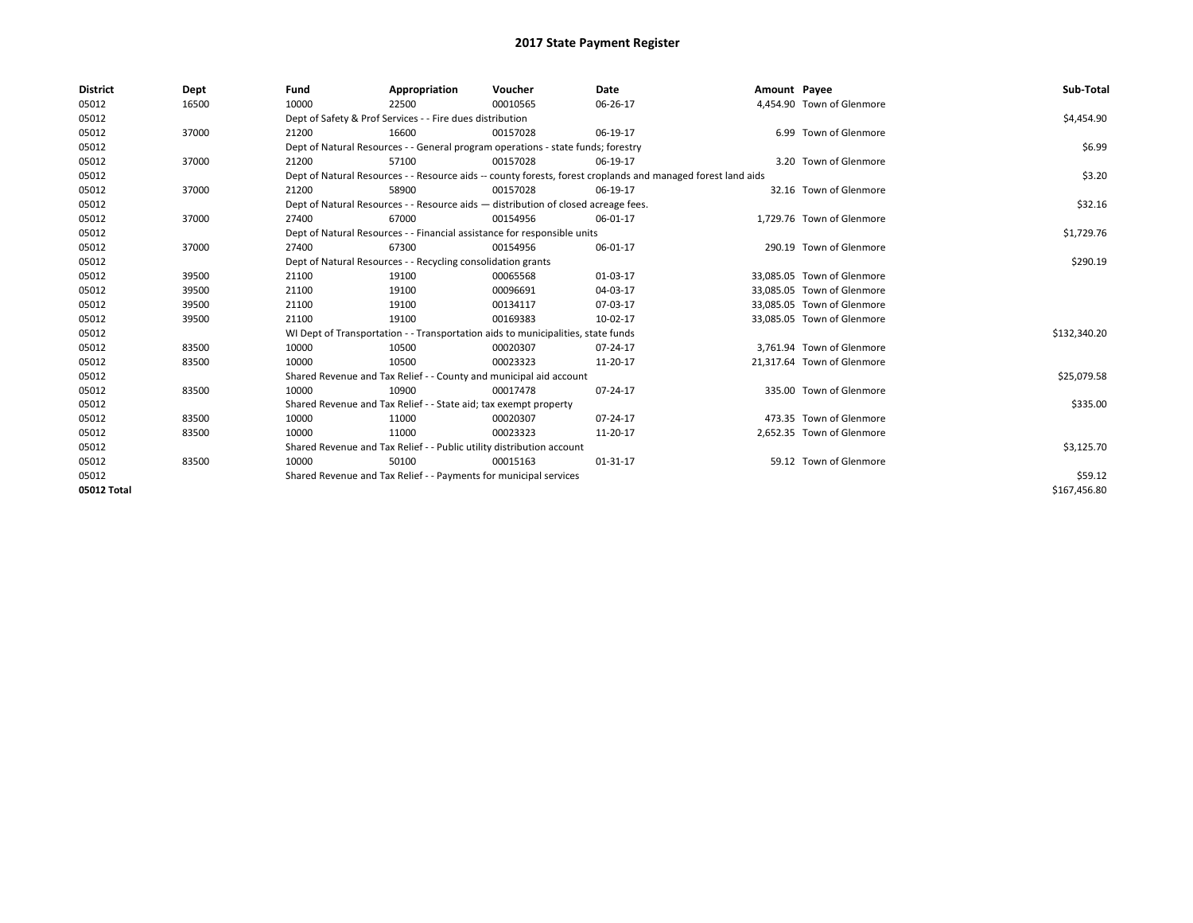# 2017 State Payment Register

| District | Dept | Fund | Appropriation | Voucher | Date | Amount | Payee | Sub-Total |
|---|---|---|---|---|---|---|---|---|
| 05012 | 16500 | 10000 | 22500 | 00010565 | 06-26-17 | 4,454.90 | Town of Glenmore | |
| 05012 | | Dept of Safety & Prof Services - - Fire dues distribution | | | | | | $4,454.90 |
| 05012 | 37000 | 21200 | 16600 | 00157028 | 06-19-17 | 6.99 | Town of Glenmore | |
| 05012 | | Dept of Natural Resources - - General program operations - state funds; forestry | | | | | | $6.99 |
| 05012 | 37000 | 21200 | 57100 | 00157028 | 06-19-17 | 3.20 | Town of Glenmore | |
| 05012 | | Dept of Natural Resources - - Resource aids -- county forests, forest croplands and managed forest land aids | | | | | | $3.20 |
| 05012 | 37000 | 21200 | 58900 | 00157028 | 06-19-17 | 32.16 | Town of Glenmore | |
| 05012 | | Dept of Natural Resources - - Resource aids — distribution of closed acreage fees. | | | | | | $32.16 |
| 05012 | 37000 | 27400 | 67000 | 00154956 | 06-01-17 | 1,729.76 | Town of Glenmore | |
| 05012 | | Dept of Natural Resources - - Financial assistance for responsible units | | | | | | $1,729.76 |
| 05012 | 37000 | 27400 | 67300 | 00154956 | 06-01-17 | 290.19 | Town of Glenmore | |
| 05012 | | Dept of Natural Resources - - Recycling consolidation grants | | | | | | $290.19 |
| 05012 | 39500 | 21100 | 19100 | 00065568 | 01-03-17 | 33,085.05 | Town of Glenmore | |
| 05012 | 39500 | 21100 | 19100 | 00096691 | 04-03-17 | 33,085.05 | Town of Glenmore | |
| 05012 | 39500 | 21100 | 19100 | 00134117 | 07-03-17 | 33,085.05 | Town of Glenmore | |
| 05012 | 39500 | 21100 | 19100 | 00169383 | 10-02-17 | 33,085.05 | Town of Glenmore | |
| 05012 | | WI Dept of Transportation - - Transportation aids to municipalities, state funds | | | | | | $132,340.20 |
| 05012 | 83500 | 10000 | 10500 | 00020307 | 07-24-17 | 3,761.94 | Town of Glenmore | |
| 05012 | 83500 | 10000 | 10500 | 00023323 | 11-20-17 | 21,317.64 | Town of Glenmore | |
| 05012 | | Shared Revenue and Tax Relief - - County and municipal aid account | | | | | | $25,079.58 |
| 05012 | 83500 | 10000 | 10900 | 00017478 | 07-24-17 | 335.00 | Town of Glenmore | |
| 05012 | | Shared Revenue and Tax Relief - - State aid; tax exempt property | | | | | | $335.00 |
| 05012 | 83500 | 10000 | 11000 | 00020307 | 07-24-17 | 473.35 | Town of Glenmore | |
| 05012 | 83500 | 10000 | 11000 | 00023323 | 11-20-17 | 2,652.35 | Town of Glenmore | |
| 05012 | | Shared Revenue and Tax Relief - - Public utility distribution account | | | | | | $3,125.70 |
| 05012 | 83500 | 10000 | 50100 | 00015163 | 01-31-17 | 59.12 | Town of Glenmore | |
| 05012 | | Shared Revenue and Tax Relief - - Payments for municipal services | | | | | | $59.12 |
| 05012 Total | | | | | | | | $167,456.80 |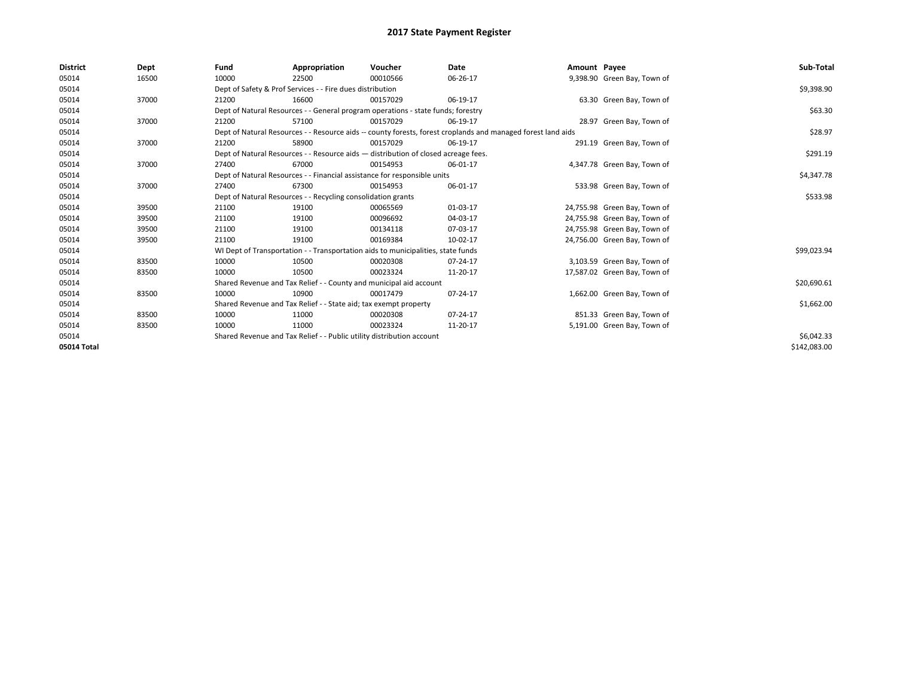# 2017 State Payment Register

| District | Dept | Fund | Appropriation | Voucher | Date | Amount | Payee | Sub-Total |
|---|---|---|---|---|---|---|---|---|
| 05014 | 16500 | 10000 | 22500 | 00010566 | 06-26-17 | 9,398.90 | Green Bay, Town of | |
| 05014 | | Dept of Safety & Prof Services - - Fire dues distribution | | | | | | $9,398.90 |
| 05014 | 37000 | 21200 | 16600 | 00157029 | 06-19-17 | 63.30 | Green Bay, Town of | |
| 05014 | | Dept of Natural Resources - - General program operations - state funds; forestry | | | | | | $63.30 |
| 05014 | 37000 | 21200 | 57100 | 00157029 | 06-19-17 | 28.97 | Green Bay, Town of | |
| 05014 | | Dept of Natural Resources - - Resource aids -- county forests, forest croplands and managed forest land aids | | | | | | $28.97 |
| 05014 | 37000 | 21200 | 58900 | 00157029 | 06-19-17 | 291.19 | Green Bay, Town of | |
| 05014 | | Dept of Natural Resources - - Resource aids — distribution of closed acreage fees. | | | | | | $291.19 |
| 05014 | 37000 | 27400 | 67000 | 00154953 | 06-01-17 | 4,347.78 | Green Bay, Town of | |
| 05014 | | Dept of Natural Resources - - Financial assistance for responsible units | | | | | | $4,347.78 |
| 05014 | 37000 | 27400 | 67300 | 00154953 | 06-01-17 | 533.98 | Green Bay, Town of | |
| 05014 | | Dept of Natural Resources - - Recycling consolidation grants | | | | | | $533.98 |
| 05014 | 39500 | 21100 | 19100 | 00065569 | 01-03-17 | 24,755.98 | Green Bay, Town of | |
| 05014 | 39500 | 21100 | 19100 | 00096692 | 04-03-17 | 24,755.98 | Green Bay, Town of | |
| 05014 | 39500 | 21100 | 19100 | 00134118 | 07-03-17 | 24,755.98 | Green Bay, Town of | |
| 05014 | 39500 | 21100 | 19100 | 00169384 | 10-02-17 | 24,756.00 | Green Bay, Town of | |
| 05014 | | WI Dept of Transportation - - Transportation aids to municipalities, state funds | | | | | | $99,023.94 |
| 05014 | 83500 | 10000 | 10500 | 00020308 | 07-24-17 | 3,103.59 | Green Bay, Town of | |
| 05014 | 83500 | 10000 | 10500 | 00023324 | 11-20-17 | 17,587.02 | Green Bay, Town of | |
| 05014 | | Shared Revenue and Tax Relief - - County and municipal aid account | | | | | | $20,690.61 |
| 05014 | 83500 | 10000 | 10900 | 00017479 | 07-24-17 | 1,662.00 | Green Bay, Town of | |
| 05014 | | Shared Revenue and Tax Relief - - State aid; tax exempt property | | | | | | $1,662.00 |
| 05014 | 83500 | 10000 | 11000 | 00020308 | 07-24-17 | 851.33 | Green Bay, Town of | |
| 05014 | 83500 | 10000 | 11000 | 00023324 | 11-20-17 | 5,191.00 | Green Bay, Town of | |
| 05014 | | Shared Revenue and Tax Relief - - Public utility distribution account | | | | | | $6,042.33 |
| 05014 Total | | | | | | | | $142,083.00 |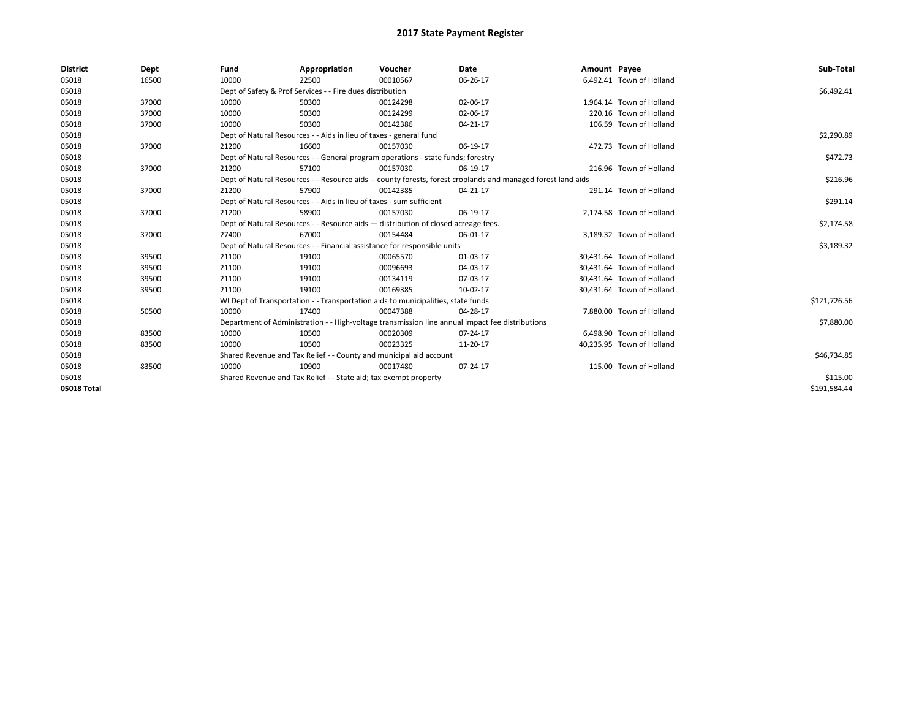# 2017 State Payment Register

| District | Dept | Fund | Appropriation | Voucher | Date | Amount | Payee | Sub-Total |
|---|---|---|---|---|---|---|---|---|
| 05018 | 16500 | 10000 | 22500 | 00010567 | 06-26-17 | 6,492.41 | Town of Holland | |
| 05018 | | Dept of Safety & Prof Services - - Fire dues distribution | | | | | | $6,492.41 |
| 05018 | 37000 | 10000 | 50300 | 00124298 | 02-06-17 | 1,964.14 | Town of Holland | |
| 05018 | 37000 | 10000 | 50300 | 00124299 | 02-06-17 | 220.16 | Town of Holland | |
| 05018 | 37000 | 10000 | 50300 | 00142386 | 04-21-17 | 106.59 | Town of Holland | |
| 05018 | | Dept of Natural Resources - - Aids in lieu of taxes - general fund | | | | | | $2,290.89 |
| 05018 | 37000 | 21200 | 16600 | 00157030 | 06-19-17 | 472.73 | Town of Holland | |
| 05018 | | Dept of Natural Resources - - General program operations - state funds; forestry | | | | | | $472.73 |
| 05018 | 37000 | 21200 | 57100 | 00157030 | 06-19-17 | 216.96 | Town of Holland | |
| 05018 | | Dept of Natural Resources - - Resource aids -- county forests, forest croplands and managed forest land aids | | | | | | $216.96 |
| 05018 | 37000 | 21200 | 57900 | 00142385 | 04-21-17 | 291.14 | Town of Holland | |
| 05018 | | Dept of Natural Resources - - Aids in lieu of taxes - sum sufficient | | | | | | $291.14 |
| 05018 | 37000 | 21200 | 58900 | 00157030 | 06-19-17 | 2,174.58 | Town of Holland | |
| 05018 | | Dept of Natural Resources - - Resource aids — distribution of closed acreage fees. | | | | | | $2,174.58 |
| 05018 | 37000 | 27400 | 67000 | 00154484 | 06-01-17 | 3,189.32 | Town of Holland | |
| 05018 | | Dept of Natural Resources - - Financial assistance for responsible units | | | | | | $3,189.32 |
| 05018 | 39500 | 21100 | 19100 | 00065570 | 01-03-17 | 30,431.64 | Town of Holland | |
| 05018 | 39500 | 21100 | 19100 | 00096693 | 04-03-17 | 30,431.64 | Town of Holland | |
| 05018 | 39500 | 21100 | 19100 | 00134119 | 07-03-17 | 30,431.64 | Town of Holland | |
| 05018 | 39500 | 21100 | 19100 | 00169385 | 10-02-17 | 30,431.64 | Town of Holland | |
| 05018 | | WI Dept of Transportation - - Transportation aids to municipalities, state funds | | | | | | $121,726.56 |
| 05018 | 50500 | 10000 | 17400 | 00047388 | 04-28-17 | 7,880.00 | Town of Holland | |
| 05018 | | Department of Administration - - High-voltage transmission line annual impact fee distributions | | | | | | $7,880.00 |
| 05018 | 83500 | 10000 | 10500 | 00020309 | 07-24-17 | 6,498.90 | Town of Holland | |
| 05018 | 83500 | 10000 | 10500 | 00023325 | 11-20-17 | 40,235.95 | Town of Holland | |
| 05018 | | Shared Revenue and Tax Relief - - County and municipal aid account | | | | | | $46,734.85 |
| 05018 | 83500 | 10000 | 10900 | 00017480 | 07-24-17 | 115.00 | Town of Holland | |
| 05018 | | Shared Revenue and Tax Relief - - State aid; tax exempt property | | | | | | $115.00 |
| 05018 Total | | | | | | | | $191,584.44 |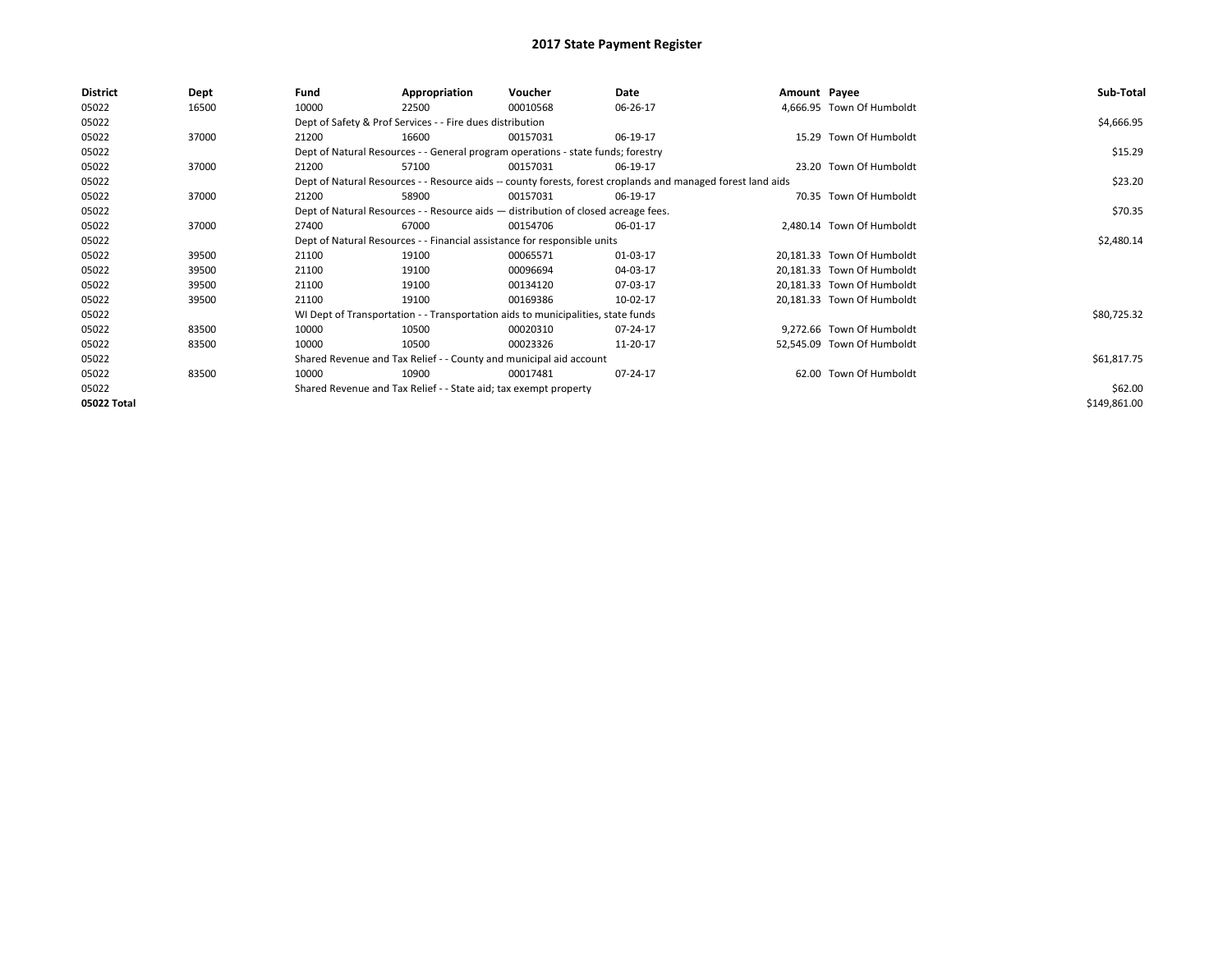# 2017 State Payment Register

| District | Dept | Fund | Appropriation | Voucher | Date | Amount | Payee | Sub-Total |
|---|---|---|---|---|---|---|---|---|
| 05022 | 16500 | 10000 | 22500 | 00010568 | 06-26-17 | 4,666.95 | Town Of Humboldt | |
| 05022 | | Dept of Safety & Prof Services - - Fire dues distribution | | | | | | $4,666.95 |
| 05022 | 37000 | 21200 | 16600 | 00157031 | 06-19-17 | 15.29 | Town Of Humboldt | |
| 05022 | | Dept of Natural Resources - - General program operations - state funds; forestry | | | | | | $15.29 |
| 05022 | 37000 | 21200 | 57100 | 00157031 | 06-19-17 | 23.20 | Town Of Humboldt | |
| 05022 | | Dept of Natural Resources - - Resource aids -- county forests, forest croplands and managed forest land aids | | | | | | $23.20 |
| 05022 | 37000 | 21200 | 58900 | 00157031 | 06-19-17 | 70.35 | Town Of Humboldt | |
| 05022 | | Dept of Natural Resources - - Resource aids — distribution of closed acreage fees. | | | | | | $70.35 |
| 05022 | 37000 | 27400 | 67000 | 00154706 | 06-01-17 | 2,480.14 | Town Of Humboldt | |
| 05022 | | Dept of Natural Resources - - Financial assistance for responsible units | | | | | | $2,480.14 |
| 05022 | 39500 | 21100 | 19100 | 00065571 | 01-03-17 | 20,181.33 | Town Of Humboldt | |
| 05022 | 39500 | 21100 | 19100 | 00096694 | 04-03-17 | 20,181.33 | Town Of Humboldt | |
| 05022 | 39500 | 21100 | 19100 | 00134120 | 07-03-17 | 20,181.33 | Town Of Humboldt | |
| 05022 | 39500 | 21100 | 19100 | 00169386 | 10-02-17 | 20,181.33 | Town Of Humboldt | |
| 05022 | | WI Dept of Transportation - - Transportation aids to municipalities, state funds | | | | | | $80,725.32 |
| 05022 | 83500 | 10000 | 10500 | 00020310 | 07-24-17 | 9,272.66 | Town Of Humboldt | |
| 05022 | 83500 | 10000 | 10500 | 00023326 | 11-20-17 | 52,545.09 | Town Of Humboldt | |
| 05022 | | Shared Revenue and Tax Relief - - County and municipal aid account | | | | | | $61,817.75 |
| 05022 | 83500 | 10000 | 10900 | 00017481 | 07-24-17 | 62.00 | Town Of Humboldt | |
| 05022 | | Shared Revenue and Tax Relief - - State aid; tax exempt property | | | | | | $62.00 |
| 05022 Total | | | | | | | | $149,861.00 |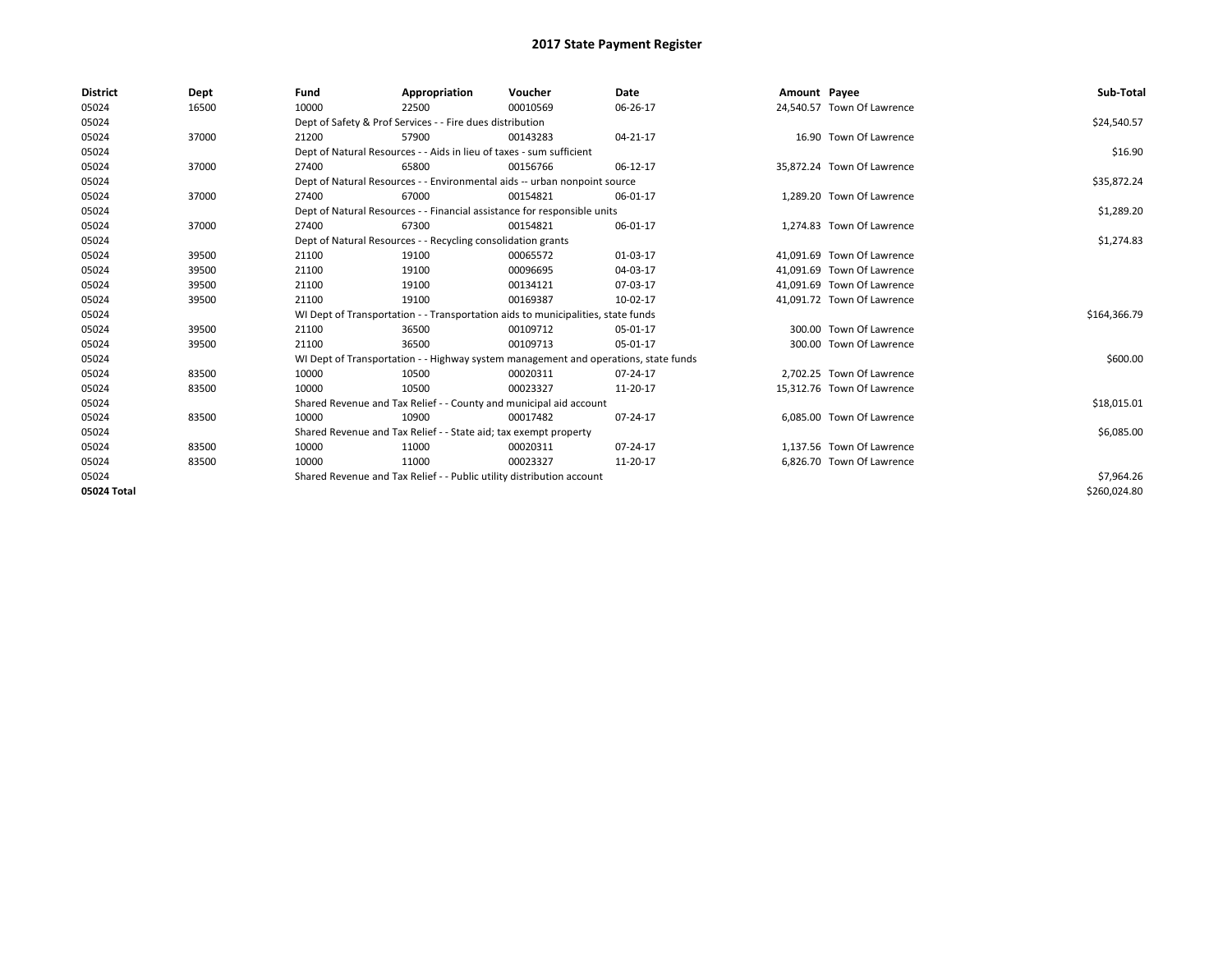# 2017 State Payment Register

| District | Dept | Fund | Appropriation | Voucher | Date | Amount | Payee | Sub-Total |
|---|---|---|---|---|---|---|---|---|
| 05024 | 16500 | 10000 | 22500 | 00010569 | 06-26-17 | 24,540.57 | Town Of Lawrence | |
| 05024 | | Dept of Safety & Prof Services - - Fire dues distribution | | | | | | $24,540.57 |
| 05024 | 37000 | 21200 | 57900 | 00143283 | 04-21-17 | 16.90 | Town Of Lawrence | |
| 05024 | | Dept of Natural Resources - - Aids in lieu of taxes - sum sufficient | | | | | | $16.90 |
| 05024 | 37000 | 27400 | 65800 | 00156766 | 06-12-17 | 35,872.24 | Town Of Lawrence | |
| 05024 | | Dept of Natural Resources - - Environmental aids -- urban nonpoint source | | | | | | $35,872.24 |
| 05024 | 37000 | 27400 | 67000 | 00154821 | 06-01-17 | 1,289.20 | Town Of Lawrence | |
| 05024 | | Dept of Natural Resources - - Financial assistance for responsible units | | | | | | $1,289.20 |
| 05024 | 37000 | 27400 | 67300 | 00154821 | 06-01-17 | 1,274.83 | Town Of Lawrence | |
| 05024 | | Dept of Natural Resources - - Recycling consolidation grants | | | | | | $1,274.83 |
| 05024 | 39500 | 21100 | 19100 | 00065572 | 01-03-17 | 41,091.69 | Town Of Lawrence | |
| 05024 | 39500 | 21100 | 19100 | 00096695 | 04-03-17 | 41,091.69 | Town Of Lawrence | |
| 05024 | 39500 | 21100 | 19100 | 00134121 | 07-03-17 | 41,091.69 | Town Of Lawrence | |
| 05024 | 39500 | 21100 | 19100 | 00169387 | 10-02-17 | 41,091.72 | Town Of Lawrence | |
| 05024 | | WI Dept of Transportation - - Transportation aids to municipalities, state funds | | | | | | $164,366.79 |
| 05024 | 39500 | 21100 | 36500 | 00109712 | 05-01-17 | 300.00 | Town Of Lawrence | |
| 05024 | 39500 | 21100 | 36500 | 00109713 | 05-01-17 | 300.00 | Town Of Lawrence | |
| 05024 | | WI Dept of Transportation - - Highway system management and operations, state funds | | | | | | $600.00 |
| 05024 | 83500 | 10000 | 10500 | 00020311 | 07-24-17 | 2,702.25 | Town Of Lawrence | |
| 05024 | 83500 | 10000 | 10500 | 00023327 | 11-20-17 | 15,312.76 | Town Of Lawrence | |
| 05024 | | Shared Revenue and Tax Relief - - County and municipal aid account | | | | | | $18,015.01 |
| 05024 | 83500 | 10000 | 10900 | 00017482 | 07-24-17 | 6,085.00 | Town Of Lawrence | |
| 05024 | | Shared Revenue and Tax Relief - - State aid; tax exempt property | | | | | | $6,085.00 |
| 05024 | 83500 | 10000 | 11000 | 00020311 | 07-24-17 | 1,137.56 | Town Of Lawrence | |
| 05024 | 83500 | 10000 | 11000 | 00023327 | 11-20-17 | 6,826.70 | Town Of Lawrence | |
| 05024 | | Shared Revenue and Tax Relief - - Public utility distribution account | | | | | | $7,964.26 |
| 05024 Total | | | | | | | | $260,024.80 |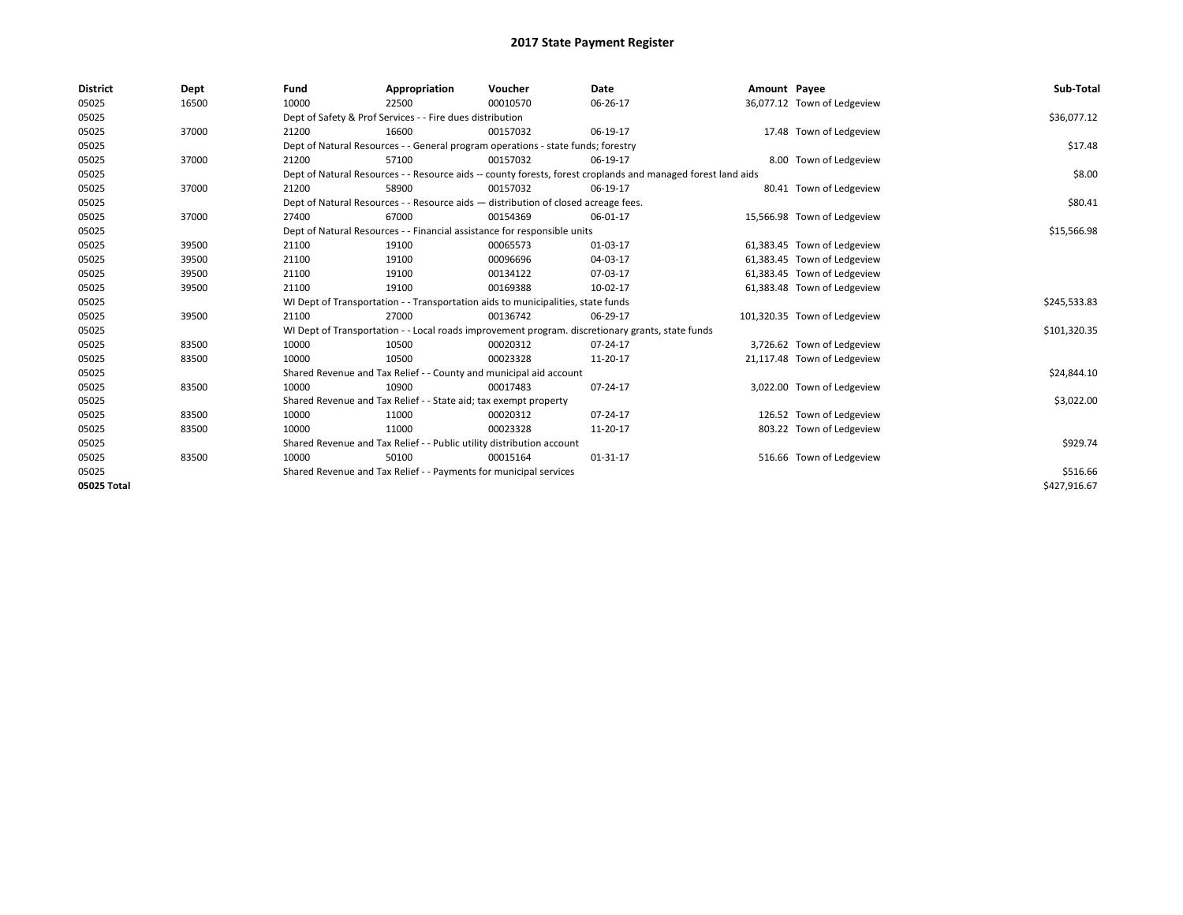# 2017 State Payment Register

| District | Dept | Fund | Appropriation | Voucher | Date | Amount | Payee | Sub-Total |
|---|---|---|---|---|---|---|---|---|
| 05025 | 16500 | 10000 | 22500 | 00010570 | 06-26-17 | 36,077.12 | Town of Ledgeview | |
| 05025 | | Dept of Safety & Prof Services - - Fire dues distribution | | | | | | $36,077.12 |
| 05025 | 37000 | 21200 | 16600 | 00157032 | 06-19-17 | 17.48 | Town of Ledgeview | |
| 05025 | | Dept of Natural Resources - - General program operations - state funds; forestry | | | | | | $17.48 |
| 05025 | 37000 | 21200 | 57100 | 00157032 | 06-19-17 | 8.00 | Town of Ledgeview | |
| 05025 | | Dept of Natural Resources - - Resource aids -- county forests, forest croplands and managed forest land aids | | | | | | $8.00 |
| 05025 | 37000 | 21200 | 58900 | 00157032 | 06-19-17 | 80.41 | Town of Ledgeview | |
| 05025 | | Dept of Natural Resources - - Resource aids — distribution of closed acreage fees. | | | | | | $80.41 |
| 05025 | 37000 | 27400 | 67000 | 00154369 | 06-01-17 | 15,566.98 | Town of Ledgeview | |
| 05025 | | Dept of Natural Resources - - Financial assistance for responsible units | | | | | | $15,566.98 |
| 05025 | 39500 | 21100 | 19100 | 00065573 | 01-03-17 | 61,383.45 | Town of Ledgeview | |
| 05025 | 39500 | 21100 | 19100 | 00096696 | 04-03-17 | 61,383.45 | Town of Ledgeview | |
| 05025 | 39500 | 21100 | 19100 | 00134122 | 07-03-17 | 61,383.45 | Town of Ledgeview | |
| 05025 | 39500 | 21100 | 19100 | 00169388 | 10-02-17 | 61,383.48 | Town of Ledgeview | |
| 05025 | | WI Dept of Transportation - - Transportation aids to municipalities, state funds | | | | | | $245,533.83 |
| 05025 | 39500 | 21100 | 27000 | 00136742 | 06-29-17 | 101,320.35 | Town of Ledgeview | |
| 05025 | | WI Dept of Transportation - - Local roads improvement program. discretionary grants, state funds | | | | | | $101,320.35 |
| 05025 | 83500 | 10000 | 10500 | 00020312 | 07-24-17 | 3,726.62 | Town of Ledgeview | |
| 05025 | 83500 | 10000 | 10500 | 00023328 | 11-20-17 | 21,117.48 | Town of Ledgeview | |
| 05025 | | Shared Revenue and Tax Relief - - County and municipal aid account | | | | | | $24,844.10 |
| 05025 | 83500 | 10000 | 10900 | 00017483 | 07-24-17 | 3,022.00 | Town of Ledgeview | |
| 05025 | | Shared Revenue and Tax Relief - - State aid; tax exempt property | | | | | | $3,022.00 |
| 05025 | 83500 | 10000 | 11000 | 00020312 | 07-24-17 | 126.52 | Town of Ledgeview | |
| 05025 | 83500 | 10000 | 11000 | 00023328 | 11-20-17 | 803.22 | Town of Ledgeview | |
| 05025 | | Shared Revenue and Tax Relief - - Public utility distribution account | | | | | | $929.74 |
| 05025 | 83500 | 10000 | 50100 | 00015164 | 01-31-17 | 516.66 | Town of Ledgeview | |
| 05025 | | Shared Revenue and Tax Relief - - Payments for municipal services | | | | | | $516.66 |
| 05025 Total | | | | | | | | $427,916.67 |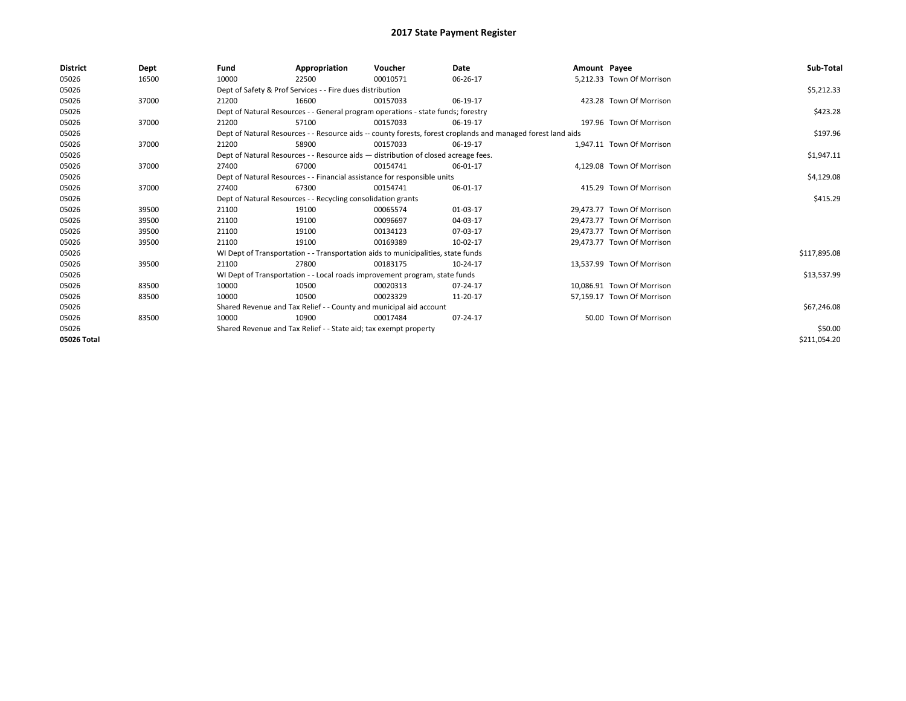# 2017 State Payment Register

| District | Dept | Fund | Appropriation | Voucher | Date | Amount | Payee | Sub-Total |
|---|---|---|---|---|---|---|---|---|
| 05026 | 16500 | 10000 | 22500 | 00010571 | 06-26-17 | 5,212.33 | Town Of Morrison | |
| 05026 | | Dept of Safety & Prof Services - - Fire dues distribution | | | | | | $5,212.33 |
| 05026 | 37000 | 21200 | 16600 | 00157033 | 06-19-17 | 423.28 | Town Of Morrison | |
| 05026 | | Dept of Natural Resources - - General program operations - state funds; forestry | | | | | | $423.28 |
| 05026 | 37000 | 21200 | 57100 | 00157033 | 06-19-17 | 197.96 | Town Of Morrison | |
| 05026 | | Dept of Natural Resources - - Resource aids -- county forests, forest croplands and managed forest land aids | | | | | | $197.96 |
| 05026 | 37000 | 21200 | 58900 | 00157033 | 06-19-17 | 1,947.11 | Town Of Morrison | |
| 05026 | | Dept of Natural Resources - - Resource aids — distribution of closed acreage fees. | | | | | | $1,947.11 |
| 05026 | 37000 | 27400 | 67000 | 00154741 | 06-01-17 | 4,129.08 | Town Of Morrison | |
| 05026 | | Dept of Natural Resources - - Financial assistance for responsible units | | | | | | $4,129.08 |
| 05026 | 37000 | 27400 | 67300 | 00154741 | 06-01-17 | 415.29 | Town Of Morrison | |
| 05026 | | Dept of Natural Resources - - Recycling consolidation grants | | | | | | $415.29 |
| 05026 | 39500 | 21100 | 19100 | 00065574 | 01-03-17 | 29,473.77 | Town Of Morrison | |
| 05026 | 39500 | 21100 | 19100 | 00096697 | 04-03-17 | 29,473.77 | Town Of Morrison | |
| 05026 | 39500 | 21100 | 19100 | 00134123 | 07-03-17 | 29,473.77 | Town Of Morrison | |
| 05026 | 39500 | 21100 | 19100 | 00169389 | 10-02-17 | 29,473.77 | Town Of Morrison | |
| 05026 | | WI Dept of Transportation - - Transportation aids to municipalities, state funds | | | | | | $117,895.08 |
| 05026 | 39500 | 21100 | 27800 | 00183175 | 10-24-17 | 13,537.99 | Town Of Morrison | |
| 05026 | | WI Dept of Transportation - - Local roads improvement program, state funds | | | | | | $13,537.99 |
| 05026 | 83500 | 10000 | 10500 | 00020313 | 07-24-17 | 10,086.91 | Town Of Morrison | |
| 05026 | 83500 | 10000 | 10500 | 00023329 | 11-20-17 | 57,159.17 | Town Of Morrison | |
| 05026 | | Shared Revenue and Tax Relief - - County and municipal aid account | | | | | | $67,246.08 |
| 05026 | 83500 | 10000 | 10900 | 00017484 | 07-24-17 | 50.00 | Town Of Morrison | |
| 05026 | | Shared Revenue and Tax Relief - - State aid; tax exempt property | | | | | | $50.00 |
| 05026 Total | | | | | | | | $211,054.20 |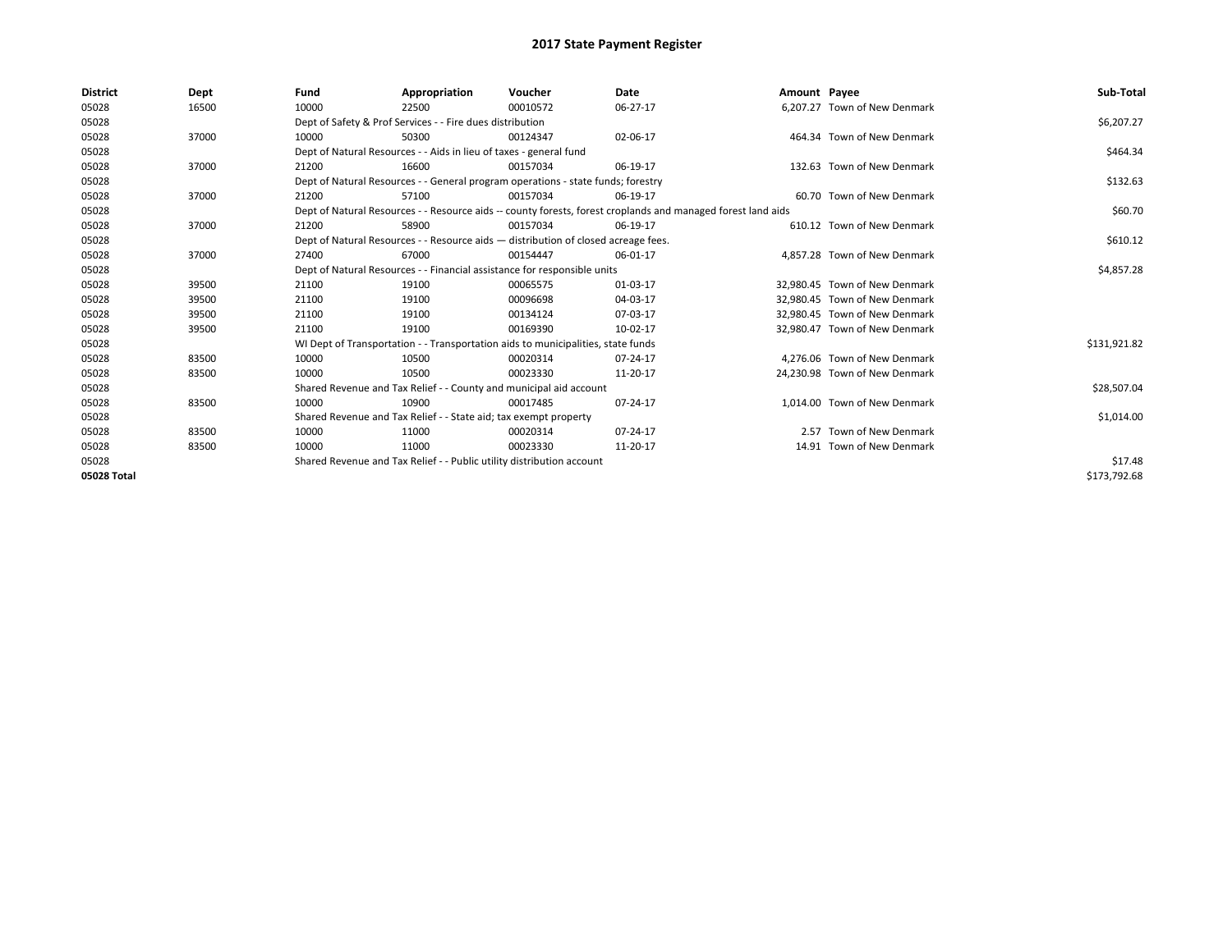# 2017 State Payment Register

| District | Dept | Fund | Appropriation | Voucher | Date | Amount | Payee | Sub-Total |
|---|---|---|---|---|---|---|---|---|
| 05028 | 16500 | 10000 | 22500 | 00010572 | 06-27-17 | 6,207.27 | Town of New Denmark | |
| 05028 | | Dept of Safety & Prof Services - - Fire dues distribution | | | | | | $6,207.27 |
| 05028 | 37000 | 10000 | 50300 | 00124347 | 02-06-17 | 464.34 | Town of New Denmark | |
| 05028 | | Dept of Natural Resources - - Aids in lieu of taxes - general fund | | | | | | $464.34 |
| 05028 | 37000 | 21200 | 16600 | 00157034 | 06-19-17 | 132.63 | Town of New Denmark | |
| 05028 | | Dept of Natural Resources - - General program operations - state funds; forestry | | | | | | $132.63 |
| 05028 | 37000 | 21200 | 57100 | 00157034 | 06-19-17 | 60.70 | Town of New Denmark | |
| 05028 | | Dept of Natural Resources - - Resource aids -- county forests, forest croplands and managed forest land aids | | | | | | $60.70 |
| 05028 | 37000 | 21200 | 58900 | 00157034 | 06-19-17 | 610.12 | Town of New Denmark | |
| 05028 | | Dept of Natural Resources - - Resource aids — distribution of closed acreage fees. | | | | | | $610.12 |
| 05028 | 37000 | 27400 | 67000 | 00154447 | 06-01-17 | 4,857.28 | Town of New Denmark | |
| 05028 | | Dept of Natural Resources - - Financial assistance for responsible units | | | | | | $4,857.28 |
| 05028 | 39500 | 21100 | 19100 | 00065575 | 01-03-17 | 32,980.45 | Town of New Denmark | |
| 05028 | 39500 | 21100 | 19100 | 00096698 | 04-03-17 | 32,980.45 | Town of New Denmark | |
| 05028 | 39500 | 21100 | 19100 | 00134124 | 07-03-17 | 32,980.45 | Town of New Denmark | |
| 05028 | 39500 | 21100 | 19100 | 00169390 | 10-02-17 | 32,980.47 | Town of New Denmark | |
| 05028 | | WI Dept of Transportation - - Transportation aids to municipalities, state funds | | | | | | $131,921.82 |
| 05028 | 83500 | 10000 | 10500 | 00020314 | 07-24-17 | 4,276.06 | Town of New Denmark | |
| 05028 | 83500 | 10000 | 10500 | 00023330 | 11-20-17 | 24,230.98 | Town of New Denmark | |
| 05028 | | Shared Revenue and Tax Relief - - County and municipal aid account | | | | | | $28,507.04 |
| 05028 | 83500 | 10000 | 10900 | 00017485 | 07-24-17 | 1,014.00 | Town of New Denmark | |
| 05028 | | Shared Revenue and Tax Relief - - State aid; tax exempt property | | | | | | $1,014.00 |
| 05028 | 83500 | 10000 | 11000 | 00020314 | 07-24-17 | 2.57 | Town of New Denmark | |
| 05028 | 83500 | 10000 | 11000 | 00023330 | 11-20-17 | 14.91 | Town of New Denmark | |
| 05028 | | Shared Revenue and Tax Relief - - Public utility distribution account | | | | | | $17.48 |
| 05028 Total | | | | | | | | $173,792.68 |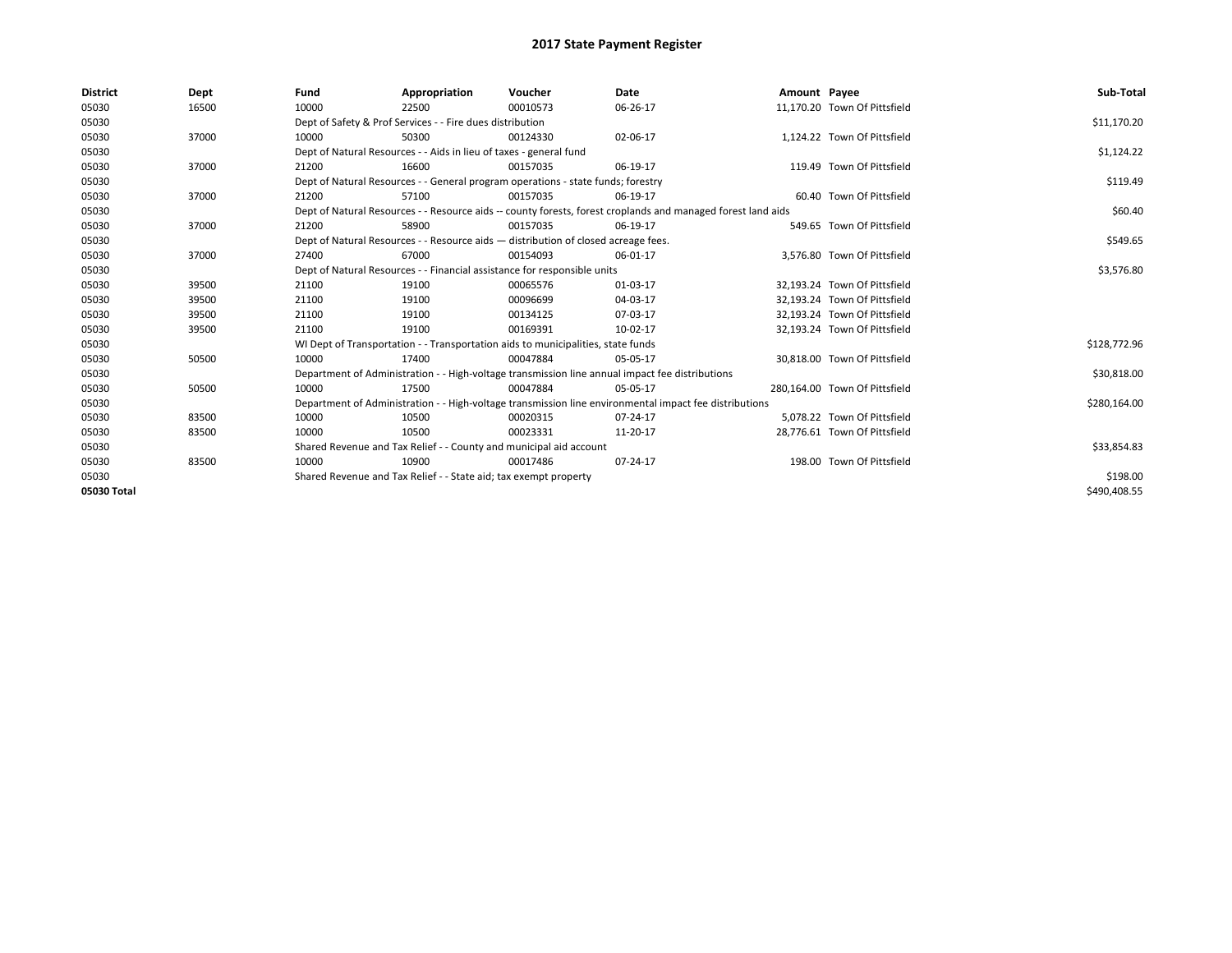# 2017 State Payment Register

| District | Dept | Fund | Appropriation | Voucher | Date | Amount | Payee | Sub-Total |
|---|---|---|---|---|---|---|---|---|
| 05030 | 16500 | 10000 | 22500 | 00010573 | 06-26-17 | 11,170.20 | Town Of Pittsfield | |
| 05030 | | Dept of Safety & Prof Services - - Fire dues distribution | | | | | | $11,170.20 |
| 05030 | 37000 | 10000 | 50300 | 00124330 | 02-06-17 | 1,124.22 | Town Of Pittsfield | |
| 05030 | | Dept of Natural Resources - - Aids in lieu of taxes - general fund | | | | | | $1,124.22 |
| 05030 | 37000 | 21200 | 16600 | 00157035 | 06-19-17 | 119.49 | Town Of Pittsfield | |
| 05030 | | Dept of Natural Resources - - General program operations - state funds; forestry | | | | | | $119.49 |
| 05030 | 37000 | 21200 | 57100 | 00157035 | 06-19-17 | 60.40 | Town Of Pittsfield | |
| 05030 | | Dept of Natural Resources - - Resource aids -- county forests, forest croplands and managed forest land aids | | | | | | $60.40 |
| 05030 | 37000 | 21200 | 58900 | 00157035 | 06-19-17 | 549.65 | Town Of Pittsfield | |
| 05030 | | Dept of Natural Resources - - Resource aids — distribution of closed acreage fees. | | | | | | $549.65 |
| 05030 | 37000 | 27400 | 67000 | 00154093 | 06-01-17 | 3,576.80 | Town Of Pittsfield | |
| 05030 | | Dept of Natural Resources - - Financial assistance for responsible units | | | | | | $3,576.80 |
| 05030 | 39500 | 21100 | 19100 | 00065576 | 01-03-17 | 32,193.24 | Town Of Pittsfield | |
| 05030 | 39500 | 21100 | 19100 | 00096699 | 04-03-17 | 32,193.24 | Town Of Pittsfield | |
| 05030 | 39500 | 21100 | 19100 | 00134125 | 07-03-17 | 32,193.24 | Town Of Pittsfield | |
| 05030 | 39500 | 21100 | 19100 | 00169391 | 10-02-17 | 32,193.24 | Town Of Pittsfield | |
| 05030 | | WI Dept of Transportation - - Transportation aids to municipalities, state funds | | | | | | $128,772.96 |
| 05030 | 50500 | 10000 | 17400 | 00047884 | 05-05-17 | 30,818.00 | Town Of Pittsfield | |
| 05030 | | Department of Administration - - High-voltage transmission line annual impact fee distributions | | | | | | $30,818.00 |
| 05030 | 50500 | 10000 | 17500 | 00047884 | 05-05-17 | 280,164.00 | Town Of Pittsfield | |
| 05030 | | Department of Administration - - High-voltage transmission line environmental impact fee distributions | | | | | | $280,164.00 |
| 05030 | 83500 | 10000 | 10500 | 00020315 | 07-24-17 | 5,078.22 | Town Of Pittsfield | |
| 05030 | 83500 | 10000 | 10500 | 00023331 | 11-20-17 | 28,776.61 | Town Of Pittsfield | |
| 05030 | | Shared Revenue and Tax Relief - - County and municipal aid account | | | | | | $33,854.83 |
| 05030 | 83500 | 10000 | 10900 | 00017486 | 07-24-17 | 198.00 | Town Of Pittsfield | |
| 05030 | | Shared Revenue and Tax Relief - - State aid; tax exempt property | | | | | | $198.00 |
| 05030 Total | | | | | | | | $490,408.55 |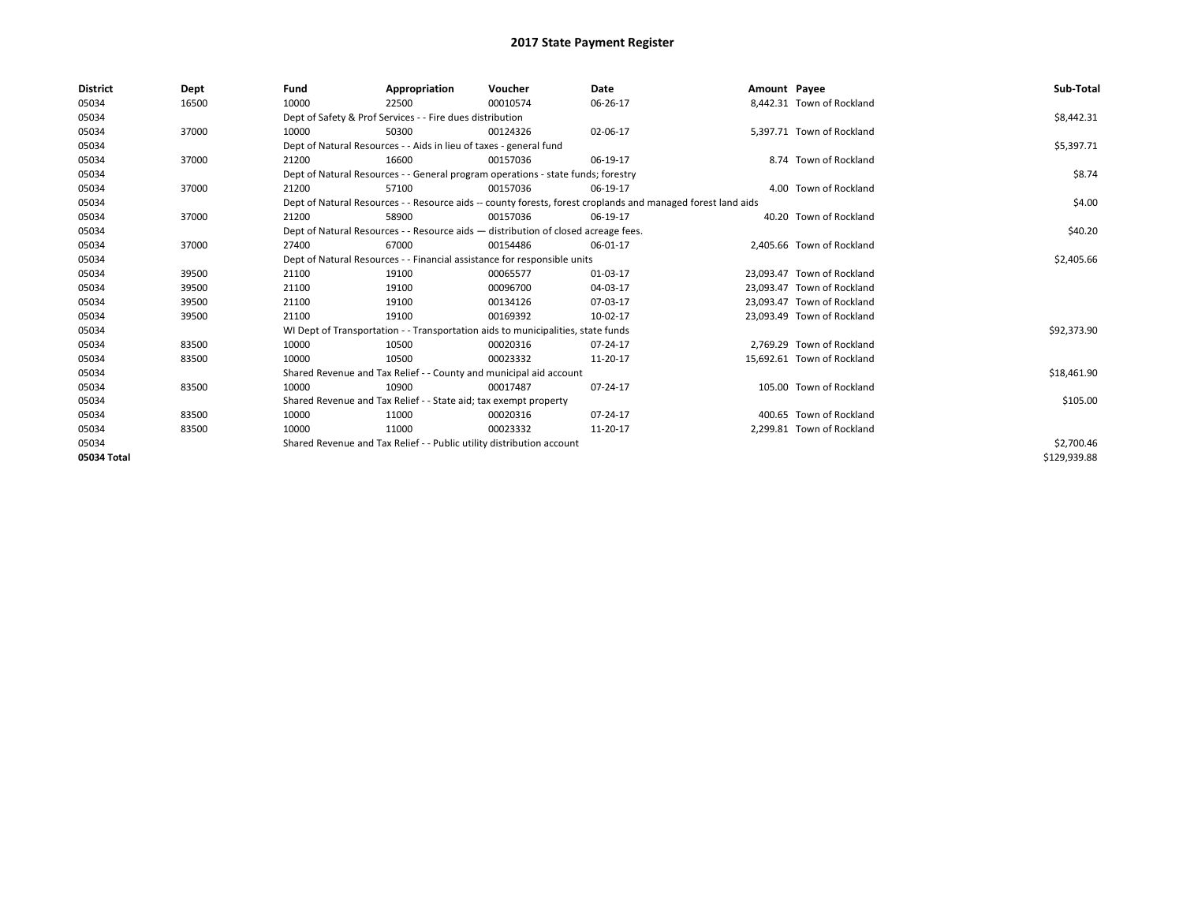# 2017 State Payment Register

| District | Dept | Fund | Appropriation | Voucher | Date | Amount | Payee | Sub-Total |
|---|---|---|---|---|---|---|---|---|
| 05034 | 16500 | 10000 | 22500 | 00010574 | 06-26-17 | 8,442.31 | Town of Rockland | |
| 05034 | | Dept of Safety & Prof Services - - Fire dues distribution | | | | | | $8,442.31 |
| 05034 | 37000 | 10000 | 50300 | 00124326 | 02-06-17 | 5,397.71 | Town of Rockland | |
| 05034 | | Dept of Natural Resources - - Aids in lieu of taxes - general fund | | | | | | $5,397.71 |
| 05034 | 37000 | 21200 | 16600 | 00157036 | 06-19-17 | 8.74 | Town of Rockland | |
| 05034 | | Dept of Natural Resources - - General program operations - state funds; forestry | | | | | | $8.74 |
| 05034 | 37000 | 21200 | 57100 | 00157036 | 06-19-17 | 4.00 | Town of Rockland | |
| 05034 | | Dept of Natural Resources - - Resource aids -- county forests, forest croplands and managed forest land aids | | | | | | $4.00 |
| 05034 | 37000 | 21200 | 58900 | 00157036 | 06-19-17 | 40.20 | Town of Rockland | |
| 05034 | | Dept of Natural Resources - - Resource aids — distribution of closed acreage fees. | | | | | | $40.20 |
| 05034 | 37000 | 27400 | 67000 | 00154486 | 06-01-17 | 2,405.66 | Town of Rockland | |
| 05034 | | Dept of Natural Resources - - Financial assistance for responsible units | | | | | | $2,405.66 |
| 05034 | 39500 | 21100 | 19100 | 00065577 | 01-03-17 | 23,093.47 | Town of Rockland | |
| 05034 | 39500 | 21100 | 19100 | 00096700 | 04-03-17 | 23,093.47 | Town of Rockland | |
| 05034 | 39500 | 21100 | 19100 | 00134126 | 07-03-17 | 23,093.47 | Town of Rockland | |
| 05034 | 39500 | 21100 | 19100 | 00169392 | 10-02-17 | 23,093.49 | Town of Rockland | |
| 05034 | | WI Dept of Transportation - - Transportation aids to municipalities, state funds | | | | | | $92,373.90 |
| 05034 | 83500 | 10000 | 10500 | 00020316 | 07-24-17 | 2,769.29 | Town of Rockland | |
| 05034 | 83500 | 10000 | 10500 | 00023332 | 11-20-17 | 15,692.61 | Town of Rockland | |
| 05034 | | Shared Revenue and Tax Relief - - County and municipal aid account | | | | | | $18,461.90 |
| 05034 | 83500 | 10000 | 10900 | 00017487 | 07-24-17 | 105.00 | Town of Rockland | |
| 05034 | | Shared Revenue and Tax Relief - - State aid; tax exempt property | | | | | | $105.00 |
| 05034 | 83500 | 10000 | 11000 | 00020316 | 07-24-17 | 400.65 | Town of Rockland | |
| 05034 | 83500 | 10000 | 11000 | 00023332 | 11-20-17 | 2,299.81 | Town of Rockland | |
| 05034 | | Shared Revenue and Tax Relief - - Public utility distribution account | | | | | | $2,700.46 |
| 05034 Total | | | | | | | | $129,939.88 |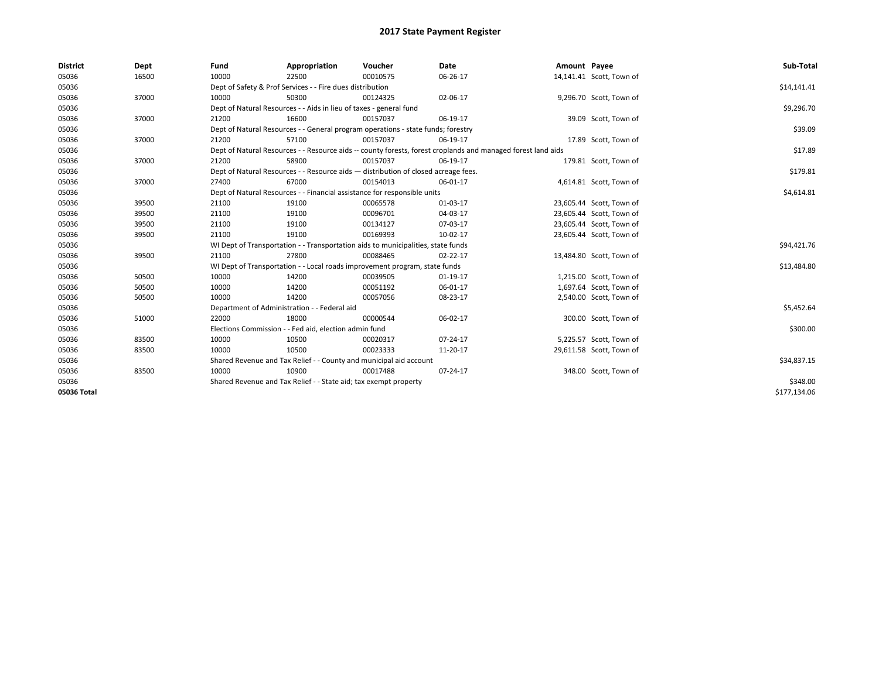# 2017 State Payment Register

| District | Dept | Fund | Appropriation | Voucher | Date | Amount | Payee | Sub-Total |
|---|---|---|---|---|---|---|---|---|
| 05036 | 16500 | 10000 | 22500 | 00010575 | 06-26-17 | 14,141.41 | Scott, Town of | |
| 05036 | | Dept of Safety & Prof Services - - Fire dues distribution | | | | | | $14,141.41 |
| 05036 | 37000 | 10000 | 50300 | 00124325 | 02-06-17 | 9,296.70 | Scott, Town of | |
| 05036 | | Dept of Natural Resources - - Aids in lieu of taxes - general fund | | | | | | $9,296.70 |
| 05036 | 37000 | 21200 | 16600 | 00157037 | 06-19-17 | 39.09 | Scott, Town of | |
| 05036 | | Dept of Natural Resources - - General program operations - state funds; forestry | | | | | | $39.09 |
| 05036 | 37000 | 21200 | 57100 | 00157037 | 06-19-17 | 17.89 | Scott, Town of | |
| 05036 | | Dept of Natural Resources - - Resource aids -- county forests, forest croplands and managed forest land aids | | | | | | $17.89 |
| 05036 | 37000 | 21200 | 58900 | 00157037 | 06-19-17 | 179.81 | Scott, Town of | |
| 05036 | | Dept of Natural Resources - - Resource aids — distribution of closed acreage fees. | | | | | | $179.81 |
| 05036 | 37000 | 27400 | 67000 | 00154013 | 06-01-17 | 4,614.81 | Scott, Town of | |
| 05036 | | Dept of Natural Resources - - Financial assistance for responsible units | | | | | | $4,614.81 |
| 05036 | 39500 | 21100 | 19100 | 00065578 | 01-03-17 | 23,605.44 | Scott, Town of | |
| 05036 | 39500 | 21100 | 19100 | 00096701 | 04-03-17 | 23,605.44 | Scott, Town of | |
| 05036 | 39500 | 21100 | 19100 | 00134127 | 07-03-17 | 23,605.44 | Scott, Town of | |
| 05036 | 39500 | 21100 | 19100 | 00169393 | 10-02-17 | 23,605.44 | Scott, Town of | |
| 05036 | | WI Dept of Transportation - - Transportation aids to municipalities, state funds | | | | | | $94,421.76 |
| 05036 | 39500 | 21100 | 27800 | 00088465 | 02-22-17 | 13,484.80 | Scott, Town of | |
| 05036 | | WI Dept of Transportation - - Local roads improvement program, state funds | | | | | | $13,484.80 |
| 05036 | 50500 | 10000 | 14200 | 00039505 | 01-19-17 | 1,215.00 | Scott, Town of | |
| 05036 | 50500 | 10000 | 14200 | 00051192 | 06-01-17 | 1,697.64 | Scott, Town of | |
| 05036 | 50500 | 10000 | 14200 | 00057056 | 08-23-17 | 2,540.00 | Scott, Town of | |
| 05036 | | Department of Administration - - Federal aid | | | | | | $5,452.64 |
| 05036 | 51000 | 22000 | 18000 | 00000544 | 06-02-17 | 300.00 | Scott, Town of | |
| 05036 | | Elections Commission - - Fed aid, election admin fund | | | | | | $300.00 |
| 05036 | 83500 | 10000 | 10500 | 00020317 | 07-24-17 | 5,225.57 | Scott, Town of | |
| 05036 | 83500 | 10000 | 10500 | 00023333 | 11-20-17 | 29,611.58 | Scott, Town of | |
| 05036 | | Shared Revenue and Tax Relief - - County and municipal aid account | | | | | | $34,837.15 |
| 05036 | 83500 | 10000 | 10900 | 00017488 | 07-24-17 | 348.00 | Scott, Town of | |
| 05036 | | Shared Revenue and Tax Relief - - State aid; tax exempt property | | | | | | $348.00 |
| 05036 Total | | | | | | | | $177,134.06 |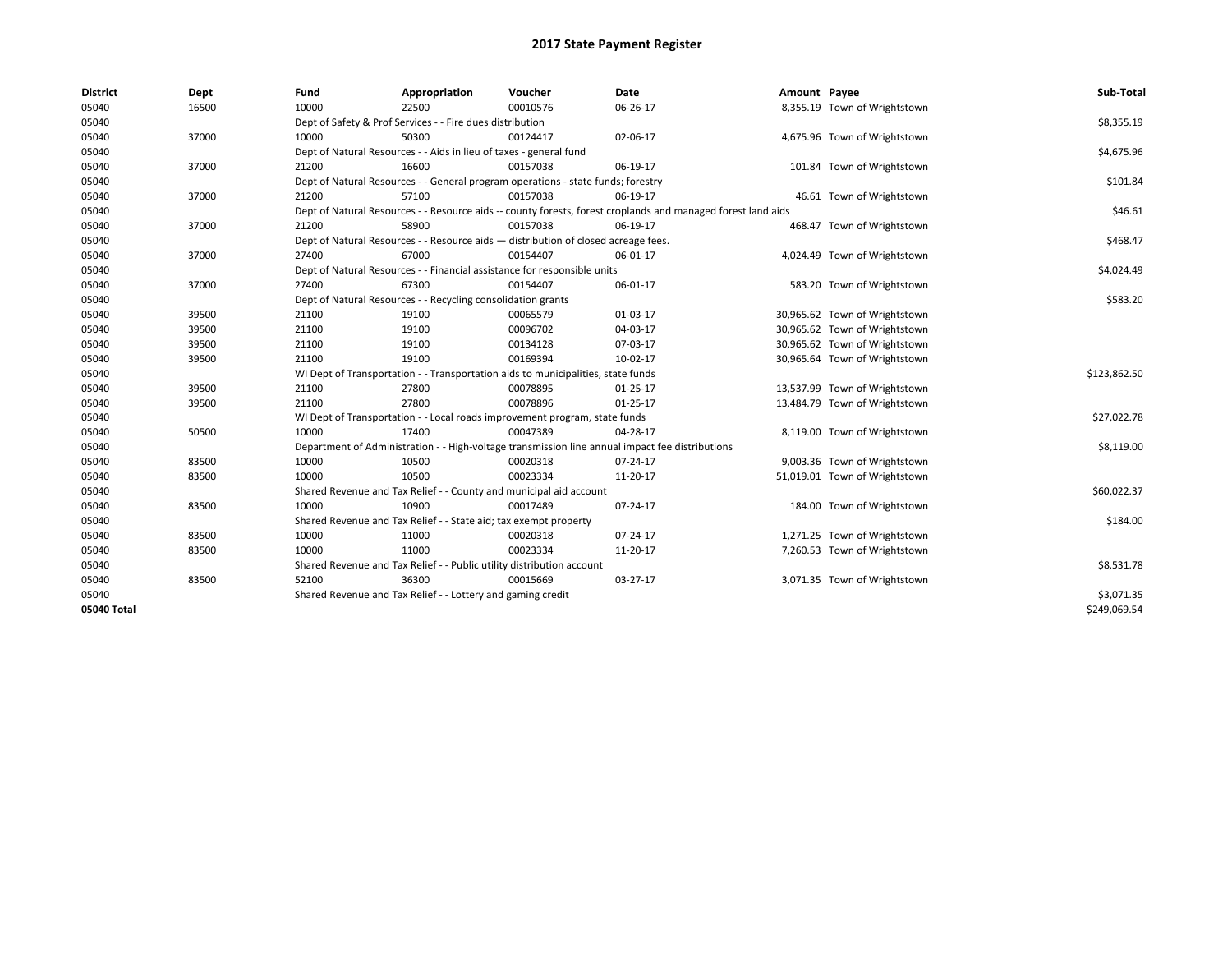# 2017 State Payment Register

| District | Dept | Fund | Appropriation | Voucher | Date | Amount | Payee | Sub-Total |
|---|---|---|---|---|---|---|---|---|
| 05040 | 16500 | 10000 | 22500 | 00010576 | 06-26-17 | 8,355.19 | Town of Wrightstown | |
| 05040 | | Dept of Safety & Prof Services - - Fire dues distribution | | | | | | $8,355.19 |
| 05040 | 37000 | 10000 | 50300 | 00124417 | 02-06-17 | 4,675.96 | Town of Wrightstown | |
| 05040 | | Dept of Natural Resources - - Aids in lieu of taxes - general fund | | | | | | $4,675.96 |
| 05040 | 37000 | 21200 | 16600 | 00157038 | 06-19-17 | 101.84 | Town of Wrightstown | |
| 05040 | | Dept of Natural Resources - - General program operations - state funds; forestry | | | | | | $101.84 |
| 05040 | 37000 | 21200 | 57100 | 00157038 | 06-19-17 | 46.61 | Town of Wrightstown | |
| 05040 | | Dept of Natural Resources - - Resource aids -- county forests, forest croplands and managed forest land aids | | | | | | $46.61 |
| 05040 | 37000 | 21200 | 58900 | 00157038 | 06-19-17 | 468.47 | Town of Wrightstown | |
| 05040 | | Dept of Natural Resources - - Resource aids — distribution of closed acreage fees. | | | | | | $468.47 |
| 05040 | 37000 | 27400 | 67000 | 00154407 | 06-01-17 | 4,024.49 | Town of Wrightstown | |
| 05040 | | Dept of Natural Resources - - Financial assistance for responsible units | | | | | | $4,024.49 |
| 05040 | 37000 | 27400 | 67300 | 00154407 | 06-01-17 | 583.20 | Town of Wrightstown | |
| 05040 | | Dept of Natural Resources - - Recycling consolidation grants | | | | | | $583.20 |
| 05040 | 39500 | 21100 | 19100 | 00065579 | 01-03-17 | 30,965.62 | Town of Wrightstown | |
| 05040 | 39500 | 21100 | 19100 | 00096702 | 04-03-17 | 30,965.62 | Town of Wrightstown | |
| 05040 | 39500 | 21100 | 19100 | 00134128 | 07-03-17 | 30,965.62 | Town of Wrightstown | |
| 05040 | 39500 | 21100 | 19100 | 00169394 | 10-02-17 | 30,965.64 | Town of Wrightstown | |
| 05040 | | WI Dept of Transportation - - Transportation aids to municipalities, state funds | | | | | | $123,862.50 |
| 05040 | 39500 | 21100 | 27800 | 00078895 | 01-25-17 | 13,537.99 | Town of Wrightstown | |
| 05040 | 39500 | 21100 | 27800 | 00078896 | 01-25-17 | 13,484.79 | Town of Wrightstown | |
| 05040 | | WI Dept of Transportation - - Local roads improvement program, state funds | | | | | | $27,022.78 |
| 05040 | 50500 | 10000 | 17400 | 00047389 | 04-28-17 | 8,119.00 | Town of Wrightstown | |
| 05040 | | Department of Administration - - High-voltage transmission line annual impact fee distributions | | | | | | $8,119.00 |
| 05040 | 83500 | 10000 | 10500 | 00020318 | 07-24-17 | 9,003.36 | Town of Wrightstown | |
| 05040 | 83500 | 10000 | 10500 | 00023334 | 11-20-17 | 51,019.01 | Town of Wrightstown | |
| 05040 | | Shared Revenue and Tax Relief - - County and municipal aid account | | | | | | $60,022.37 |
| 05040 | 83500 | 10000 | 10900 | 00017489 | 07-24-17 | 184.00 | Town of Wrightstown | |
| 05040 | | Shared Revenue and Tax Relief - - State aid; tax exempt property | | | | | | $184.00 |
| 05040 | 83500 | 10000 | 11000 | 00020318 | 07-24-17 | 1,271.25 | Town of Wrightstown | |
| 05040 | 83500 | 10000 | 11000 | 00023334 | 11-20-17 | 7,260.53 | Town of Wrightstown | |
| 05040 | | Shared Revenue and Tax Relief - - Public utility distribution account | | | | | | $8,531.78 |
| 05040 | 83500 | 52100 | 36300 | 00015669 | 03-27-17 | 3,071.35 | Town of Wrightstown | |
| 05040 | | Shared Revenue and Tax Relief - - Lottery and gaming credit | | | | | | $3,071.35 |
| 05040 Total | | | | | | | | $249,069.54 |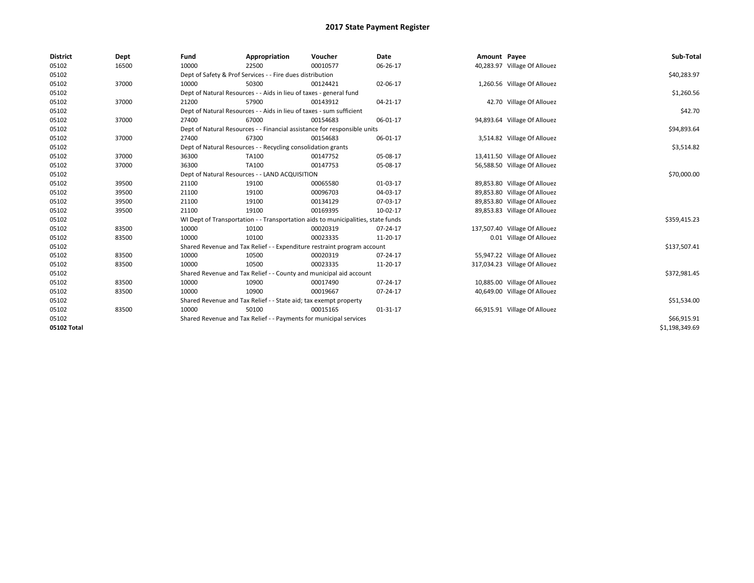# 2017 State Payment Register

| District | Dept | Fund | Appropriation | Voucher | Date | Amount | Payee | Sub-Total |
|---|---|---|---|---|---|---|---|---|
| 05102 | 16500 | 10000 | 22500 | 00010577 | 06-26-17 | 40,283.97 | Village Of Allouez | |
| 05102 | | Dept of Safety & Prof Services - - Fire dues distribution | | | | | | $40,283.97 |
| 05102 | 37000 | 10000 | 50300 | 00124421 | 02-06-17 | 1,260.56 | Village Of Allouez | |
| 05102 | | Dept of Natural Resources - - Aids in lieu of taxes - general fund | | | | | | $1,260.56 |
| 05102 | 37000 | 21200 | 57900 | 00143912 | 04-21-17 | 42.70 | Village Of Allouez | |
| 05102 | | Dept of Natural Resources - - Aids in lieu of taxes - sum sufficient | | | | | | $42.70 |
| 05102 | 37000 | 27400 | 67000 | 00154683 | 06-01-17 | 94,893.64 | Village Of Allouez | |
| 05102 | | Dept of Natural Resources - - Financial assistance for responsible units | | | | | | $94,893.64 |
| 05102 | 37000 | 27400 | 67300 | 00154683 | 06-01-17 | 3,514.82 | Village Of Allouez | |
| 05102 | | Dept of Natural Resources - - Recycling consolidation grants | | | | | | $3,514.82 |
| 05102 | 37000 | 36300 | TA100 | 00147752 | 05-08-17 | 13,411.50 | Village Of Allouez | |
| 05102 | 37000 | 36300 | TA100 | 00147753 | 05-08-17 | 56,588.50 | Village Of Allouez | |
| 05102 | | Dept of Natural Resources - - LAND ACQUISITION | | | | | | $70,000.00 |
| 05102 | 39500 | 21100 | 19100 | 00065580 | 01-03-17 | 89,853.80 | Village Of Allouez | |
| 05102 | 39500 | 21100 | 19100 | 00096703 | 04-03-17 | 89,853.80 | Village Of Allouez | |
| 05102 | 39500 | 21100 | 19100 | 00134129 | 07-03-17 | 89,853.80 | Village Of Allouez | |
| 05102 | 39500 | 21100 | 19100 | 00169395 | 10-02-17 | 89,853.83 | Village Of Allouez | |
| 05102 | | WI Dept of Transportation - - Transportation aids to municipalities, state funds | | | | | | $359,415.23 |
| 05102 | 83500 | 10000 | 10100 | 00020319 | 07-24-17 | 137,507.40 | Village Of Allouez | |
| 05102 | 83500 | 10000 | 10100 | 00023335 | 11-20-17 | 0.01 | Village Of Allouez | |
| 05102 | | Shared Revenue and Tax Relief - - Expenditure restraint program account | | | | | | $137,507.41 |
| 05102 | 83500 | 10000 | 10500 | 00020319 | 07-24-17 | 55,947.22 | Village Of Allouez | |
| 05102 | 83500 | 10000 | 10500 | 00023335 | 11-20-17 | 317,034.23 | Village Of Allouez | |
| 05102 | | Shared Revenue and Tax Relief - - County and municipal aid account | | | | | | $372,981.45 |
| 05102 | 83500 | 10000 | 10900 | 00017490 | 07-24-17 | 10,885.00 | Village Of Allouez | |
| 05102 | 83500 | 10000 | 10900 | 00019667 | 07-24-17 | 40,649.00 | Village Of Allouez | |
| 05102 | | Shared Revenue and Tax Relief - - State aid; tax exempt property | | | | | | $51,534.00 |
| 05102 | 83500 | 10000 | 50100 | 00015165 | 01-31-17 | 66,915.91 | Village Of Allouez | |
| 05102 | | Shared Revenue and Tax Relief - - Payments for municipal services | | | | | | $66,915.91 |
| 05102 Total | | | | | | | | $1,198,349.69 |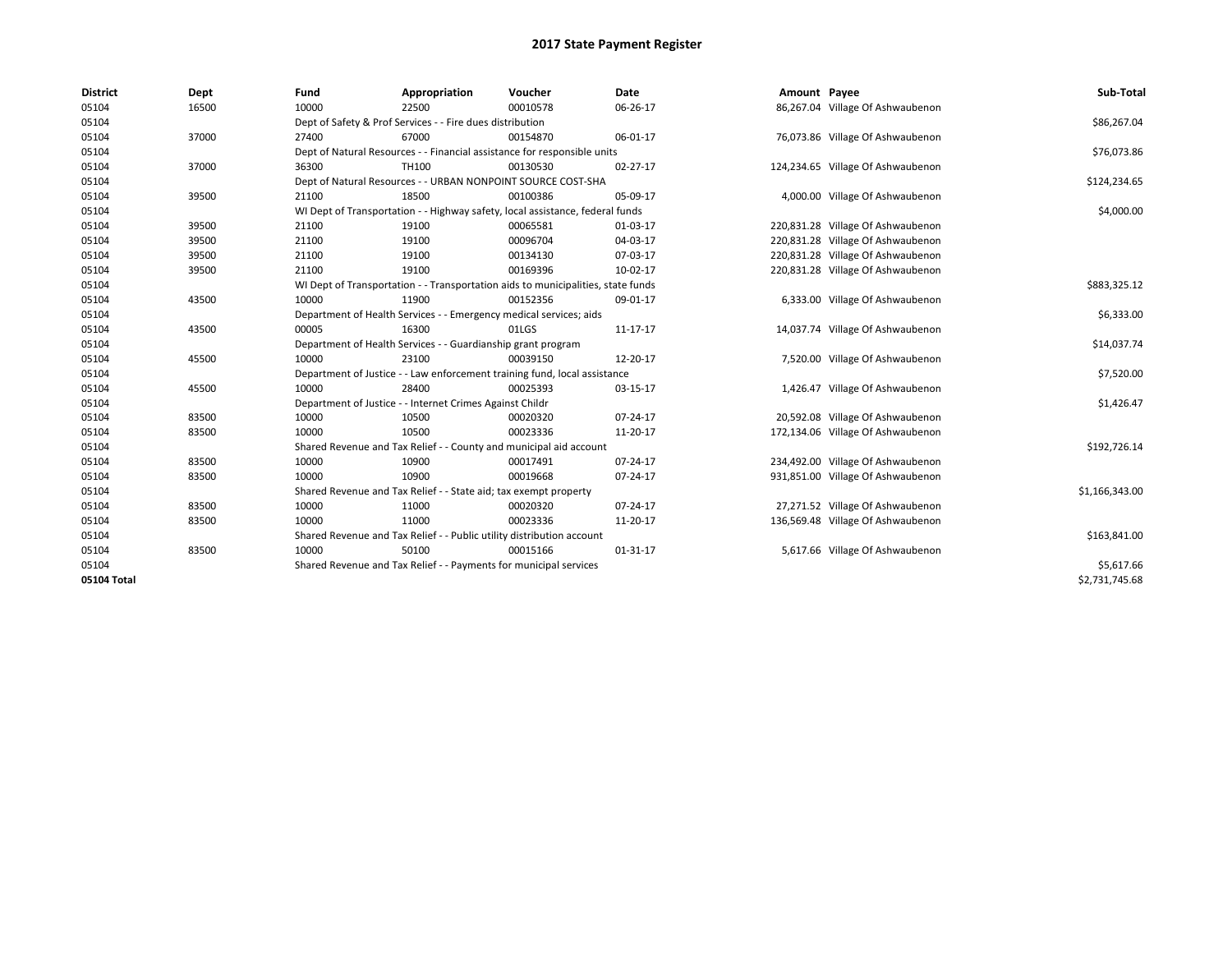# 2017 State Payment Register

| District | Dept | Fund | Appropriation | Voucher | Date | Amount | Payee | Sub-Total |
|---|---|---|---|---|---|---|---|---|
| 05104 | 16500 | 10000 | 22500 | 00010578 | 06-26-17 | 86,267.04 | Village Of Ashwaubenon | |
| 05104 | | Dept of Safety & Prof Services - - Fire dues distribution | | | | | | $86,267.04 |
| 05104 | 37000 | 27400 | 67000 | 00154870 | 06-01-17 | 76,073.86 | Village Of Ashwaubenon | |
| 05104 | | Dept of Natural Resources - - Financial assistance for responsible units | | | | | | $76,073.86 |
| 05104 | 37000 | 36300 | TH100 | 00130530 | 02-27-17 | 124,234.65 | Village Of Ashwaubenon | |
| 05104 | | Dept of Natural Resources - - URBAN NONPOINT SOURCE COST-SHA | | | | | | $124,234.65 |
| 05104 | 39500 | 21100 | 18500 | 00100386 | 05-09-17 | 4,000.00 | Village Of Ashwaubenon | |
| 05104 | | WI Dept of Transportation - - Highway safety, local assistance, federal funds | | | | | | $4,000.00 |
| 05104 | 39500 | 21100 | 19100 | 00065581 | 01-03-17 | 220,831.28 | Village Of Ashwaubenon | |
| 05104 | 39500 | 21100 | 19100 | 00096704 | 04-03-17 | 220,831.28 | Village Of Ashwaubenon | |
| 05104 | 39500 | 21100 | 19100 | 00134130 | 07-03-17 | 220,831.28 | Village Of Ashwaubenon | |
| 05104 | 39500 | 21100 | 19100 | 00169396 | 10-02-17 | 220,831.28 | Village Of Ashwaubenon | |
| 05104 | | WI Dept of Transportation - - Transportation aids to municipalities, state funds | | | | | | $883,325.12 |
| 05104 | 43500 | 10000 | 11900 | 00152356 | 09-01-17 | 6,333.00 | Village Of Ashwaubenon | |
| 05104 | | Department of Health Services - - Emergency medical services; aids | | | | | | $6,333.00 |
| 05104 | 43500 | 00005 | 16300 | 01LGS | 11-17-17 | 14,037.74 | Village Of Ashwaubenon | |
| 05104 | | Department of Health Services - - Guardianship grant program | | | | | | $14,037.74 |
| 05104 | 45500 | 10000 | 23100 | 00039150 | 12-20-17 | 7,520.00 | Village Of Ashwaubenon | |
| 05104 | | Department of Justice - - Law enforcement training fund, local assistance | | | | | | $7,520.00 |
| 05104 | 45500 | 10000 | 28400 | 00025393 | 03-15-17 | 1,426.47 | Village Of Ashwaubenon | |
| 05104 | | Department of Justice - - Internet Crimes Against Childr | | | | | | $1,426.47 |
| 05104 | 83500 | 10000 | 10500 | 00020320 | 07-24-17 | 20,592.08 | Village Of Ashwaubenon | |
| 05104 | 83500 | 10000 | 10500 | 00023336 | 11-20-17 | 172,134.06 | Village Of Ashwaubenon | |
| 05104 | | Shared Revenue and Tax Relief - - County and municipal aid account | | | | | | $192,726.14 |
| 05104 | 83500 | 10000 | 10900 | 00017491 | 07-24-17 | 234,492.00 | Village Of Ashwaubenon | |
| 05104 | 83500 | 10000 | 10900 | 00019668 | 07-24-17 | 931,851.00 | Village Of Ashwaubenon | |
| 05104 | | Shared Revenue and Tax Relief - - State aid; tax exempt property | | | | | | $1,166,343.00 |
| 05104 | 83500 | 10000 | 11000 | 00020320 | 07-24-17 | 27,271.52 | Village Of Ashwaubenon | |
| 05104 | 83500 | 10000 | 11000 | 00023336 | 11-20-17 | 136,569.48 | Village Of Ashwaubenon | |
| 05104 | | Shared Revenue and Tax Relief - - Public utility distribution account | | | | | | $163,841.00 |
| 05104 | 83500 | 10000 | 50100 | 00015166 | 01-31-17 | 5,617.66 | Village Of Ashwaubenon | |
| 05104 | | Shared Revenue and Tax Relief - - Payments for municipal services | | | | | | $5,617.66 |
| **05104 Total** | | | | | | | | $2,731,745.68 |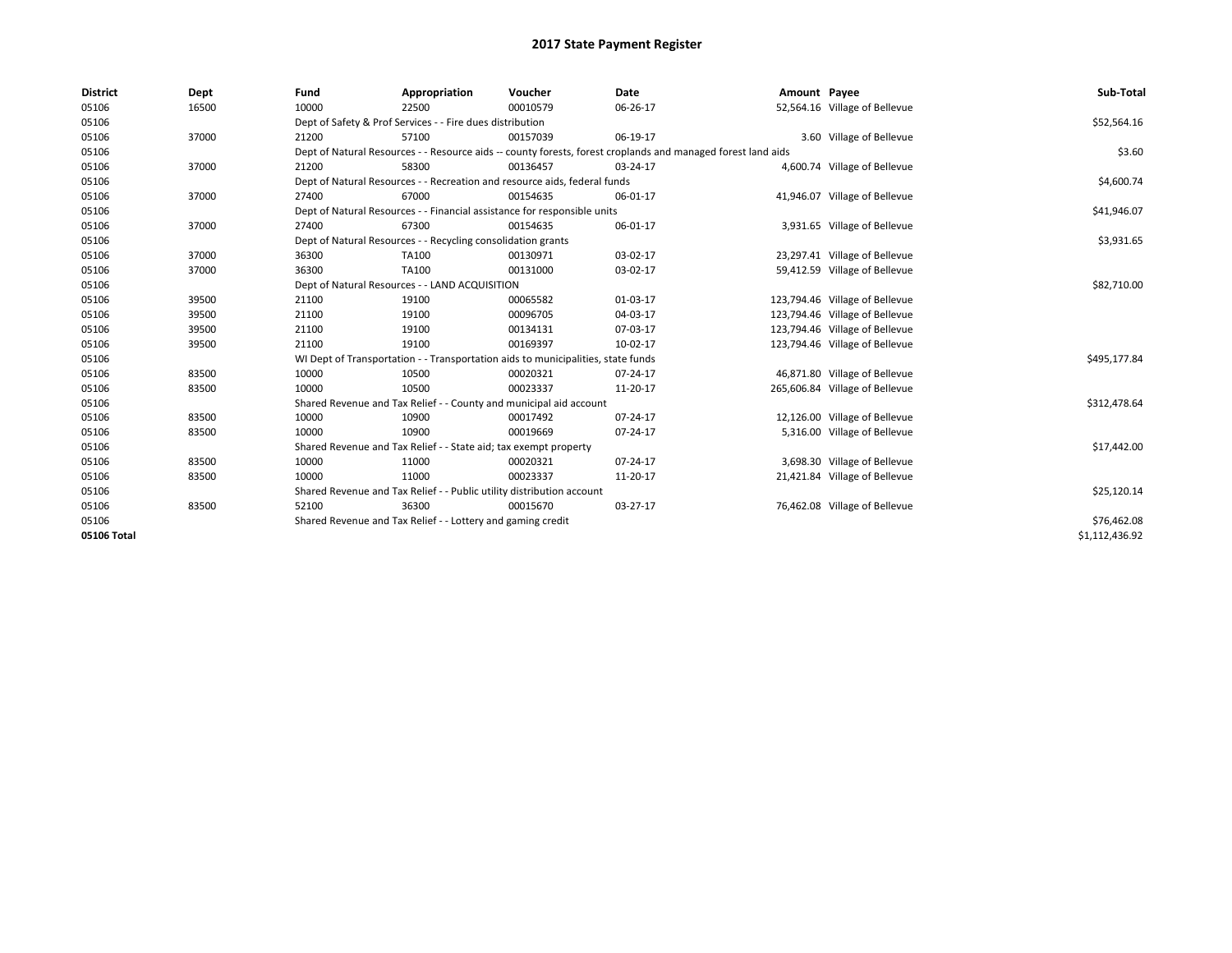# 2017 State Payment Register

| District | Dept | Fund | Appropriation | Voucher | Date | Amount | Payee | Sub-Total |
|---|---|---|---|---|---|---|---|---|
| 05106 | 16500 | 10000 | 22500 | 00010579 | 06-26-17 | 52,564.16 | Village of Bellevue | |
| 05106 | | Dept of Safety & Prof Services - - Fire dues distribution | | | | | | $52,564.16 |
| 05106 | 37000 | 21200 | 57100 | 00157039 | 06-19-17 | 3.60 | Village of Bellevue | |
| 05106 | | Dept of Natural Resources - - Resource aids -- county forests, forest croplands and managed forest land aids | | | | | | $3.60 |
| 05106 | 37000 | 21200 | 58300 | 00136457 | 03-24-17 | 4,600.74 | Village of Bellevue | |
| 05106 | | Dept of Natural Resources - - Recreation and resource aids, federal funds | | | | | | $4,600.74 |
| 05106 | 37000 | 27400 | 67000 | 00154635 | 06-01-17 | 41,946.07 | Village of Bellevue | |
| 05106 | | Dept of Natural Resources - - Financial assistance for responsible units | | | | | | $41,946.07 |
| 05106 | 37000 | 27400 | 67300 | 00154635 | 06-01-17 | 3,931.65 | Village of Bellevue | |
| 05106 | | Dept of Natural Resources - - Recycling consolidation grants | | | | | | $3,931.65 |
| 05106 | 37000 | 36300 | TA100 | 00130971 | 03-02-17 | 23,297.41 | Village of Bellevue | |
| 05106 | 37000 | 36300 | TA100 | 00131000 | 03-02-17 | 59,412.59 | Village of Bellevue | |
| 05106 | | Dept of Natural Resources - - LAND ACQUISITION | | | | | | $82,710.00 |
| 05106 | 39500 | 21100 | 19100 | 00065582 | 01-03-17 | 123,794.46 | Village of Bellevue | |
| 05106 | 39500 | 21100 | 19100 | 00096705 | 04-03-17 | 123,794.46 | Village of Bellevue | |
| 05106 | 39500 | 21100 | 19100 | 00134131 | 07-03-17 | 123,794.46 | Village of Bellevue | |
| 05106 | 39500 | 21100 | 19100 | 00169397 | 10-02-17 | 123,794.46 | Village of Bellevue | |
| 05106 | | WI Dept of Transportation - - Transportation aids to municipalities, state funds | | | | | | $495,177.84 |
| 05106 | 83500 | 10000 | 10500 | 00020321 | 07-24-17 | 46,871.80 | Village of Bellevue | |
| 05106 | 83500 | 10000 | 10500 | 00023337 | 11-20-17 | 265,606.84 | Village of Bellevue | |
| 05106 | | Shared Revenue and Tax Relief - - County and municipal aid account | | | | | | $312,478.64 |
| 05106 | 83500 | 10000 | 10900 | 00017492 | 07-24-17 | 12,126.00 | Village of Bellevue | |
| 05106 | 83500 | 10000 | 10900 | 00019669 | 07-24-17 | 5,316.00 | Village of Bellevue | |
| 05106 | | Shared Revenue and Tax Relief - - State aid; tax exempt property | | | | | | $17,442.00 |
| 05106 | 83500 | 10000 | 11000 | 00020321 | 07-24-17 | 3,698.30 | Village of Bellevue | |
| 05106 | 83500 | 10000 | 11000 | 00023337 | 11-20-17 | 21,421.84 | Village of Bellevue | |
| 05106 | | Shared Revenue and Tax Relief - - Public utility distribution account | | | | | | $25,120.14 |
| 05106 | 83500 | 52100 | 36300 | 00015670 | 03-27-17 | 76,462.08 | Village of Bellevue | |
| 05106 | | Shared Revenue and Tax Relief - - Lottery and gaming credit | | | | | | $76,462.08 |
| 05106 Total | | | | | | | | $1,112,436.92 |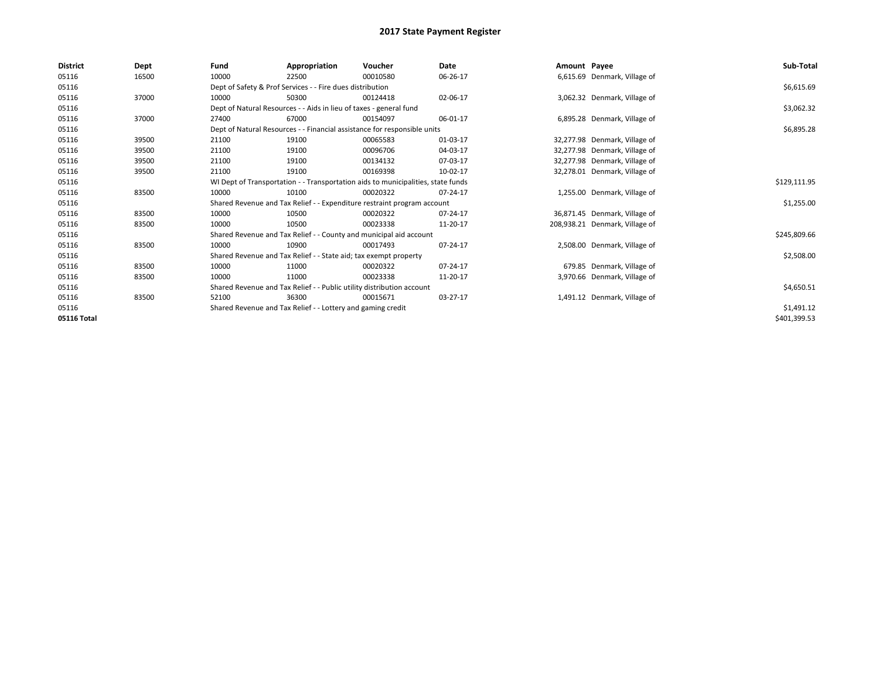# 2017 State Payment Register

| District | Dept | Fund | Appropriation | Voucher | Date | Amount | Payee | Sub-Total |
|---|---|---|---|---|---|---|---|---|
| 05116 | 16500 | 10000 | 22500 | 00010580 | 06-26-17 | 6,615.69 | Denmark, Village of | |
| 05116 | | Dept of Safety & Prof Services - - Fire dues distribution | | | | | | $6,615.69 |
| 05116 | 37000 | 10000 | 50300 | 00124418 | 02-06-17 | 3,062.32 | Denmark, Village of | |
| 05116 | | Dept of Natural Resources - - Aids in lieu of taxes - general fund | | | | | | $3,062.32 |
| 05116 | 37000 | 27400 | 67000 | 00154097 | 06-01-17 | 6,895.28 | Denmark, Village of | |
| 05116 | | Dept of Natural Resources - - Financial assistance for responsible units | | | | | | $6,895.28 |
| 05116 | 39500 | 21100 | 19100 | 00065583 | 01-03-17 | 32,277.98 | Denmark, Village of | |
| 05116 | 39500 | 21100 | 19100 | 00096706 | 04-03-17 | 32,277.98 | Denmark, Village of | |
| 05116 | 39500 | 21100 | 19100 | 00134132 | 07-03-17 | 32,277.98 | Denmark, Village of | |
| 05116 | 39500 | 21100 | 19100 | 00169398 | 10-02-17 | 32,278.01 | Denmark, Village of | |
| 05116 | | WI Dept of Transportation - - Transportation aids to municipalities, state funds | | | | | | $129,111.95 |
| 05116 | 83500 | 10000 | 10100 | 00020322 | 07-24-17 | 1,255.00 | Denmark, Village of | |
| 05116 | | Shared Revenue and Tax Relief - - Expenditure restraint program account | | | | | | $1,255.00 |
| 05116 | 83500 | 10000 | 10500 | 00020322 | 07-24-17 | 36,871.45 | Denmark, Village of | |
| 05116 | 83500 | 10000 | 10500 | 00023338 | 11-20-17 | 208,938.21 | Denmark, Village of | |
| 05116 | | Shared Revenue and Tax Relief - - County and municipal aid account | | | | | | $245,809.66 |
| 05116 | 83500 | 10000 | 10900 | 00017493 | 07-24-17 | 2,508.00 | Denmark, Village of | |
| 05116 | | Shared Revenue and Tax Relief - - State aid; tax exempt property | | | | | | $2,508.00 |
| 05116 | 83500 | 10000 | 11000 | 00020322 | 07-24-17 | 679.85 | Denmark, Village of | |
| 05116 | 83500 | 10000 | 11000 | 00023338 | 11-20-17 | 3,970.66 | Denmark, Village of | |
| 05116 | | Shared Revenue and Tax Relief - - Public utility distribution account | | | | | | $4,650.51 |
| 05116 | 83500 | 52100 | 36300 | 00015671 | 03-27-17 | 1,491.12 | Denmark, Village of | |
| 05116 | | Shared Revenue and Tax Relief - - Lottery and gaming credit | | | | | | $1,491.12 |
| **05116 Total** | | | | | | | | $401,399.53 |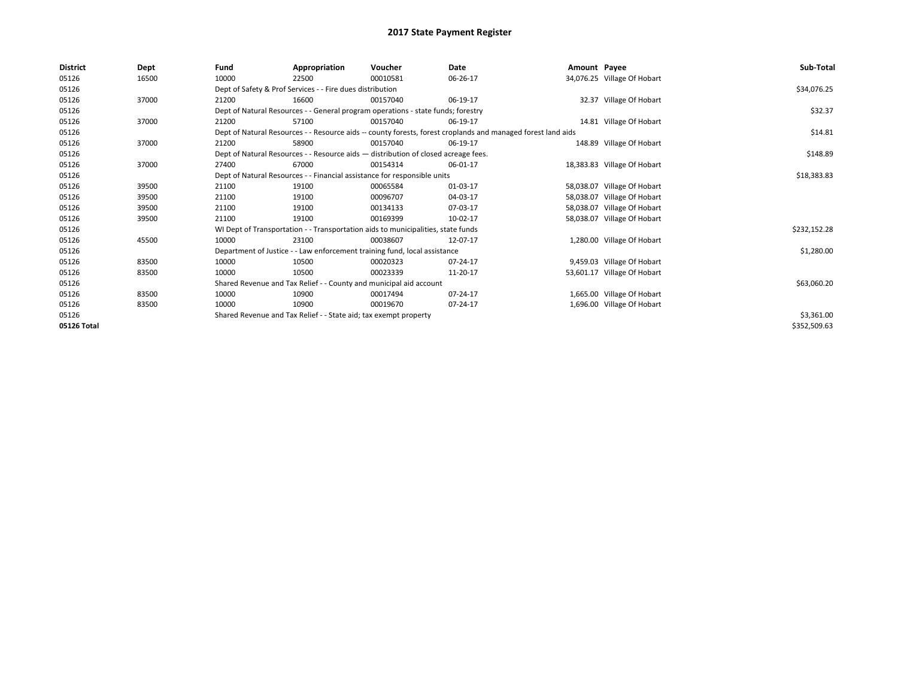# 2017 State Payment Register

| District | Dept | Fund | Appropriation | Voucher | Date | Amount | Payee | Sub-Total |
|---|---|---|---|---|---|---|---|---|
| 05126 | 16500 | 10000 | 22500 | 00010581 | 06-26-17 | 34,076.25 | Village Of Hobart | |
| 05126 | | Dept of Safety & Prof Services - - Fire dues distribution | | | | | | $34,076.25 |
| 05126 | 37000 | 21200 | 16600 | 00157040 | 06-19-17 | 32.37 | Village Of Hobart | |
| 05126 | | Dept of Natural Resources - - General program operations - state funds; forestry | | | | | | $32.37 |
| 05126 | 37000 | 21200 | 57100 | 00157040 | 06-19-17 | 14.81 | Village Of Hobart | |
| 05126 | | Dept of Natural Resources - - Resource aids -- county forests, forest croplands and managed forest land aids | | | | | | $14.81 |
| 05126 | 37000 | 21200 | 58900 | 00157040 | 06-19-17 | 148.89 | Village Of Hobart | |
| 05126 | | Dept of Natural Resources - - Resource aids — distribution of closed acreage fees. | | | | | | $148.89 |
| 05126 | 37000 | 27400 | 67000 | 00154314 | 06-01-17 | 18,383.83 | Village Of Hobart | |
| 05126 | | Dept of Natural Resources - - Financial assistance for responsible units | | | | | | $18,383.83 |
| 05126 | 39500 | 21100 | 19100 | 00065584 | 01-03-17 | 58,038.07 | Village Of Hobart | |
| 05126 | 39500 | 21100 | 19100 | 00096707 | 04-03-17 | 58,038.07 | Village Of Hobart | |
| 05126 | 39500 | 21100 | 19100 | 00134133 | 07-03-17 | 58,038.07 | Village Of Hobart | |
| 05126 | 39500 | 21100 | 19100 | 00169399 | 10-02-17 | 58,038.07 | Village Of Hobart | |
| 05126 | | WI Dept of Transportation - - Transportation aids to municipalities, state funds | | | | | | $232,152.28 |
| 05126 | 45500 | 10000 | 23100 | 00038607 | 12-07-17 | 1,280.00 | Village Of Hobart | |
| 05126 | | Department of Justice - - Law enforcement training fund, local assistance | | | | | | $1,280.00 |
| 05126 | 83500 | 10000 | 10500 | 00020323 | 07-24-17 | 9,459.03 | Village Of Hobart | |
| 05126 | 83500 | 10000 | 10500 | 00023339 | 11-20-17 | 53,601.17 | Village Of Hobart | |
| 05126 | | Shared Revenue and Tax Relief - - County and municipal aid account | | | | | | $63,060.20 |
| 05126 | 83500 | 10000 | 10900 | 00017494 | 07-24-17 | 1,665.00 | Village Of Hobart | |
| 05126 | 83500 | 10000 | 10900 | 00019670 | 07-24-17 | 1,696.00 | Village Of Hobart | |
| 05126 | | Shared Revenue and Tax Relief - - State aid; tax exempt property | | | | | | $3,361.00 |
| 05126 Total | | | | | | | | $352,509.63 |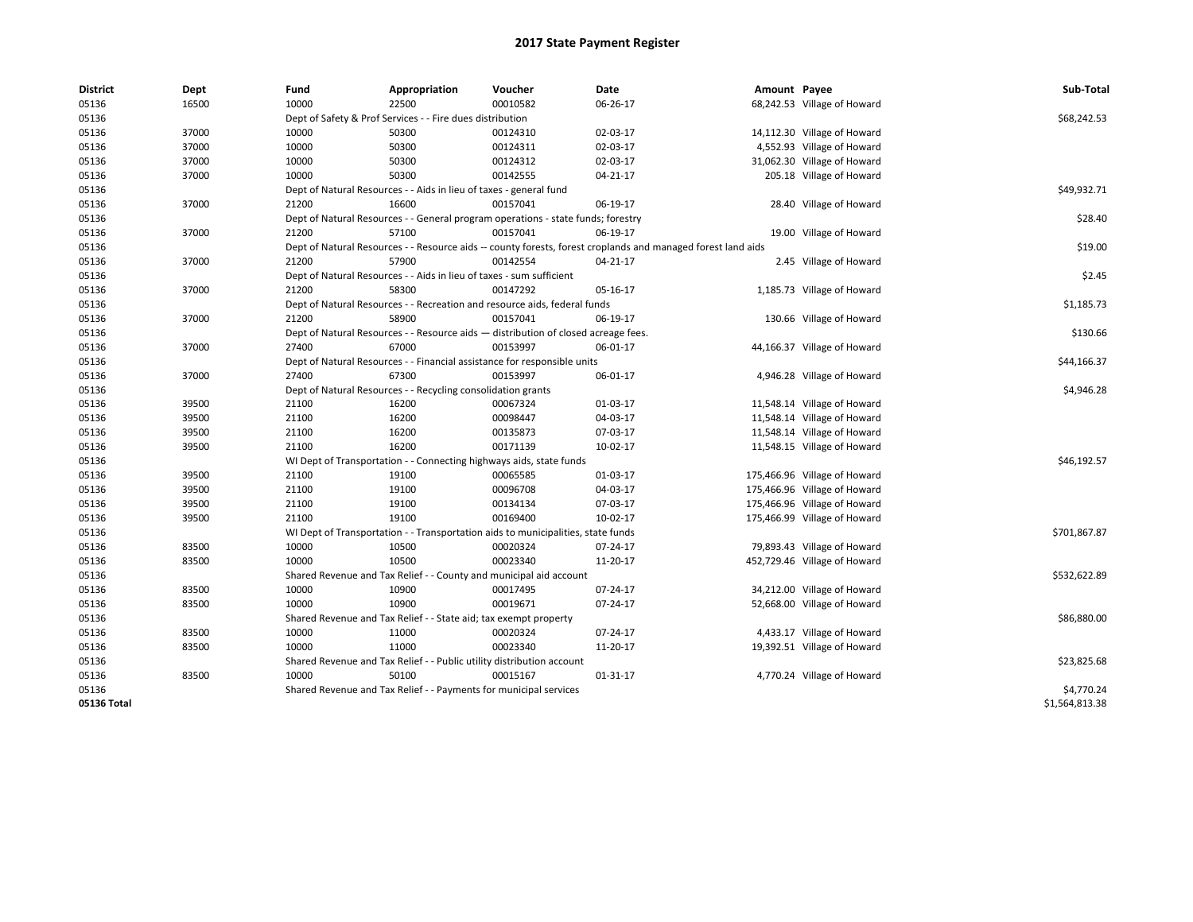# 2017 State Payment Register

| District | Dept | Fund | Appropriation | Voucher | Date | Amount | Payee | Sub-Total |
|---|---|---|---|---|---|---|---|---|
| 05136 | 16500 | 10000 | 22500 | 00010582 | 06-26-17 | 68,242.53 | Village of Howard | |
| 05136 | | Dept of Safety & Prof Services - - Fire dues distribution | | | | | | $68,242.53 |
| 05136 | 37000 | 10000 | 50300 | 00124310 | 02-03-17 | 14,112.30 | Village of Howard | |
| 05136 | 37000 | 10000 | 50300 | 00124311 | 02-03-17 | 4,552.93 | Village of Howard | |
| 05136 | 37000 | 10000 | 50300 | 00124312 | 02-03-17 | 31,062.30 | Village of Howard | |
| 05136 | 37000 | 10000 | 50300 | 00142555 | 04-21-17 | 205.18 | Village of Howard | |
| 05136 | | Dept of Natural Resources - - Aids in lieu of taxes - general fund | | | | | | $49,932.71 |
| 05136 | 37000 | 21200 | 16600 | 00157041 | 06-19-17 | 28.40 | Village of Howard | |
| 05136 | | Dept of Natural Resources - - General program operations - state funds; forestry | | | | | | $28.40 |
| 05136 | 37000 | 21200 | 57100 | 00157041 | 06-19-17 | 19.00 | Village of Howard | |
| 05136 | | Dept of Natural Resources - - Resource aids -- county forests, forest croplands and managed forest land aids | | | | | | $19.00 |
| 05136 | 37000 | 21200 | 57900 | 00142554 | 04-21-17 | 2.45 | Village of Howard | |
| 05136 | | Dept of Natural Resources - - Aids in lieu of taxes - sum sufficient | | | | | | $2.45 |
| 05136 | 37000 | 21200 | 58300 | 00147292 | 05-16-17 | 1,185.73 | Village of Howard | |
| 05136 | | Dept of Natural Resources - - Recreation and resource aids, federal funds | | | | | | $1,185.73 |
| 05136 | 37000 | 21200 | 58900 | 00157041 | 06-19-17 | 130.66 | Village of Howard | |
| 05136 | | Dept of Natural Resources - - Resource aids — distribution of closed acreage fees. | | | | | | $130.66 |
| 05136 | 37000 | 27400 | 67000 | 00153997 | 06-01-17 | 44,166.37 | Village of Howard | |
| 05136 | | Dept of Natural Resources - - Financial assistance for responsible units | | | | | | $44,166.37 |
| 05136 | 37000 | 27400 | 67300 | 00153997 | 06-01-17 | 4,946.28 | Village of Howard | |
| 05136 | | Dept of Natural Resources - - Recycling consolidation grants | | | | | | $4,946.28 |
| 05136 | 39500 | 21100 | 16200 | 00067324 | 01-03-17 | 11,548.14 | Village of Howard | |
| 05136 | 39500 | 21100 | 16200 | 00098447 | 04-03-17 | 11,548.14 | Village of Howard | |
| 05136 | 39500 | 21100 | 16200 | 00135873 | 07-03-17 | 11,548.14 | Village of Howard | |
| 05136 | 39500 | 21100 | 16200 | 00171139 | 10-02-17 | 11,548.15 | Village of Howard | |
| 05136 | | WI Dept of Transportation - - Connecting highways aids, state funds | | | | | | $46,192.57 |
| 05136 | 39500 | 21100 | 19100 | 00065585 | 01-03-17 | 175,466.96 | Village of Howard | |
| 05136 | 39500 | 21100 | 19100 | 00096708 | 04-03-17 | 175,466.96 | Village of Howard | |
| 05136 | 39500 | 21100 | 19100 | 00134134 | 07-03-17 | 175,466.96 | Village of Howard | |
| 05136 | 39500 | 21100 | 19100 | 00169400 | 10-02-17 | 175,466.99 | Village of Howard | |
| 05136 | | WI Dept of Transportation - - Transportation aids to municipalities, state funds | | | | | | $701,867.87 |
| 05136 | 83500 | 10000 | 10500 | 00020324 | 07-24-17 | 79,893.43 | Village of Howard | |
| 05136 | 83500 | 10000 | 10500 | 00023340 | 11-20-17 | 452,729.46 | Village of Howard | |
| 05136 | | Shared Revenue and Tax Relief - - County and municipal aid account | | | | | | $532,622.89 |
| 05136 | 83500 | 10000 | 10900 | 00017495 | 07-24-17 | 34,212.00 | Village of Howard | |
| 05136 | 83500 | 10000 | 10900 | 00019671 | 07-24-17 | 52,668.00 | Village of Howard | |
| 05136 | | Shared Revenue and Tax Relief - - State aid; tax exempt property | | | | | | $86,880.00 |
| 05136 | 83500 | 10000 | 11000 | 00020324 | 07-24-17 | 4,433.17 | Village of Howard | |
| 05136 | 83500 | 10000 | 11000 | 00023340 | 11-20-17 | 19,392.51 | Village of Howard | |
| 05136 | | Shared Revenue and Tax Relief - - Public utility distribution account | | | | | | $23,825.68 |
| 05136 | 83500 | 10000 | 50100 | 00015167 | 01-31-17 | 4,770.24 | Village of Howard | |
| 05136 | | Shared Revenue and Tax Relief - - Payments for municipal services | | | | | | $4,770.24 |
| **05136 Total** | | | | | | | | $1,564,813.38 |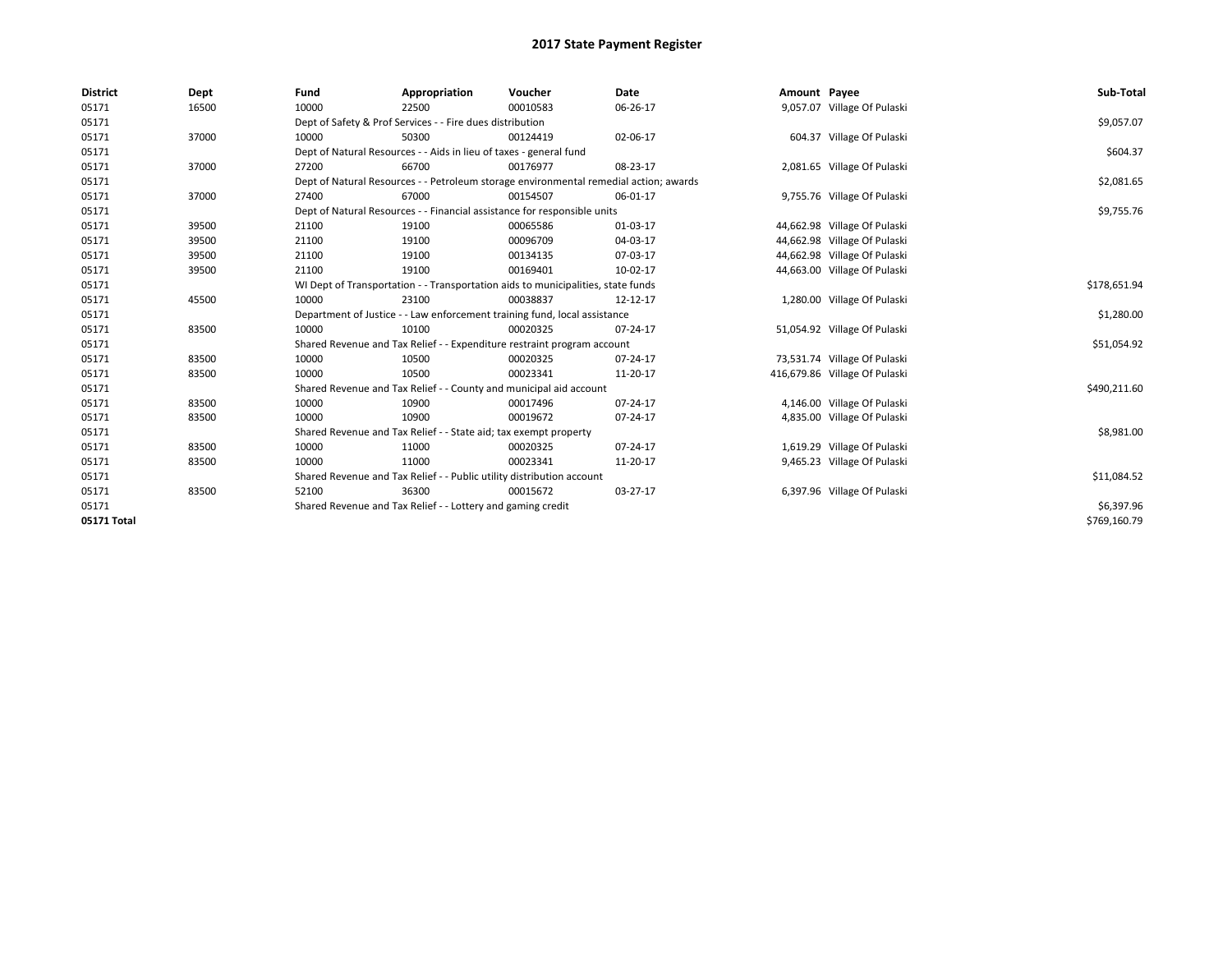# 2017 State Payment Register

| District | Dept | Fund | Appropriation | Voucher | Date | Amount | Payee | Sub-Total |
|---|---|---|---|---|---|---|---|---|
| 05171 | 16500 | 10000 | 22500 | 00010583 | 06-26-17 | 9,057.07 | Village Of Pulaski | |
| 05171 | | Dept of Safety & Prof Services - - Fire dues distribution | | | | | | $9,057.07 |
| 05171 | 37000 | 10000 | 50300 | 00124419 | 02-06-17 | 604.37 | Village Of Pulaski | |
| 05171 | | Dept of Natural Resources - - Aids in lieu of taxes - general fund | | | | | | $604.37 |
| 05171 | 37000 | 27200 | 66700 | 00176977 | 08-23-17 | 2,081.65 | Village Of Pulaski | |
| 05171 | | Dept of Natural Resources - - Petroleum storage environmental remedial action; awards | | | | | | $2,081.65 |
| 05171 | 37000 | 27400 | 67000 | 00154507 | 06-01-17 | 9,755.76 | Village Of Pulaski | |
| 05171 | | Dept of Natural Resources - - Financial assistance for responsible units | | | | | | $9,755.76 |
| 05171 | 39500 | 21100 | 19100 | 00065586 | 01-03-17 | 44,662.98 | Village Of Pulaski | |
| 05171 | 39500 | 21100 | 19100 | 00096709 | 04-03-17 | 44,662.98 | Village Of Pulaski | |
| 05171 | 39500 | 21100 | 19100 | 00134135 | 07-03-17 | 44,662.98 | Village Of Pulaski | |
| 05171 | 39500 | 21100 | 19100 | 00169401 | 10-02-17 | 44,663.00 | Village Of Pulaski | |
| 05171 | | WI Dept of Transportation - - Transportation aids to municipalities, state funds | | | | | | $178,651.94 |
| 05171 | 45500 | 10000 | 23100 | 00038837 | 12-12-17 | 1,280.00 | Village Of Pulaski | |
| 05171 | | Department of Justice - - Law enforcement training fund, local assistance | | | | | | $1,280.00 |
| 05171 | 83500 | 10000 | 10100 | 00020325 | 07-24-17 | 51,054.92 | Village Of Pulaski | |
| 05171 | | Shared Revenue and Tax Relief - - Expenditure restraint program account | | | | | | $51,054.92 |
| 05171 | 83500 | 10000 | 10500 | 00020325 | 07-24-17 | 73,531.74 | Village Of Pulaski | |
| 05171 | 83500 | 10000 | 10500 | 00023341 | 11-20-17 | 416,679.86 | Village Of Pulaski | |
| 05171 | | Shared Revenue and Tax Relief - - County and municipal aid account | | | | | | $490,211.60 |
| 05171 | 83500 | 10000 | 10900 | 00017496 | 07-24-17 | 4,146.00 | Village Of Pulaski | |
| 05171 | 83500 | 10000 | 10900 | 00019672 | 07-24-17 | 4,835.00 | Village Of Pulaski | |
| 05171 | | Shared Revenue and Tax Relief - - State aid; tax exempt property | | | | | | $8,981.00 |
| 05171 | 83500 | 10000 | 11000 | 00020325 | 07-24-17 | 1,619.29 | Village Of Pulaski | |
| 05171 | 83500 | 10000 | 11000 | 00023341 | 11-20-17 | 9,465.23 | Village Of Pulaski | |
| 05171 | | Shared Revenue and Tax Relief - - Public utility distribution account | | | | | | $11,084.52 |
| 05171 | 83500 | 52100 | 36300 | 00015672 | 03-27-17 | 6,397.96 | Village Of Pulaski | |
| 05171 | | Shared Revenue and Tax Relief - - Lottery and gaming credit | | | | | | $6,397.96 |
| **05171 Total** | | | | | | | | $769,160.79 |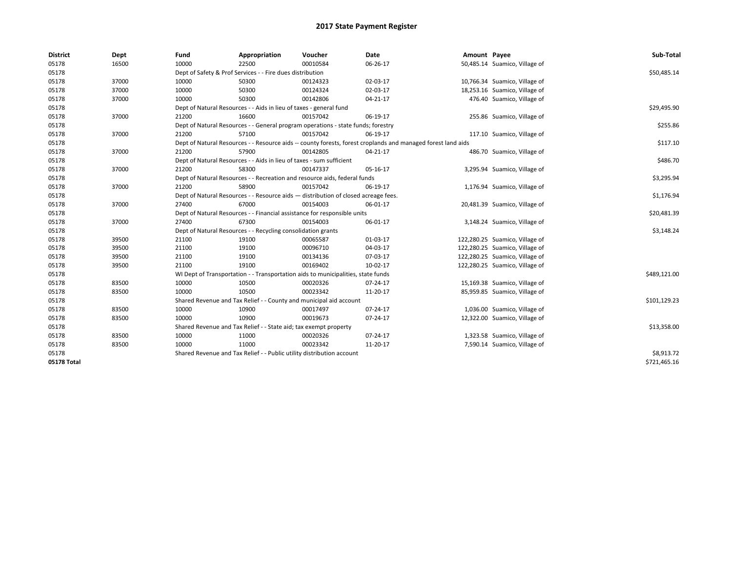# 2017 State Payment Register

| District | Dept | Fund | Appropriation | Voucher | Date | Amount | Payee | Sub-Total |
|---|---|---|---|---|---|---|---|---|
| 05178 | 16500 | 10000 | 22500 | 00010584 | 06-26-17 | 50,485.14 | Suamico, Village of | |
| 05178 | | Dept of Safety & Prof Services - - Fire dues distribution | | | | | | $50,485.14 |
| 05178 | 37000 | 10000 | 50300 | 00124323 | 02-03-17 | 10,766.34 | Suamico, Village of | |
| 05178 | 37000 | 10000 | 50300 | 00124324 | 02-03-17 | 18,253.16 | Suamico, Village of | |
| 05178 | 37000 | 10000 | 50300 | 00142806 | 04-21-17 | 476.40 | Suamico, Village of | |
| 05178 | | Dept of Natural Resources - - Aids in lieu of taxes - general fund | | | | | | $29,495.90 |
| 05178 | 37000 | 21200 | 16600 | 00157042 | 06-19-17 | 255.86 | Suamico, Village of | |
| 05178 | | Dept of Natural Resources - - General program operations - state funds; forestry | | | | | | $255.86 |
| 05178 | 37000 | 21200 | 57100 | 00157042 | 06-19-17 | 117.10 | Suamico, Village of | |
| 05178 | | Dept of Natural Resources - - Resource aids -- county forests, forest croplands and managed forest land aids | | | | | | $117.10 |
| 05178 | 37000 | 21200 | 57900 | 00142805 | 04-21-17 | 486.70 | Suamico, Village of | |
| 05178 | | Dept of Natural Resources - - Aids in lieu of taxes - sum sufficient | | | | | | $486.70 |
| 05178 | 37000 | 21200 | 58300 | 00147337 | 05-16-17 | 3,295.94 | Suamico, Village of | |
| 05178 | | Dept of Natural Resources - - Recreation and resource aids, federal funds | | | | | | $3,295.94 |
| 05178 | 37000 | 21200 | 58900 | 00157042 | 06-19-17 | 1,176.94 | Suamico, Village of | |
| 05178 | | Dept of Natural Resources - - Resource aids — distribution of closed acreage fees. | | | | | | $1,176.94 |
| 05178 | 37000 | 27400 | 67000 | 00154003 | 06-01-17 | 20,481.39 | Suamico, Village of | |
| 05178 | | Dept of Natural Resources - - Financial assistance for responsible units | | | | | | $20,481.39 |
| 05178 | 37000 | 27400 | 67300 | 00154003 | 06-01-17 | 3,148.24 | Suamico, Village of | |
| 05178 | | Dept of Natural Resources - - Recycling consolidation grants | | | | | | $3,148.24 |
| 05178 | 39500 | 21100 | 19100 | 00065587 | 01-03-17 | 122,280.25 | Suamico, Village of | |
| 05178 | 39500 | 21100 | 19100 | 00096710 | 04-03-17 | 122,280.25 | Suamico, Village of | |
| 05178 | 39500 | 21100 | 19100 | 00134136 | 07-03-17 | 122,280.25 | Suamico, Village of | |
| 05178 | 39500 | 21100 | 19100 | 00169402 | 10-02-17 | 122,280.25 | Suamico, Village of | |
| 05178 | | WI Dept of Transportation - - Transportation aids to municipalities, state funds | | | | | | $489,121.00 |
| 05178 | 83500 | 10000 | 10500 | 00020326 | 07-24-17 | 15,169.38 | Suamico, Village of | |
| 05178 | 83500 | 10000 | 10500 | 00023342 | 11-20-17 | 85,959.85 | Suamico, Village of | |
| 05178 | | Shared Revenue and Tax Relief - - County and municipal aid account | | | | | | $101,129.23 |
| 05178 | 83500 | 10000 | 10900 | 00017497 | 07-24-17 | 1,036.00 | Suamico, Village of | |
| 05178 | 83500 | 10000 | 10900 | 00019673 | 07-24-17 | 12,322.00 | Suamico, Village of | |
| 05178 | | Shared Revenue and Tax Relief - - State aid; tax exempt property | | | | | | $13,358.00 |
| 05178 | 83500 | 10000 | 11000 | 00020326 | 07-24-17 | 1,323.58 | Suamico, Village of | |
| 05178 | 83500 | 10000 | 11000 | 00023342 | 11-20-17 | 7,590.14 | Suamico, Village of | |
| 05178 | | Shared Revenue and Tax Relief - - Public utility distribution account | | | | | | $8,913.72 |
| **05178 Total** | | | | | | | | $721,465.16 |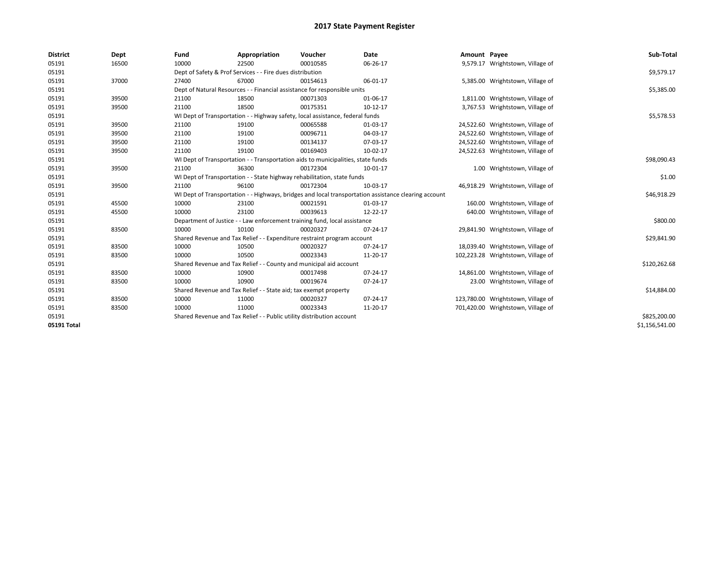# 2017 State Payment Register

| District | Dept | Fund | Appropriation | Voucher | Date | Amount | Payee | Sub-Total |
|---|---|---|---|---|---|---|---|---|
| 05191 | 16500 | 10000 | 22500 | 00010585 | 06-26-17 | 9,579.17 | Wrightstown, Village of | |
| 05191 | | Dept of Safety & Prof Services - - Fire dues distribution | | | | | | $9,579.17 |
| 05191 | 37000 | 27400 | 67000 | 00154613 | 06-01-17 | 5,385.00 | Wrightstown, Village of | |
| 05191 | | Dept of Natural Resources - - Financial assistance for responsible units | | | | | | $5,385.00 |
| 05191 | 39500 | 21100 | 18500 | 00071303 | 01-06-17 | 1,811.00 | Wrightstown, Village of | |
| 05191 | 39500 | 21100 | 18500 | 00175351 | 10-12-17 | 3,767.53 | Wrightstown, Village of | |
| 05191 | | WI Dept of Transportation - - Highway safety, local assistance, federal funds | | | | | | $5,578.53 |
| 05191 | 39500 | 21100 | 19100 | 00065588 | 01-03-17 | 24,522.60 | Wrightstown, Village of | |
| 05191 | 39500 | 21100 | 19100 | 00096711 | 04-03-17 | 24,522.60 | Wrightstown, Village of | |
| 05191 | 39500 | 21100 | 19100 | 00134137 | 07-03-17 | 24,522.60 | Wrightstown, Village of | |
| 05191 | 39500 | 21100 | 19100 | 00169403 | 10-02-17 | 24,522.63 | Wrightstown, Village of | |
| 05191 | | WI Dept of Transportation - - Transportation aids to municipalities, state funds | | | | | | $98,090.43 |
| 05191 | 39500 | 21100 | 36300 | 00172304 | 10-01-17 | 1.00 | Wrightstown, Village of | |
| 05191 | | WI Dept of Transportation - - State highway rehabilitation, state funds | | | | | | $1.00 |
| 05191 | 39500 | 21100 | 96100 | 00172304 | 10-03-17 | 46,918.29 | Wrightstown, Village of | |
| 05191 | | WI Dept of Transportation - - Highways, bridges and local transportation assistance clearing account | | | | | | $46,918.29 |
| 05191 | 45500 | 10000 | 23100 | 00021591 | 01-03-17 | 160.00 | Wrightstown, Village of | |
| 05191 | 45500 | 10000 | 23100 | 00039613 | 12-22-17 | 640.00 | Wrightstown, Village of | |
| 05191 | | Department of Justice - - Law enforcement training fund, local assistance | | | | | | $800.00 |
| 05191 | 83500 | 10000 | 10100 | 00020327 | 07-24-17 | 29,841.90 | Wrightstown, Village of | |
| 05191 | | Shared Revenue and Tax Relief - - Expenditure restraint program account | | | | | | $29,841.90 |
| 05191 | 83500 | 10000 | 10500 | 00020327 | 07-24-17 | 18,039.40 | Wrightstown, Village of | |
| 05191 | 83500 | 10000 | 10500 | 00023343 | 11-20-17 | 102,223.28 | Wrightstown, Village of | |
| 05191 | | Shared Revenue and Tax Relief - - County and municipal aid account | | | | | | $120,262.68 |
| 05191 | 83500 | 10000 | 10900 | 00017498 | 07-24-17 | 14,861.00 | Wrightstown, Village of | |
| 05191 | 83500 | 10000 | 10900 | 00019674 | 07-24-17 | 23.00 | Wrightstown, Village of | |
| 05191 | | Shared Revenue and Tax Relief - - State aid; tax exempt property | | | | | | $14,884.00 |
| 05191 | 83500 | 10000 | 11000 | 00020327 | 07-24-17 | 123,780.00 | Wrightstown, Village of | |
| 05191 | 83500 | 10000 | 11000 | 00023343 | 11-20-17 | 701,420.00 | Wrightstown, Village of | |
| 05191 | | Shared Revenue and Tax Relief - - Public utility distribution account | | | | | | $825,200.00 |
| **05191 Total** | | | | | | | | $1,156,541.00 |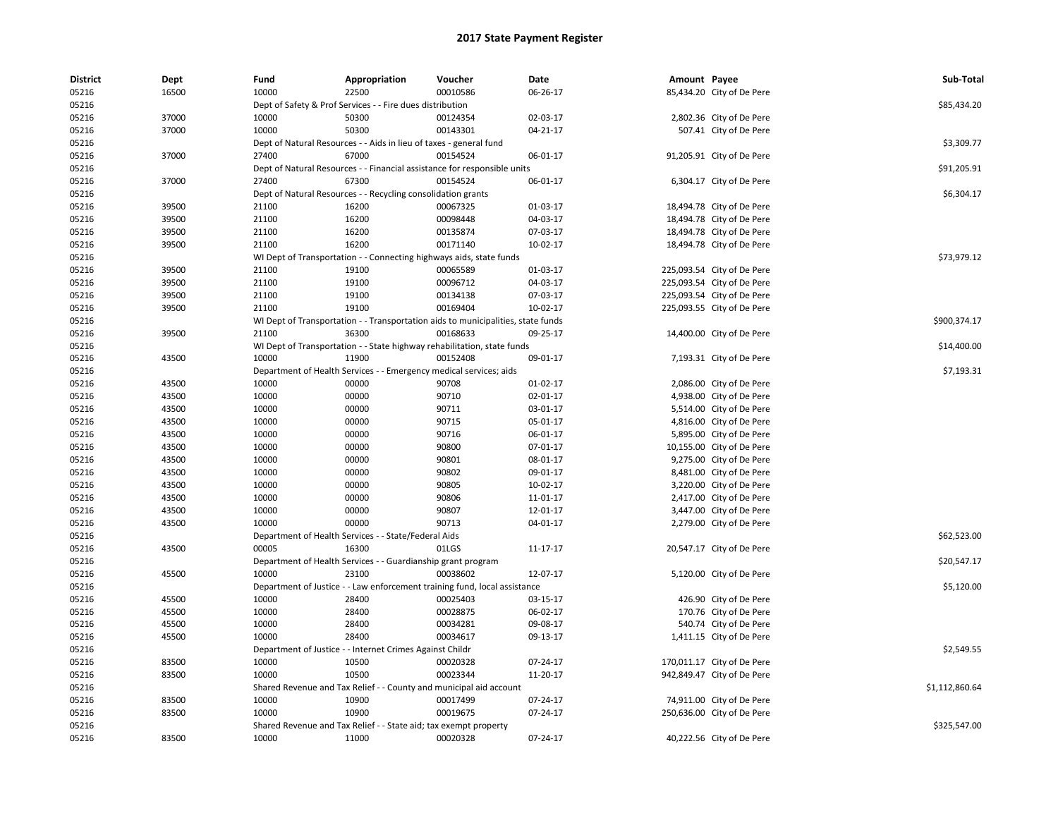# 2017 State Payment Register

| District | Dept | Fund | Appropriation | Voucher | Date | Amount | Payee | Sub-Total |
|---|---|---|---|---|---|---|---|---|
| 05216 | 16500 | 10000 | 22500 | 00010586 | 06-26-17 | 85,434.20 | City of De Pere | |
| 05216 | | Dept of Safety & Prof Services - - Fire dues distribution | | | | | | $85,434.20 |
| 05216 | 37000 | 10000 | 50300 | 00124354 | 02-03-17 | 2,802.36 | City of De Pere | |
| 05216 | 37000 | 10000 | 50300 | 00143301 | 04-21-17 | 507.41 | City of De Pere | |
| 05216 | | Dept of Natural Resources - - Aids in lieu of taxes - general fund | | | | | | $3,309.77 |
| 05216 | 37000 | 27400 | 67000 | 00154524 | 06-01-17 | 91,205.91 | City of De Pere | |
| 05216 | | Dept of Natural Resources - - Financial assistance for responsible units | | | | | | $91,205.91 |
| 05216 | 37000 | 27400 | 67300 | 00154524 | 06-01-17 | 6,304.17 | City of De Pere | |
| 05216 | | Dept of Natural Resources - - Recycling consolidation grants | | | | | | $6,304.17 |
| 05216 | 39500 | 21100 | 16200 | 00067325 | 01-03-17 | 18,494.78 | City of De Pere | |
| 05216 | 39500 | 21100 | 16200 | 00098448 | 04-03-17 | 18,494.78 | City of De Pere | |
| 05216 | 39500 | 21100 | 16200 | 00135874 | 07-03-17 | 18,494.78 | City of De Pere | |
| 05216 | 39500 | 21100 | 16200 | 00171140 | 10-02-17 | 18,494.78 | City of De Pere | |
| 05216 | | WI Dept of Transportation - - Connecting highways aids, state funds | | | | | | $73,979.12 |
| 05216 | 39500 | 21100 | 19100 | 00065589 | 01-03-17 | 225,093.54 | City of De Pere | |
| 05216 | 39500 | 21100 | 19100 | 00096712 | 04-03-17 | 225,093.54 | City of De Pere | |
| 05216 | 39500 | 21100 | 19100 | 00134138 | 07-03-17 | 225,093.54 | City of De Pere | |
| 05216 | 39500 | 21100 | 19100 | 00169404 | 10-02-17 | 225,093.55 | City of De Pere | |
| 05216 | | WI Dept of Transportation - - Transportation aids to municipalities, state funds | | | | | | $900,374.17 |
| 05216 | 39500 | 21100 | 36300 | 00168633 | 09-25-17 | 14,400.00 | City of De Pere | |
| 05216 | | WI Dept of Transportation - - State highway rehabilitation, state funds | | | | | | $14,400.00 |
| 05216 | 43500 | 10000 | 11900 | 00152408 | 09-01-17 | 7,193.31 | City of De Pere | |
| 05216 | | Department of Health Services - - Emergency medical services; aids | | | | | | $7,193.31 |
| 05216 | 43500 | 10000 | 00000 | 90708 | 01-02-17 | 2,086.00 | City of De Pere | |
| 05216 | 43500 | 10000 | 00000 | 90710 | 02-01-17 | 4,938.00 | City of De Pere | |
| 05216 | 43500 | 10000 | 00000 | 90711 | 03-01-17 | 5,514.00 | City of De Pere | |
| 05216 | 43500 | 10000 | 00000 | 90715 | 05-01-17 | 4,816.00 | City of De Pere | |
| 05216 | 43500 | 10000 | 00000 | 90716 | 06-01-17 | 5,895.00 | City of De Pere | |
| 05216 | 43500 | 10000 | 00000 | 90800 | 07-01-17 | 10,155.00 | City of De Pere | |
| 05216 | 43500 | 10000 | 00000 | 90801 | 08-01-17 | 9,275.00 | City of De Pere | |
| 05216 | 43500 | 10000 | 00000 | 90802 | 09-01-17 | 8,481.00 | City of De Pere | |
| 05216 | 43500 | 10000 | 00000 | 90805 | 10-02-17 | 3,220.00 | City of De Pere | |
| 05216 | 43500 | 10000 | 00000 | 90806 | 11-01-17 | 2,417.00 | City of De Pere | |
| 05216 | 43500 | 10000 | 00000 | 90807 | 12-01-17 | 3,447.00 | City of De Pere | |
| 05216 | 43500 | 10000 | 00000 | 90713 | 04-01-17 | 2,279.00 | City of De Pere | |
| 05216 | | Department of Health Services - - State/Federal Aids | | | | | | $62,523.00 |
| 05216 | 43500 | 00005 | 16300 | 01LGS | 11-17-17 | 20,547.17 | City of De Pere | |
| 05216 | | Department of Health Services - - Guardianship grant program | | | | | | $20,547.17 |
| 05216 | 45500 | 10000 | 23100 | 00038602 | 12-07-17 | 5,120.00 | City of De Pere | |
| 05216 | | Department of Justice - - Law enforcement training fund, local assistance | | | | | | $5,120.00 |
| 05216 | 45500 | 10000 | 28400 | 00025403 | 03-15-17 | 426.90 | City of De Pere | |
| 05216 | 45500 | 10000 | 28400 | 00028875 | 06-02-17 | 170.76 | City of De Pere | |
| 05216 | 45500 | 10000 | 28400 | 00034281 | 09-08-17 | 540.74 | City of De Pere | |
| 05216 | 45500 | 10000 | 28400 | 00034617 | 09-13-17 | 1,411.15 | City of De Pere | |
| 05216 | | Department of Justice - - Internet Crimes Against Childr | | | | | | $2,549.55 |
| 05216 | 83500 | 10000 | 10500 | 00020328 | 07-24-17 | 170,011.17 | City of De Pere | |
| 05216 | 83500 | 10000 | 10500 | 00023344 | 11-20-17 | 942,849.47 | City of De Pere | |
| 05216 | | Shared Revenue and Tax Relief - - County and municipal aid account | | | | | | $1,112,860.64 |
| 05216 | 83500 | 10000 | 10900 | 00017499 | 07-24-17 | 74,911.00 | City of De Pere | |
| 05216 | 83500 | 10000 | 10900 | 00019675 | 07-24-17 | 250,636.00 | City of De Pere | |
| 05216 | | Shared Revenue and Tax Relief - - State aid; tax exempt property | | | | | | $325,547.00 |
| 05216 | 83500 | 10000 | 11000 | 00020328 | 07-24-17 | 40,222.56 | City of De Pere | |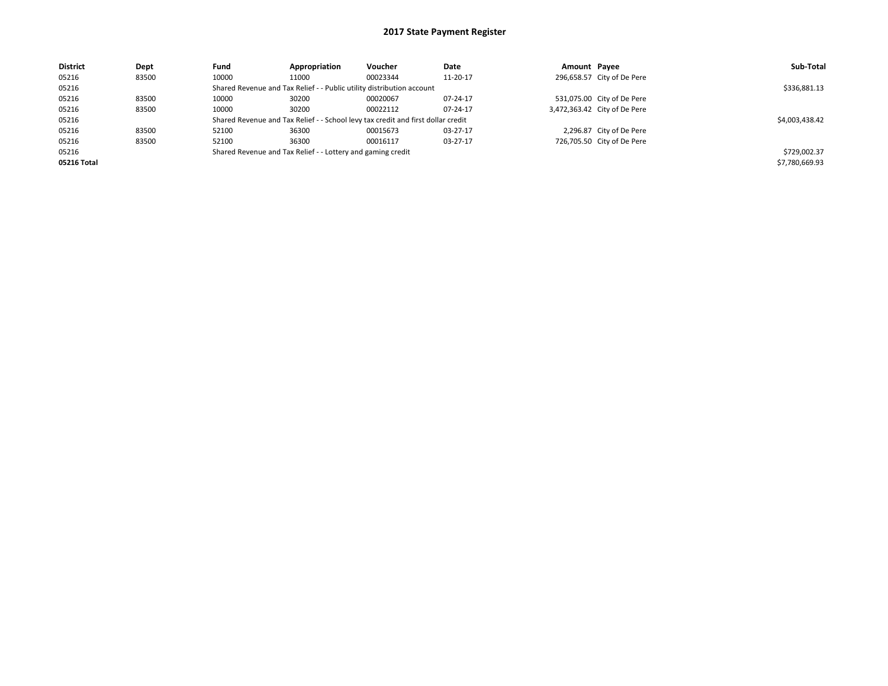## 2017 State Payment Register

| District | Dept | Fund | Appropriation | Voucher | Date | Amount | Payee | Sub-Total |
|---|---|---|---|---|---|---|---|---|
| 05216 | 83500 | 10000 | 11000 | 00023344 | 11-20-17 | 296,658.57 | City of De Pere | |
| 05216 | | Shared Revenue and Tax Relief - - Public utility distribution account | | | | | | $336,881.13 |
| 05216 | 83500 | 10000 | 30200 | 00020067 | 07-24-17 | 531,075.00 | City of De Pere | |
| 05216 | 83500 | 10000 | 30200 | 00022112 | 07-24-17 | 3,472,363.42 | City of De Pere | |
| 05216 | | Shared Revenue and Tax Relief - - School levy tax credit and first dollar credit | | | | | | $4,003,438.42 |
| 05216 | 83500 | 52100 | 36300 | 00015673 | 03-27-17 | 2,296.87 | City of De Pere | |
| 05216 | 83500 | 52100 | 36300 | 00016117 | 03-27-17 | 726,705.50 | City of De Pere | |
| 05216 | | Shared Revenue and Tax Relief - - Lottery and gaming credit | | | | | | $729,002.37 |
| **05216 Total** | | | | | | | | $7,780,669.93 |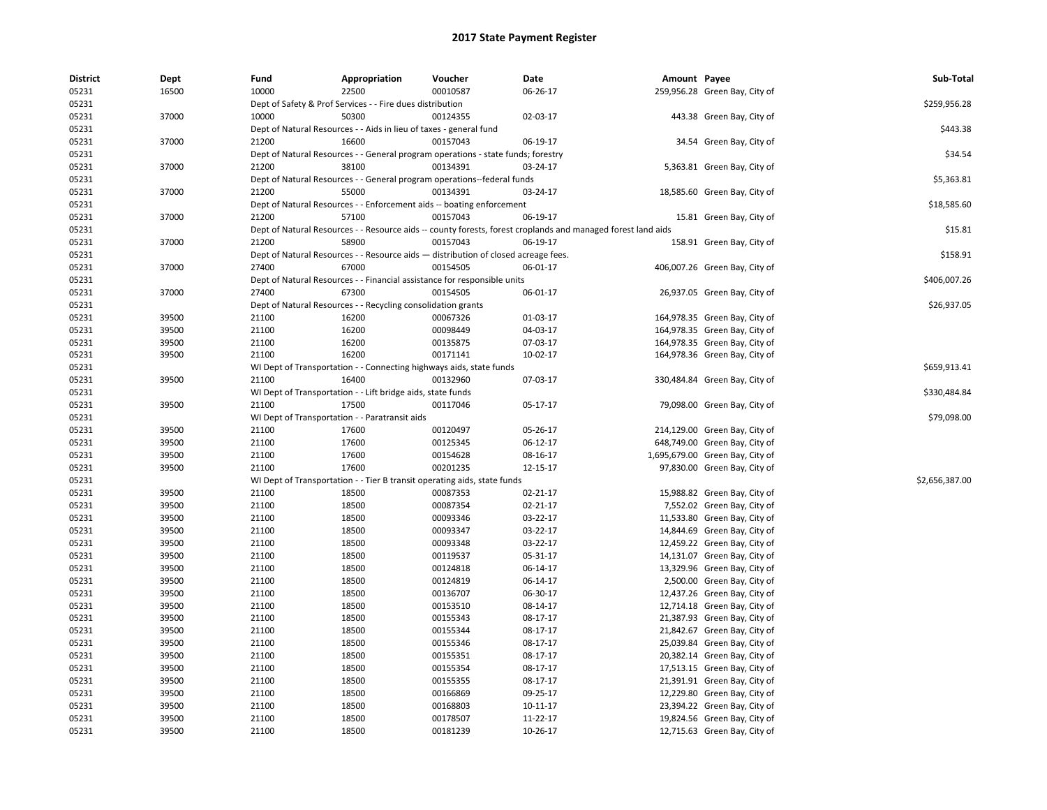# 2017 State Payment Register

| District | Dept | Fund | Appropriation | Voucher | Date | Amount | Payee | Sub-Total |
|---|---|---|---|---|---|---|---|---|
| 05231 | 16500 | 10000 | 22500 | 00010587 | 06-26-17 | 259,956.28 | Green Bay, City of | |
| 05231 | | Dept of Safety & Prof Services - - Fire dues distribution | | | | | | $259,956.28 |
| 05231 | 37000 | 10000 | 50300 | 00124355 | 02-03-17 | 443.38 | Green Bay, City of | |
| 05231 | | Dept of Natural Resources - - Aids in lieu of taxes - general fund | | | | | | $443.38 |
| 05231 | 37000 | 21200 | 16600 | 00157043 | 06-19-17 | 34.54 | Green Bay, City of | |
| 05231 | | Dept of Natural Resources - - General program operations - state funds; forestry | | | | | | $34.54 |
| 05231 | 37000 | 21200 | 38100 | 00134391 | 03-24-17 | 5,363.81 | Green Bay, City of | |
| 05231 | | Dept of Natural Resources - - General program operations--federal funds | | | | | | $5,363.81 |
| 05231 | 37000 | 21200 | 55000 | 00134391 | 03-24-17 | 18,585.60 | Green Bay, City of | |
| 05231 | | Dept of Natural Resources - - Enforcement aids -- boating enforcement | | | | | | $18,585.60 |
| 05231 | 37000 | 21200 | 57100 | 00157043 | 06-19-17 | 15.81 | Green Bay, City of | |
| 05231 | | Dept of Natural Resources - - Resource aids -- county forests, forest croplands and managed forest land aids | | | | | | $15.81 |
| 05231 | 37000 | 21200 | 58900 | 00157043 | 06-19-17 | 158.91 | Green Bay, City of | |
| 05231 | | Dept of Natural Resources - - Resource aids — distribution of closed acreage fees. | | | | | | $158.91 |
| 05231 | 37000 | 27400 | 67000 | 00154505 | 06-01-17 | 406,007.26 | Green Bay, City of | |
| 05231 | | Dept of Natural Resources - - Financial assistance for responsible units | | | | | | $406,007.26 |
| 05231 | 37000 | 27400 | 67300 | 00154505 | 06-01-17 | 26,937.05 | Green Bay, City of | |
| 05231 | | Dept of Natural Resources - - Recycling consolidation grants | | | | | | $26,937.05 |
| 05231 | 39500 | 21100 | 16200 | 00067326 | 01-03-17 | 164,978.35 | Green Bay, City of | |
| 05231 | 39500 | 21100 | 16200 | 00098449 | 04-03-17 | 164,978.35 | Green Bay, City of | |
| 05231 | 39500 | 21100 | 16200 | 00135875 | 07-03-17 | 164,978.35 | Green Bay, City of | |
| 05231 | 39500 | 21100 | 16200 | 00171141 | 10-02-17 | 164,978.36 | Green Bay, City of | |
| 05231 | | WI Dept of Transportation - - Connecting highways aids, state funds | | | | | | $659,913.41 |
| 05231 | 39500 | 21100 | 16400 | 00132960 | 07-03-17 | 330,484.84 | Green Bay, City of | |
| 05231 | | WI Dept of Transportation - - Lift bridge aids, state funds | | | | | | $330,484.84 |
| 05231 | 39500 | 21100 | 17500 | 00117046 | 05-17-17 | 79,098.00 | Green Bay, City of | |
| 05231 | | WI Dept of Transportation - - Paratransit aids | | | | | | $79,098.00 |
| 05231 | 39500 | 21100 | 17600 | 00120497 | 05-26-17 | 214,129.00 | Green Bay, City of | |
| 05231 | 39500 | 21100 | 17600 | 00125345 | 06-12-17 | 648,749.00 | Green Bay, City of | |
| 05231 | 39500 | 21100 | 17600 | 00154628 | 08-16-17 | 1,695,679.00 | Green Bay, City of | |
| 05231 | 39500 | 21100 | 17600 | 00201235 | 12-15-17 | 97,830.00 | Green Bay, City of | |
| 05231 | | WI Dept of Transportation - - Tier B transit operating aids, state funds | | | | | | $2,656,387.00 |
| 05231 | 39500 | 21100 | 18500 | 00087353 | 02-21-17 | 15,988.82 | Green Bay, City of | |
| 05231 | 39500 | 21100 | 18500 | 00087354 | 02-21-17 | 7,552.02 | Green Bay, City of | |
| 05231 | 39500 | 21100 | 18500 | 00093346 | 03-22-17 | 11,533.80 | Green Bay, City of | |
| 05231 | 39500 | 21100 | 18500 | 00093347 | 03-22-17 | 14,844.69 | Green Bay, City of | |
| 05231 | 39500 | 21100 | 18500 | 00093348 | 03-22-17 | 12,459.22 | Green Bay, City of | |
| 05231 | 39500 | 21100 | 18500 | 00119537 | 05-31-17 | 14,131.07 | Green Bay, City of | |
| 05231 | 39500 | 21100 | 18500 | 00124818 | 06-14-17 | 13,329.96 | Green Bay, City of | |
| 05231 | 39500 | 21100 | 18500 | 00124819 | 06-14-17 | 2,500.00 | Green Bay, City of | |
| 05231 | 39500 | 21100 | 18500 | 00136707 | 06-30-17 | 12,437.26 | Green Bay, City of | |
| 05231 | 39500 | 21100 | 18500 | 00153510 | 08-14-17 | 12,714.18 | Green Bay, City of | |
| 05231 | 39500 | 21100 | 18500 | 00155343 | 08-17-17 | 21,387.93 | Green Bay, City of | |
| 05231 | 39500 | 21100 | 18500 | 00155344 | 08-17-17 | 21,842.67 | Green Bay, City of | |
| 05231 | 39500 | 21100 | 18500 | 00155346 | 08-17-17 | 25,039.84 | Green Bay, City of | |
| 05231 | 39500 | 21100 | 18500 | 00155351 | 08-17-17 | 20,382.14 | Green Bay, City of | |
| 05231 | 39500 | 21100 | 18500 | 00155354 | 08-17-17 | 17,513.15 | Green Bay, City of | |
| 05231 | 39500 | 21100 | 18500 | 00155355 | 08-17-17 | 21,391.91 | Green Bay, City of | |
| 05231 | 39500 | 21100 | 18500 | 00166869 | 09-25-17 | 12,229.80 | Green Bay, City of | |
| 05231 | 39500 | 21100 | 18500 | 00168803 | 10-11-17 | 23,394.22 | Green Bay, City of | |
| 05231 | 39500 | 21100 | 18500 | 00178507 | 11-22-17 | 19,824.56 | Green Bay, City of | |
| 05231 | 39500 | 21100 | 18500 | 00181239 | 10-26-17 | 12,715.63 | Green Bay, City of | |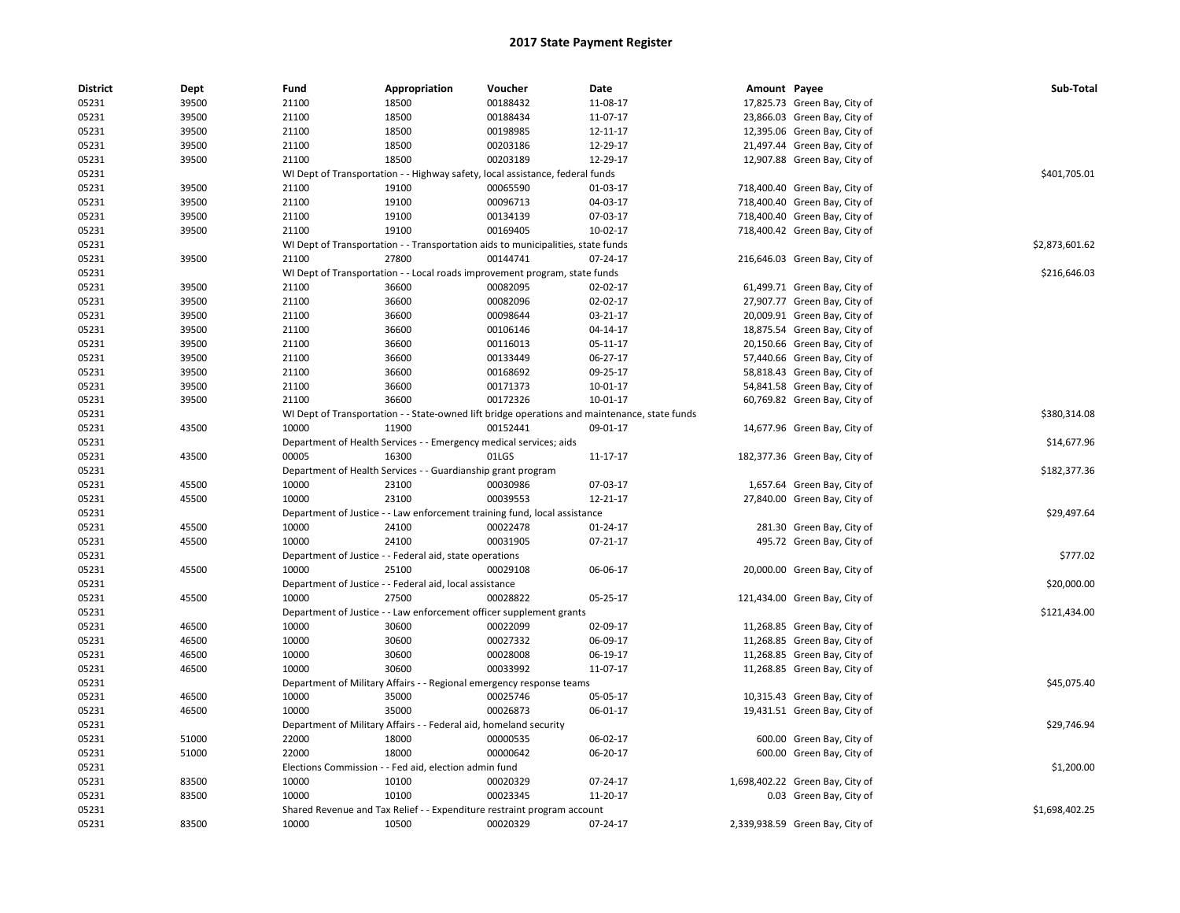## 2017 State Payment Register

| District | Dept | Fund | Appropriation | Voucher | Date | Amount | Payee | Sub-Total |
|---|---|---|---|---|---|---|---|---|
| 05231 | 39500 | 21100 | 18500 | 00188432 | 11-08-17 | 17,825.73 | Green Bay, City of | |
| 05231 | 39500 | 21100 | 18500 | 00188434 | 11-07-17 | 23,866.03 | Green Bay, City of | |
| 05231 | 39500 | 21100 | 18500 | 00198985 | 12-11-17 | 12,395.06 | Green Bay, City of | |
| 05231 | 39500 | 21100 | 18500 | 00203186 | 12-29-17 | 21,497.44 | Green Bay, City of | |
| 05231 | 39500 | 21100 | 18500 | 00203189 | 12-29-17 | 12,907.88 | Green Bay, City of | |
| 05231 | | WI Dept of Transportation - - Highway safety, local assistance, federal funds | | | | | | $401,705.01 |
| 05231 | 39500 | 21100 | 19100 | 00065590 | 01-03-17 | 718,400.40 | Green Bay, City of | |
| 05231 | 39500 | 21100 | 19100 | 00096713 | 04-03-17 | 718,400.40 | Green Bay, City of | |
| 05231 | 39500 | 21100 | 19100 | 00134139 | 07-03-17 | 718,400.40 | Green Bay, City of | |
| 05231 | 39500 | 21100 | 19100 | 00169405 | 10-02-17 | 718,400.42 | Green Bay, City of | |
| 05231 | | WI Dept of Transportation - - Transportation aids to municipalities, state funds | | | | | | $2,873,601.62 |
| 05231 | 39500 | 21100 | 27800 | 00144741 | 07-24-17 | 216,646.03 | Green Bay, City of | |
| 05231 | | WI Dept of Transportation - - Local roads improvement program, state funds | | | | | | $216,646.03 |
| 05231 | 39500 | 21100 | 36600 | 00082095 | 02-02-17 | 61,499.71 | Green Bay, City of | |
| 05231 | 39500 | 21100 | 36600 | 00082096 | 02-02-17 | 27,907.77 | Green Bay, City of | |
| 05231 | 39500 | 21100 | 36600 | 00098644 | 03-21-17 | 20,009.91 | Green Bay, City of | |
| 05231 | 39500 | 21100 | 36600 | 00106146 | 04-14-17 | 18,875.54 | Green Bay, City of | |
| 05231 | 39500 | 21100 | 36600 | 00116013 | 05-11-17 | 20,150.66 | Green Bay, City of | |
| 05231 | 39500 | 21100 | 36600 | 00133449 | 06-27-17 | 57,440.66 | Green Bay, City of | |
| 05231 | 39500 | 21100 | 36600 | 00168692 | 09-25-17 | 58,818.43 | Green Bay, City of | |
| 05231 | 39500 | 21100 | 36600 | 00171373 | 10-01-17 | 54,841.58 | Green Bay, City of | |
| 05231 | 39500 | 21100 | 36600 | 00172326 | 10-01-17 | 60,769.82 | Green Bay, City of | |
| 05231 | | WI Dept of Transportation - - State-owned lift bridge operations and maintenance, state funds | | | | | | $380,314.08 |
| 05231 | 43500 | 10000 | 11900 | 00152441 | 09-01-17 | 14,677.96 | Green Bay, City of | |
| 05231 | | Department of Health Services - - Emergency medical services; aids | | | | | | $14,677.96 |
| 05231 | 43500 | 00005 | 16300 | 01LGS | 11-17-17 | 182,377.36 | Green Bay, City of | |
| 05231 | | Department of Health Services - - Guardianship grant program | | | | | | $182,377.36 |
| 05231 | 45500 | 10000 | 23100 | 00030986 | 07-03-17 | 1,657.64 | Green Bay, City of | |
| 05231 | 45500 | 10000 | 23100 | 00039553 | 12-21-17 | 27,840.00 | Green Bay, City of | |
| 05231 | | Department of Justice - - Law enforcement training fund, local assistance | | | | | | $29,497.64 |
| 05231 | 45500 | 10000 | 24100 | 00022478 | 01-24-17 | 281.30 | Green Bay, City of | |
| 05231 | 45500 | 10000 | 24100 | 00031905 | 07-21-17 | 495.72 | Green Bay, City of | |
| 05231 | | Department of Justice - - Federal aid, state operations | | | | | | $777.02 |
| 05231 | 45500 | 10000 | 25100 | 00029108 | 06-06-17 | 20,000.00 | Green Bay, City of | |
| 05231 | | Department of Justice - - Federal aid, local assistance | | | | | | $20,000.00 |
| 05231 | 45500 | 10000 | 27500 | 00028822 | 05-25-17 | 121,434.00 | Green Bay, City of | |
| 05231 | | Department of Justice - - Law enforcement officer supplement grants | | | | | | $121,434.00 |
| 05231 | 46500 | 10000 | 30600 | 00022099 | 02-09-17 | 11,268.85 | Green Bay, City of | |
| 05231 | 46500 | 10000 | 30600 | 00027332 | 06-09-17 | 11,268.85 | Green Bay, City of | |
| 05231 | 46500 | 10000 | 30600 | 00028008 | 06-19-17 | 11,268.85 | Green Bay, City of | |
| 05231 | 46500 | 10000 | 30600 | 00033992 | 11-07-17 | 11,268.85 | Green Bay, City of | |
| 05231 | | Department of Military Affairs - - Regional emergency response teams | | | | | | $45,075.40 |
| 05231 | 46500 | 10000 | 35000 | 00025746 | 05-05-17 | 10,315.43 | Green Bay, City of | |
| 05231 | 46500 | 10000 | 35000 | 00026873 | 06-01-17 | 19,431.51 | Green Bay, City of | |
| 05231 | | Department of Military Affairs - - Federal aid, homeland security | | | | | | $29,746.94 |
| 05231 | 51000 | 22000 | 18000 | 00000535 | 06-02-17 | 600.00 | Green Bay, City of | |
| 05231 | 51000 | 22000 | 18000 | 00000642 | 06-20-17 | 600.00 | Green Bay, City of | |
| 05231 | | Elections Commission - - Fed aid, election admin fund | | | | | | $1,200.00 |
| 05231 | 83500 | 10000 | 10100 | 00020329 | 07-24-17 | 1,698,402.22 | Green Bay, City of | |
| 05231 | 83500 | 10000 | 10100 | 00023345 | 11-20-17 | 0.03 | Green Bay, City of | |
| 05231 | | Shared Revenue and Tax Relief - - Expenditure restraint program account | | | | | | $1,698,402.25 |
| 05231 | 83500 | 10000 | 10500 | 00020329 | 07-24-17 | 2,339,938.59 | Green Bay, City of | |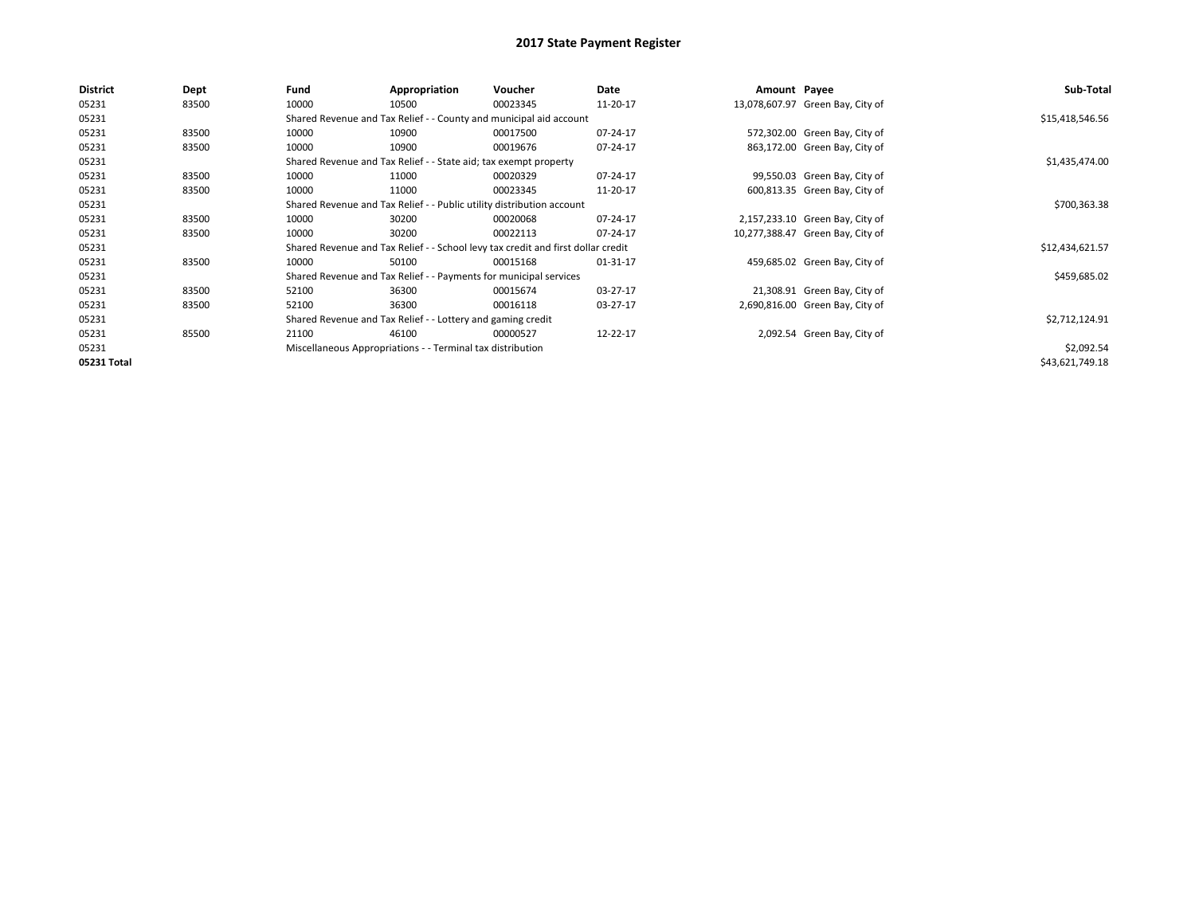# 2017 State Payment Register

| District | Dept | Fund | Appropriation | Voucher | Date | Amount | Payee | Sub-Total |
|---|---|---|---|---|---|---|---|---|
| 05231 | 83500 | 10000 | 10500 | 00023345 | 11-20-17 | 13,078,607.97 | Green Bay, City of | |
| 05231 | | Shared Revenue and Tax Relief - - County and municipal aid account | | | | | | $15,418,546.56 |
| 05231 | 83500 | 10000 | 10900 | 00017500 | 07-24-17 | 572,302.00 | Green Bay, City of | |
| 05231 | 83500 | 10000 | 10900 | 00019676 | 07-24-17 | 863,172.00 | Green Bay, City of | |
| 05231 | | Shared Revenue and Tax Relief - - State aid; tax exempt property | | | | | | $1,435,474.00 |
| 05231 | 83500 | 10000 | 11000 | 00020329 | 07-24-17 | 99,550.03 | Green Bay, City of | |
| 05231 | 83500 | 10000 | 11000 | 00023345 | 11-20-17 | 600,813.35 | Green Bay, City of | |
| 05231 | | Shared Revenue and Tax Relief - - Public utility distribution account | | | | | | $700,363.38 |
| 05231 | 83500 | 10000 | 30200 | 00020068 | 07-24-17 | 2,157,233.10 | Green Bay, City of | |
| 05231 | 83500 | 10000 | 30200 | 00022113 | 07-24-17 | 10,277,388.47 | Green Bay, City of | |
| 05231 | | Shared Revenue and Tax Relief - - School levy tax credit and first dollar credit | | | | | | $12,434,621.57 |
| 05231 | 83500 | 10000 | 50100 | 00015168 | 01-31-17 | 459,685.02 | Green Bay, City of | |
| 05231 | | Shared Revenue and Tax Relief - - Payments for municipal services | | | | | | $459,685.02 |
| 05231 | 83500 | 52100 | 36300 | 00015674 | 03-27-17 | 21,308.91 | Green Bay, City of | |
| 05231 | 83500 | 52100 | 36300 | 00016118 | 03-27-17 | 2,690,816.00 | Green Bay, City of | |
| 05231 | | Shared Revenue and Tax Relief - - Lottery and gaming credit | | | | | | $2,712,124.91 |
| 05231 | 85500 | 21100 | 46100 | 00000527 | 12-22-17 | 2,092.54 | Green Bay, City of | |
| 05231 | | Miscellaneous Appropriations - - Terminal tax distribution | | | | | | $2,092.54 |
| **05231 Total** | | | | | | | | $43,621,749.18 |